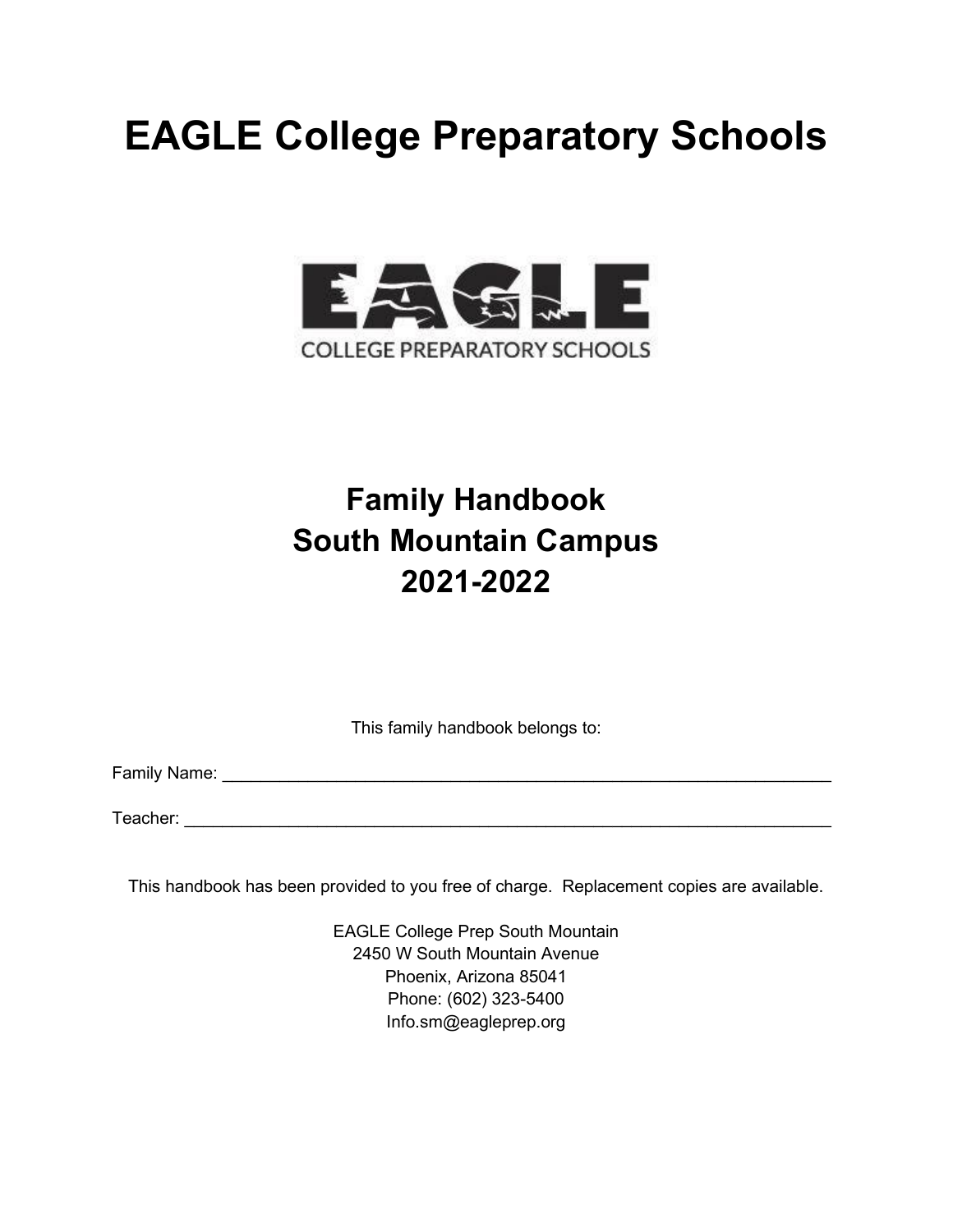# EAGLE College Preparatory Schools

EAGLE
COLLEGE PREPARATORY SCHOOLS

## Family Handbook
## South Mountain Campus
## 2021-2022

This family handbook belongs to:

Family Name: ___________________________________________________________________

Teacher: _______________________________________________________________________

This handbook has been provided to you free of charge. Replacement copies are available.

EAGLE College Prep South Mountain
2450 W South Mountain Avenue
Phoenix, Arizona 85041
Phone: (602) 323-5400
Info.sm@eagleprep.org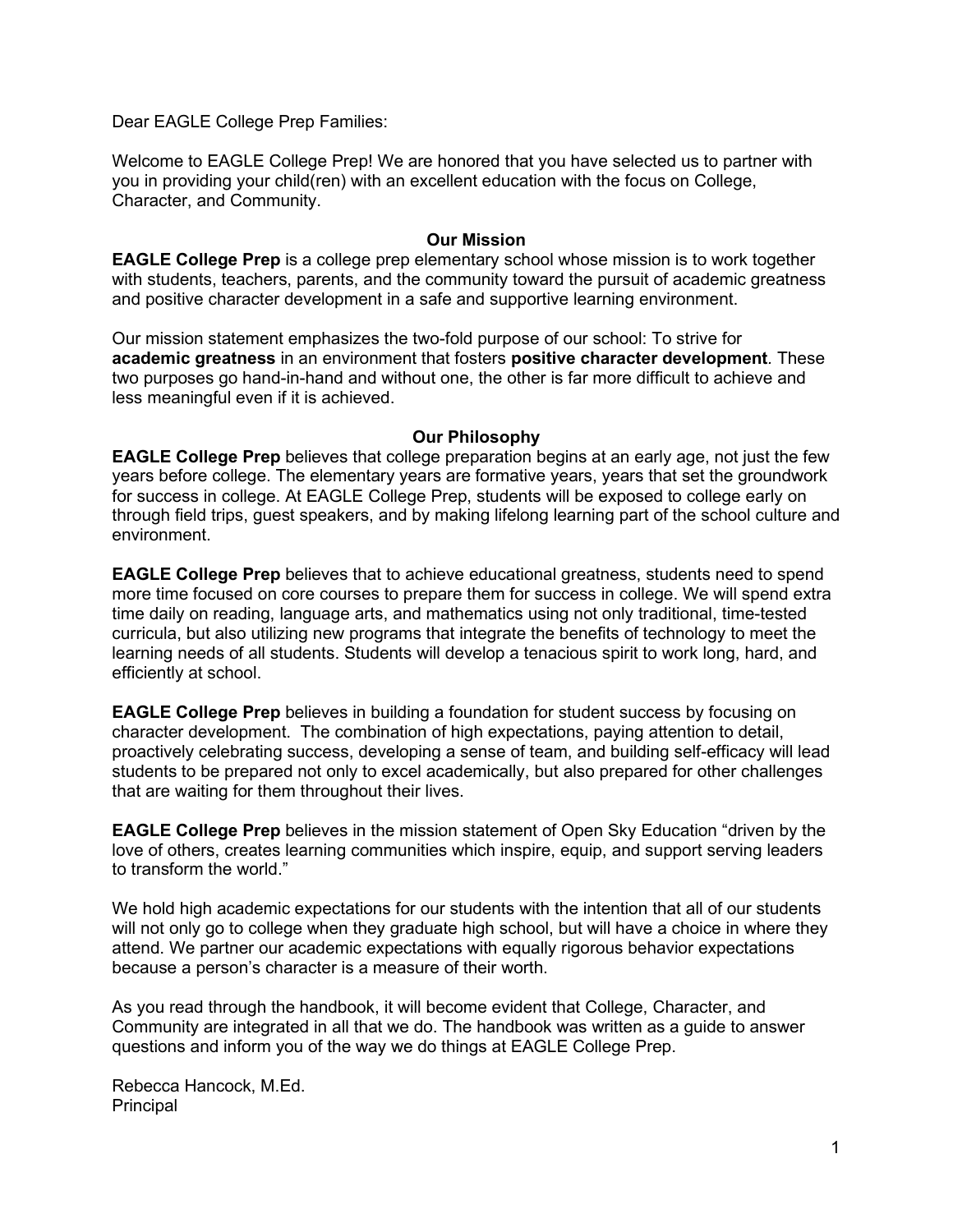Dear EAGLE College Prep Families:

Welcome to EAGLE College Prep! We are honored that you have selected us to partner with you in providing your child(ren) with an excellent education with the focus on College, Character, and Community.

## Our Mission

**EAGLE College Prep** is a college prep elementary school whose mission is to work together with students, teachers, parents, and the community toward the pursuit of academic greatness and positive character development in a safe and supportive learning environment.

Our mission statement emphasizes the two-fold purpose of our school: To strive for **academic greatness** in an environment that fosters **positive character development**. These two purposes go hand-in-hand and without one, the other is far more difficult to achieve and less meaningful even if it is achieved.

## Our Philosophy

**EAGLE College Prep** believes that college preparation begins at an early age, not just the few years before college. The elementary years are formative years, years that set the groundwork for success in college. At EAGLE College Prep, students will be exposed to college early on through field trips, guest speakers, and by making lifelong learning part of the school culture and environment.

**EAGLE College Prep** believes that to achieve educational greatness, students need to spend more time focused on core courses to prepare them for success in college. We will spend extra time daily on reading, language arts, and mathematics using not only traditional, time-tested curricula, but also utilizing new programs that integrate the benefits of technology to meet the learning needs of all students. Students will develop a tenacious spirit to work long, hard, and efficiently at school.

**EAGLE College Prep** believes in building a foundation for student success by focusing on character development. The combination of high expectations, paying attention to detail, proactively celebrating success, developing a sense of team, and building self-efficacy will lead students to be prepared not only to excel academically, but also prepared for other challenges that are waiting for them throughout their lives.

**EAGLE College Prep** believes in the mission statement of Open Sky Education "driven by the love of others, creates learning communities which inspire, equip, and support serving leaders to transform the world."

We hold high academic expectations for our students with the intention that all of our students will not only go to college when they graduate high school, but will have a choice in where they attend. We partner our academic expectations with equally rigorous behavior expectations because a person's character is a measure of their worth.

As you read through the handbook, it will become evident that College, Character, and Community are integrated in all that we do. The handbook was written as a guide to answer questions and inform you of the way we do things at EAGLE College Prep.

Rebecca Hancock, M.Ed.
Principal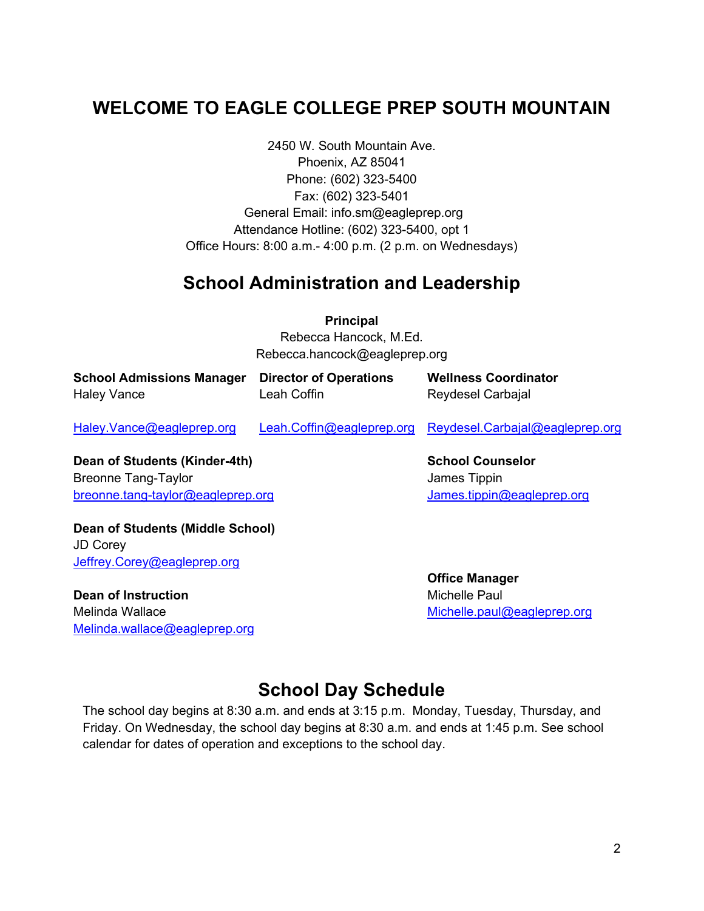# WELCOME TO EAGLE COLLEGE PREP SOUTH MOUNTAIN

2450 W. South Mountain Ave.
Phoenix, AZ 85041
Phone: (602) 323-5400
Fax: (602) 323-5401
General Email: info.sm@eagleprep.org
Attendance Hotline: (602) 323-5400, opt 1
Office Hours: 8:00 a.m.- 4:00 p.m. (2 p.m. on Wednesdays)

## School Administration and Leadership

**Principal**
Rebecca Hancock, M.Ed.
Rebecca.hancock@eagleprep.org

**School Admissions Manager**
Haley Vance
Haley.Vance@eagleprep.org

**Director of Operations**
Leah Coffin
Leah.Coffin@eagleprep.org

**Wellness Coordinator**
Reydesel Carbajal
Reydesel.Carbajal@eagleprep.org

**Dean of Students (Kinder-4th)**
Breonne Tang-Taylor
breonne.tang-taylor@eagleprep.org

**School Counselor**
James Tippin
James.tippin@eagleprep.org

**Dean of Students (Middle School)**
JD Corey
Jeffrey.Corey@eagleprep.org

**Office Manager**
Michelle Paul
Michelle.paul@eagleprep.org

**Dean of Instruction**
Melinda Wallace
Melinda.wallace@eagleprep.org

## School Day Schedule

The school day begins at 8:30 a.m. and ends at 3:15 p.m. Monday, Tuesday, Thursday, and Friday. On Wednesday, the school day begins at 8:30 a.m. and ends at 1:45 p.m. See school calendar for dates of operation and exceptions to the school day.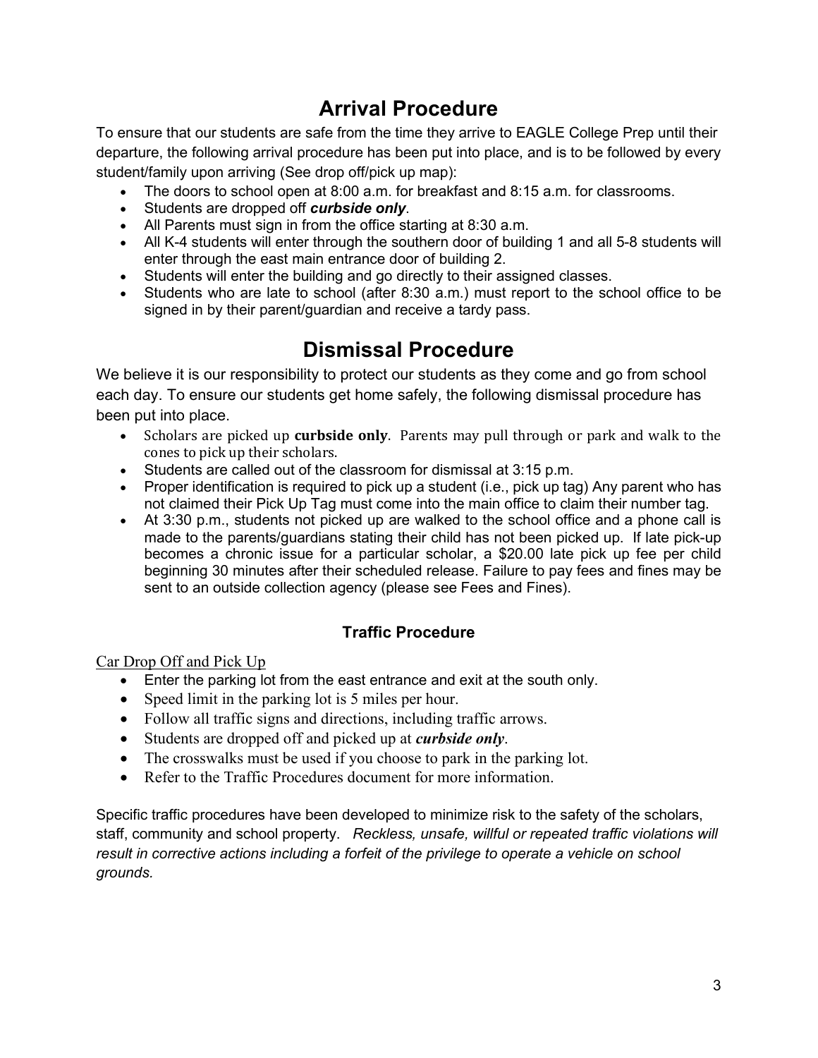# Arrival Procedure

To ensure that our students are safe from the time they arrive to EAGLE College Prep until their departure, the following arrival procedure has been put into place, and is to be followed by every student/family upon arriving (See drop off/pick up map):

- The doors to school open at 8:00 a.m. for breakfast and 8:15 a.m. for classrooms.
- Students are dropped off ***curbside only***.
- All Parents must sign in from the office starting at 8:30 a.m.
- All K-4 students will enter through the southern door of building 1 and all 5-8 students will enter through the east main entrance door of building 2.
- Students will enter the building and go directly to their assigned classes.
- Students who are late to school (after 8:30 a.m.) must report to the school office to be signed in by their parent/guardian and receive a tardy pass.

# Dismissal Procedure

We believe it is our responsibility to protect our students as they come and go from school each day. To ensure our students get home safely, the following dismissal procedure has been put into place.

- Scholars are picked up **curbside only**. Parents may pull through or park and walk to the cones to pick up their scholars.
- Students are called out of the classroom for dismissal at 3:15 p.m.
- Proper identification is required to pick up a student (i.e., pick up tag) Any parent who has not claimed their Pick Up Tag must come into the main office to claim their number tag.
- At 3:30 p.m., students not picked up are walked to the school office and a phone call is made to the parents/guardians stating their child has not been picked up. If late pick-up becomes a chronic issue for a particular scholar, a $20.00 late pick up fee per child beginning 30 minutes after their scheduled release. Failure to pay fees and fines may be sent to an outside collection agency (please see Fees and Fines).

### Traffic Procedure

Car Drop Off and Pick Up

- Enter the parking lot from the east entrance and exit at the south only.
- Speed limit in the parking lot is 5 miles per hour.
- Follow all traffic signs and directions, including traffic arrows.
- Students are dropped off and picked up at ***curbside only***.
- The crosswalks must be used if you choose to park in the parking lot.
- Refer to the Traffic Procedures document for more information.

Specific traffic procedures have been developed to minimize risk to the safety of the scholars, staff, community and school property. *Reckless, unsafe, willful or repeated traffic violations will result in corrective actions including a forfeit of the privilege to operate a vehicle on school grounds.*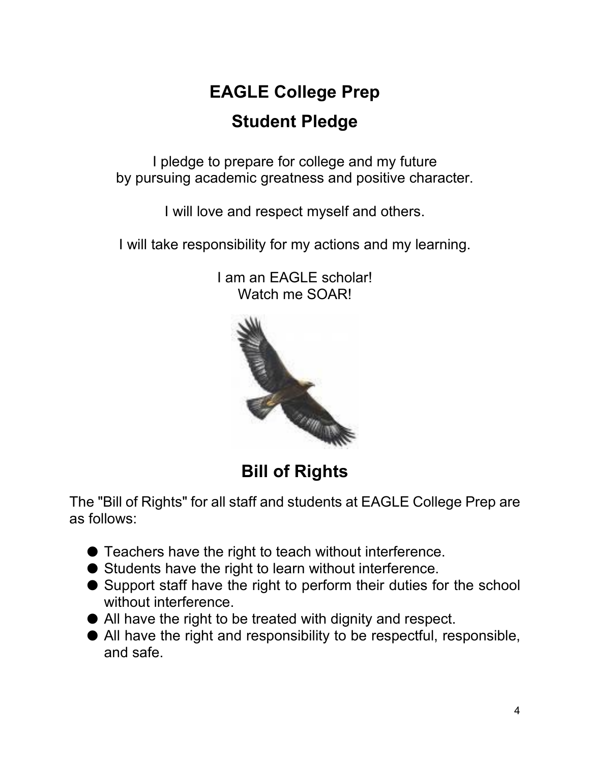# EAGLE College Prep

## Student Pledge

I pledge to prepare for college and my future
by pursuing academic greatness and positive character.

I will love and respect myself and others.

I will take responsibility for my actions and my learning.

I am an EAGLE scholar!
Watch me SOAR!

## Bill of Rights

The "Bill of Rights" for all staff and students at EAGLE College Prep are as follows:

- Teachers have the right to teach without interference.
- Students have the right to learn without interference.
- Support staff have the right to perform their duties for the school without interference.
- All have the right to be treated with dignity and respect.
- All have the right and responsibility to be respectful, responsible, and safe.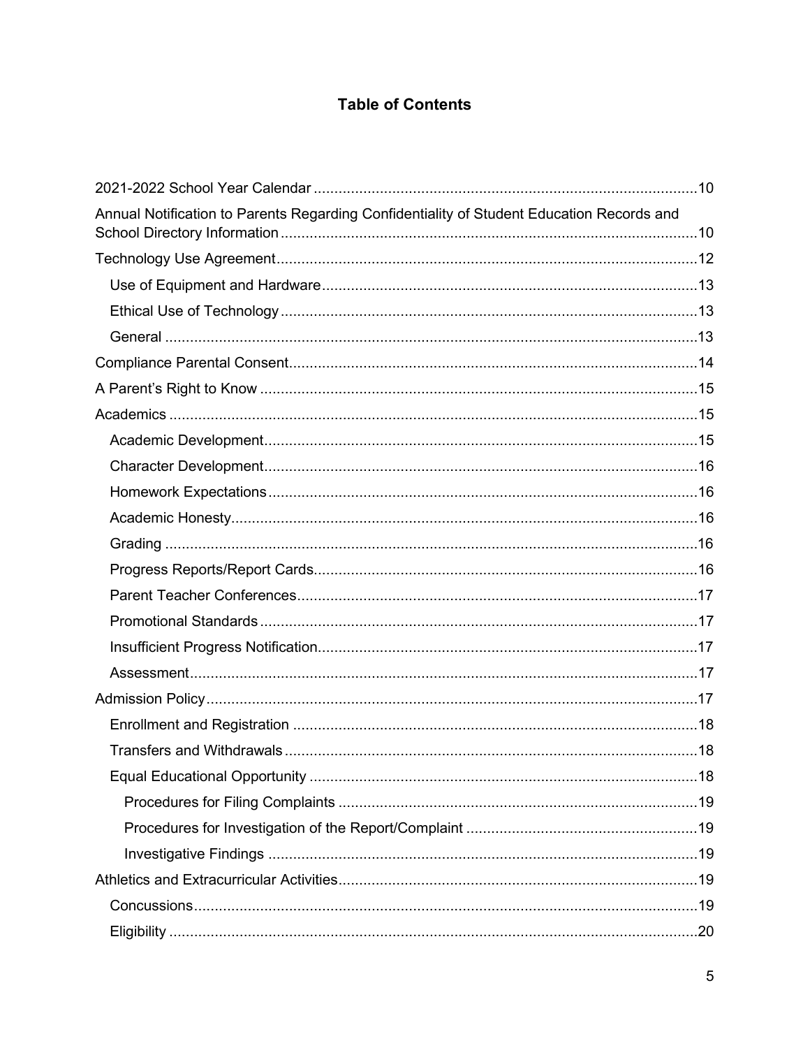## Table of Contents

- 2021-2022 School Year Calendar .......... 10
- Annual Notification to Parents Regarding Confidentiality of Student Education Records and School Directory Information .......... 10
- Technology Use Agreement .......... 12
  - Use of Equipment and Hardware .......... 13
  - Ethical Use of Technology .......... 13
  - General .......... 13
- Compliance Parental Consent .......... 14
- A Parent's Right to Know .......... 15
- Academics .......... 15
  - Academic Development .......... 15
  - Character Development .......... 16
  - Homework Expectations .......... 16
  - Academic Honesty .......... 16
  - Grading .......... 16
  - Progress Reports/Report Cards .......... 16
  - Parent Teacher Conferences .......... 17
  - Promotional Standards .......... 17
  - Insufficient Progress Notification .......... 17
  - Assessment .......... 17
- Admission Policy .......... 17
  - Enrollment and Registration .......... 18
  - Transfers and Withdrawals .......... 18
  - Equal Educational Opportunity .......... 18
    - Procedures for Filing Complaints .......... 19
    - Procedures for Investigation of the Report/Complaint .......... 19
    - Investigative Findings .......... 19
- Athletics and Extracurricular Activities .......... 19
  - Concussions .......... 19
  - Eligibility .......... 20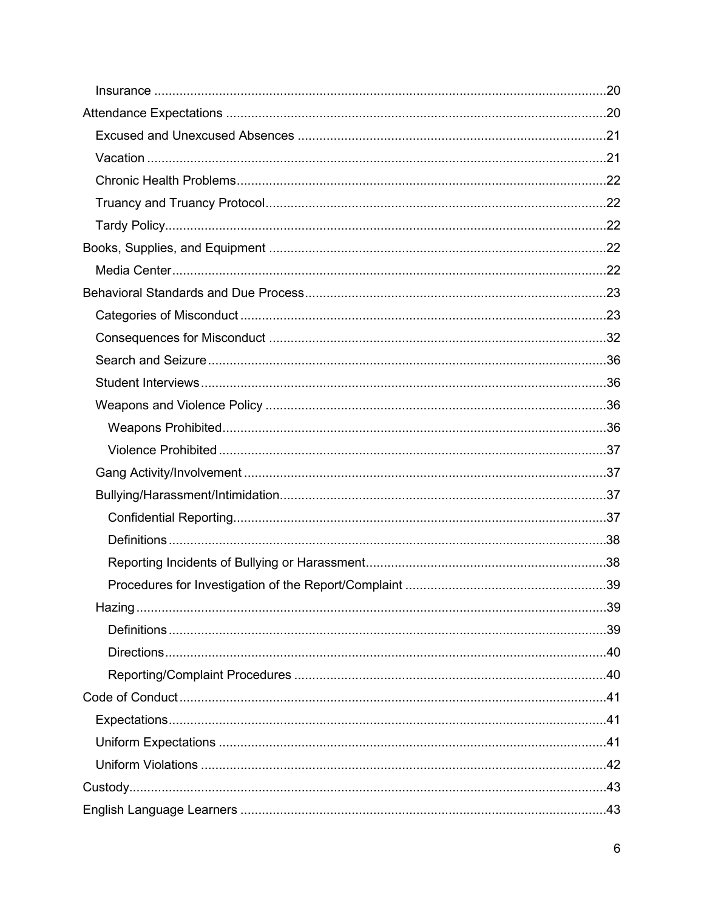- Insurance ....................................................................................................................20
- Attendance Expectations ...............................................................................................20
  - Excused and Unexcused Absences ...........................................................................21
  - Vacation ....................................................................................................................21
  - Chronic Health Problems............................................................................................22
  - Truancy and Truancy Protocol.....................................................................................22
  - Tardy Policy................................................................................................................22
- Books, Supplies, and Equipment ...................................................................................22
  - Media Center..............................................................................................................22
- Behavioral Standards and Due Process..........................................................................23
  - Categories of Misconduct ...........................................................................................23
  - Consequences for Misconduct ...................................................................................32
  - Search and Seizure....................................................................................................36
  - Student Interviews......................................................................................................36
  - Weapons and Violence Policy ....................................................................................36
    - Weapons Prohibited................................................................................................36
    - Violence Prohibited .................................................................................................37
  - Gang Activity/Involvement ..........................................................................................37
  - Bullying/Harassment/Intimidation................................................................................37
    - Confidential Reporting.............................................................................................37
    - Definitions ...............................................................................................................38
    - Reporting Incidents of Bullying or Harassment........................................................38
    - Procedures for Investigation of the Report/Complaint .............................................39
  - Hazing ........................................................................................................................39
    - Definitions ...............................................................................................................39
    - Directions................................................................................................................40
    - Reporting/Complaint Procedures ............................................................................40
- Code of Conduct............................................................................................................41
  - Expectations...............................................................................................................41
  - Uniform Expectations .................................................................................................41
  - Uniform Violations ......................................................................................................42
- Custody..........................................................................................................................43
- English Language Learners ...........................................................................................43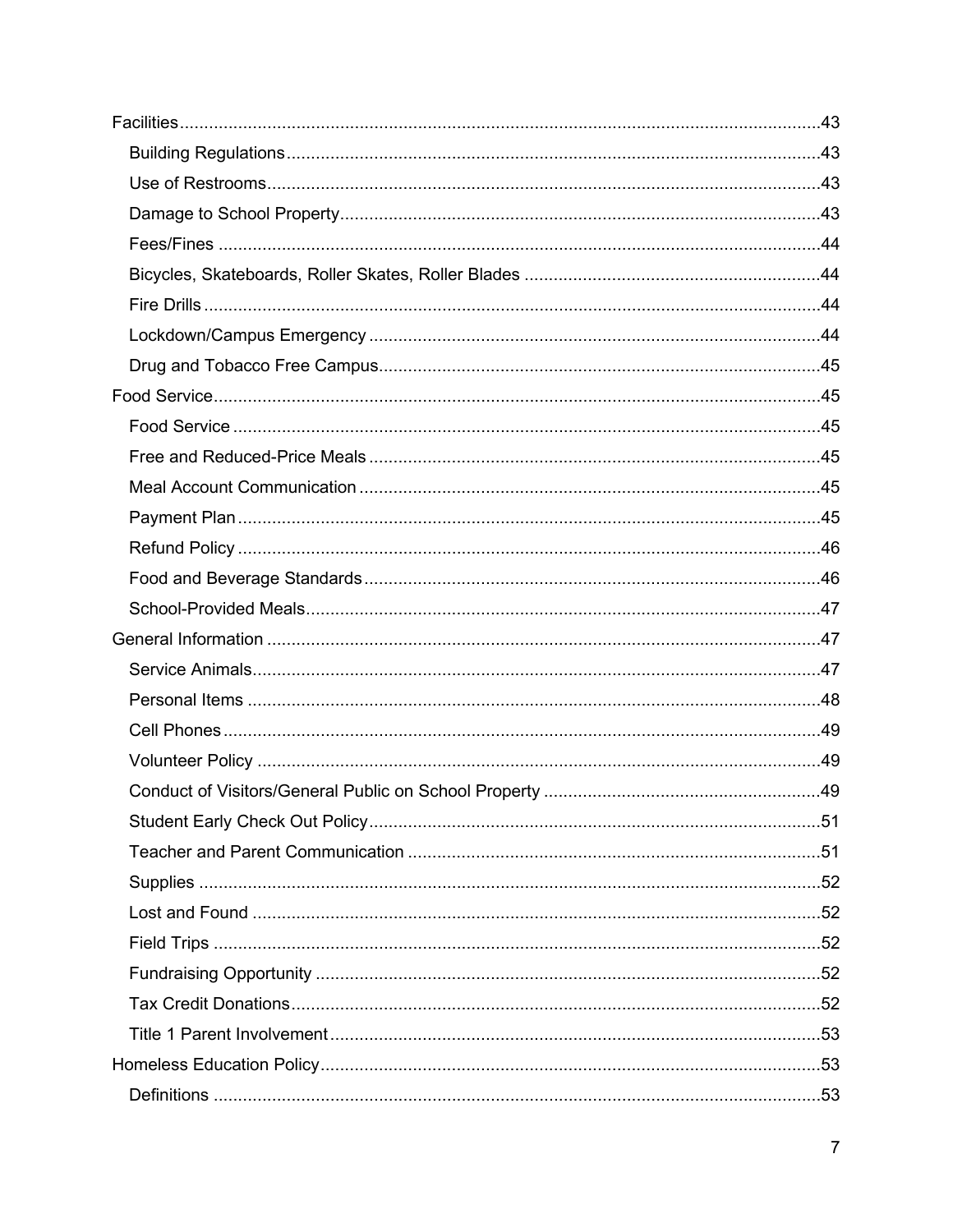Facilities ..... 43

- Building Regulations ..... 43
- Use of Restrooms ..... 43
- Damage to School Property ..... 43
- Fees/Fines ..... 44
- Bicycles, Skateboards, Roller Skates, Roller Blades ..... 44
- Fire Drills ..... 44
- Lockdown/Campus Emergency ..... 44
- Drug and Tobacco Free Campus ..... 45

Food Service ..... 45

- Food Service ..... 45
- Free and Reduced-Price Meals ..... 45
- Meal Account Communication ..... 45
- Payment Plan ..... 45
- Refund Policy ..... 46
- Food and Beverage Standards ..... 46
- School-Provided Meals ..... 47

General Information ..... 47

- Service Animals ..... 47
- Personal Items ..... 48
- Cell Phones ..... 49
- Volunteer Policy ..... 49
- Conduct of Visitors/General Public on School Property ..... 49
- Student Early Check Out Policy ..... 51
- Teacher and Parent Communication ..... 51
- Supplies ..... 52
- Lost and Found ..... 52
- Field Trips ..... 52
- Fundraising Opportunity ..... 52
- Tax Credit Donations ..... 52
- Title 1 Parent Involvement ..... 53

Homeless Education Policy ..... 53

- Definitions ..... 53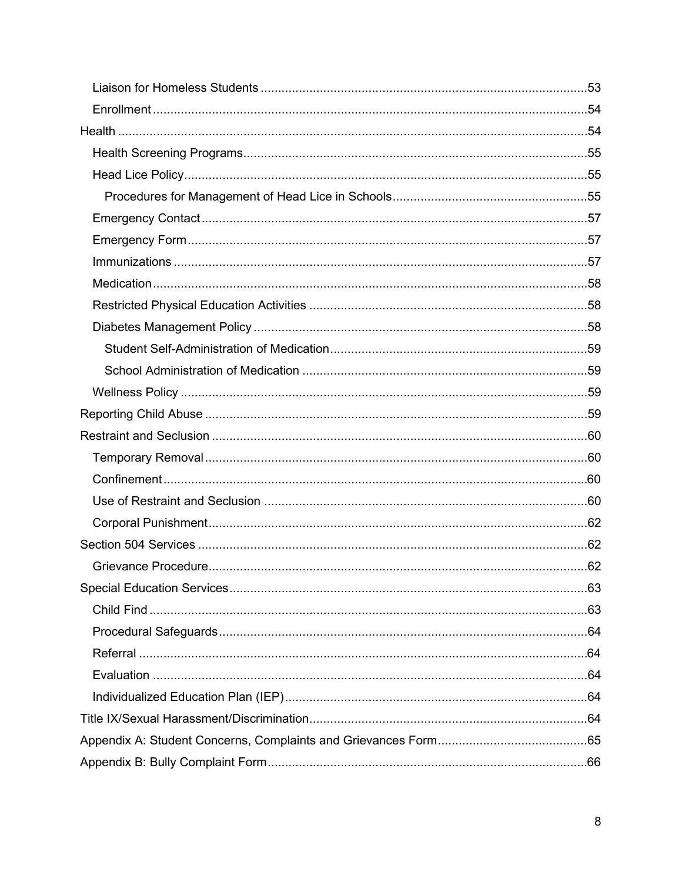- Liaison for Homeless Students ........ 53
- Enrollment ........ 54

Health ........ 54

- Health Screening Programs ........ 55
- Head Lice Policy ........ 55
  - Procedures for Management of Head Lice in Schools ........ 55
- Emergency Contact ........ 57
- Emergency Form ........ 57
- Immunizations ........ 57
- Medication ........ 58
- Restricted Physical Education Activities ........ 58
- Diabetes Management Policy ........ 58
  - Student Self-Administration of Medication ........ 59
  - School Administration of Medication ........ 59
- Wellness Policy ........ 59

Reporting Child Abuse ........ 59

Restraint and Seclusion ........ 60

- Temporary Removal ........ 60
- Confinement ........ 60
- Use of Restraint and Seclusion ........ 60
- Corporal Punishment ........ 62

Section 504 Services ........ 62

- Grievance Procedure ........ 62

Special Education Services ........ 63

- Child Find ........ 63
- Procedural Safeguards ........ 64
- Referral ........ 64
- Evaluation ........ 64
- Individualized Education Plan (IEP) ........ 64

Title IX/Sexual Harassment/Discrimination ........ 64

Appendix A: Student Concerns, Complaints and Grievances Form ........ 65

Appendix B: Bully Complaint Form ........ 66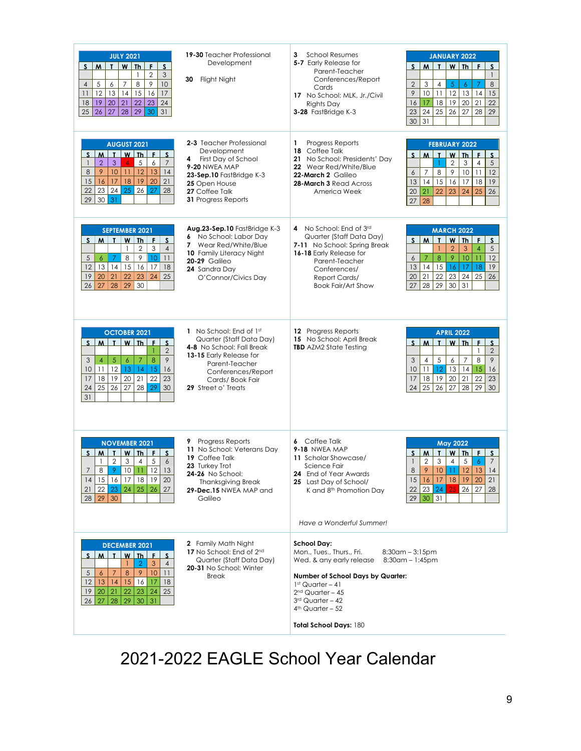# 2021-2022 EAGLE School Year Calendar

### JULY 2021

| S | M | T | W | Th | F | S |
|---|---|---|---|---|---|---|
| | | | | 1 | 2 | 3 |
| 4 | 5 | 6 | 7 | 8 | 9 | 10 |
| 11 | 12 | 13 | 14 | 15 | 16 | 17 |
| 18 | 19 | 20 | 21 | 22 | 23 | 24 |
| 25 | 26 | 27 | 28 | 29 | 30 | 31 |

**19-30** Teacher Professional Development

**30** Flight Night

### AUGUST 2021

| S | M | T | W | Th | F | S |
|---|---|---|---|---|---|---|
| 1 | 2 | 3 | 4 | 5 | 6 | 7 |
| 8 | 9 | 10 | 11 | 12 | 13 | 14 |
| 15 | 16 | 17 | 18 | 19 | 20 | 21 |
| 22 | 23 | 24 | 25 | 26 | 27 | 28 |
| 29 | 30 | 31 | | | | |

**2-3** Teacher Professional Development
**4** First Day of School
**9-20** NWEA MAP
**23-Sep.10** FastBridge K-3
**25** Open House
**27** Coffee Talk
**31** Progress Reports

### SEPTEMBER 2021

| S | M | T | W | Th | F | S |
|---|---|---|---|---|---|---|
| | | | 1 | 2 | 3 | 4 |
| 5 | 6 | 7 | 8 | 9 | 10 | 11 |
| 12 | 13 | 14 | 15 | 16 | 17 | 18 |
| 19 | 20 | 21 | 22 | 23 | 24 | 25 |
| 26 | 27 | 28 | 29 | 30 | | |

**Aug.23-Sep.10** FastBridge K-3
**6** No School: Labor Day
**7** Wear Red/White/Blue
**10** Family Literacy Night
**20-29** Galileo
**24** Sandra Day O'Connor/Civics Day

### OCTOBER 2021

| S | M | T | W | Th | F | S |
|---|---|---|---|---|---|---|
| | | | | | 1 | 2 |
| 3 | 4 | 5 | 6 | 7 | 8 | 9 |
| 10 | 11 | 12 | 13 | 14 | 15 | 16 |
| 17 | 18 | 19 | 20 | 21 | 22 | 23 |
| 24 | 25 | 26 | 27 | 28 | 29 | 30 |
| 31 | | | | | | |

**1** No School: End of 1st Quarter (Staff Data Day)
**4-8** No School: Fall Break
**13-15** Early Release for Parent-Teacher Conferences/Report Cards/ Book Fair
**29** Street o' Treats

### NOVEMBER 2021

| S | M | T | W | Th | F | S |
|---|---|---|---|---|---|---|
| | 1 | 2 | 3 | 4 | 5 | 6 |
| 7 | 8 | 9 | 10 | 11 | 12 | 13 |
| 14 | 15 | 16 | 17 | 18 | 19 | 20 |
| 21 | 22 | 23 | 24 | 25 | 26 | 27 |
| 28 | 29 | 30 | | | | |

**9** Progress Reports
**11** No School: Veterans Day
**19** Coffee Talk
**23** Turkey Trot
**24-26** No School: Thanksgiving Break
**29-Dec.15** NWEA MAP and Galileo

### DECEMBER 2021

| S | M | T | W | Th | F | S |
|---|---|---|---|---|---|---|
| | | | 1 | 2 | 3 | 4 |
| 5 | 6 | 7 | 8 | 9 | 10 | 11 |
| 12 | 13 | 14 | 15 | 16 | 17 | 18 |
| 19 | 20 | 21 | 22 | 23 | 24 | 25 |
| 26 | 27 | 28 | 29 | 30 | 31 | |

**2** Family Math Night
**17** No School: End of 2nd Quarter (Staff Data Day)
**20-31** No School: Winter Break

### JANUARY 2022

| S | M | T | W | Th | F | S |
|---|---|---|---|---|---|---|
| | | | | | | 1 |
| 2 | 3 | 4 | 5 | 6 | 7 | 8 |
| 9 | 10 | 11 | 12 | 13 | 14 | 15 |
| 16 | 17 | 18 | 19 | 20 | 21 | 22 |
| 23 | 24 | 25 | 26 | 27 | 28 | 29 |
| 30 | 31 | | | | | |

**3** School Resumes
**5-7** Early Release for Parent-Teacher Conferences/Report Cards
**17** No School: MLK, Jr./Civil Rights Day
**3-28** FastBridge K-3

### FEBRUARY 2022

| S | M | T | W | Th | F | S |
|---|---|---|---|---|---|---|
| | | 1 | 2 | 3 | 4 | 5 |
| 6 | 7 | 8 | 9 | 10 | 11 | 12 |
| 13 | 14 | 15 | 16 | 17 | 18 | 19 |
| 20 | 21 | 22 | 23 | 24 | 25 | 26 |
| 27 | 28 | | | | | |

**1** Progress Reports
**18** Coffee Talk
**21** No School: Presidents' Day
**22** Wear Red/White/Blue
**22-March 2** Galileo
**28-March 3** Read Across America Week

### MARCH 2022

| S | M | T | W | Th | F | S |
|---|---|---|---|---|---|---|
| | | 1 | 2 | 3 | 4 | 5 |
| 6 | 7 | 8 | 9 | 10 | 11 | 12 |
| 13 | 14 | 15 | 16 | 17 | 18 | 19 |
| 20 | 21 | 22 | 23 | 24 | 25 | 26 |
| 27 | 28 | 29 | 30 | 31 | | |

**4** No School: End of 3rd Quarter (Staff Data Day)
**7-11** No School: Spring Break
**16-18** Early Release for Parent-Teacher Conferences/ Report Cards/ Book Fair/Art Show

### APRIL 2022

| S | M | T | W | Th | F | S |
|---|---|---|---|---|---|---|
| | | | | | 1 | 2 |
| 3 | 4 | 5 | 6 | 7 | 8 | 9 |
| 10 | 11 | 12 | 13 | 14 | 15 | 16 |
| 17 | 18 | 19 | 20 | 21 | 22 | 23 |
| 24 | 25 | 26 | 27 | 28 | 29 | 30 |

**12** Progress Reports
**15** No School: April Break
**TBD** AZM2 State Testing

### May 2022

| S | M | T | W | Th | F | S |
|---|---|---|---|---|---|---|
| 1 | 2 | 3 | 4 | 5 | 6 | 7 |
| 8 | 9 | 10 | 11 | 12 | 13 | 14 |
| 15 | 16 | 17 | 18 | 19 | 20 | 21 |
| 22 | 23 | 24 | 25 | 26 | 27 | 28 |
| 29 | 30 | 31 | | | | |

**6** Coffee Talk
**9-18** NWEA MAP
**11** Scholar Showcase/ Science Fair
**24** End of Year Awards
**25** Last Day of School/ K and 8th Promotion Day

*Have a Wonderful Summer!*

**School Day:**
Mon., Tues., Thurs., Fri. 8:30am – 3:15pm
Wed. & any early release 8:30am – 1:45pm

**Number of School Days by Quarter:**
1st Quarter – 41
2nd Quarter – 45
3rd Quarter – 42
4th Quarter – 52

**Total School Days:** 180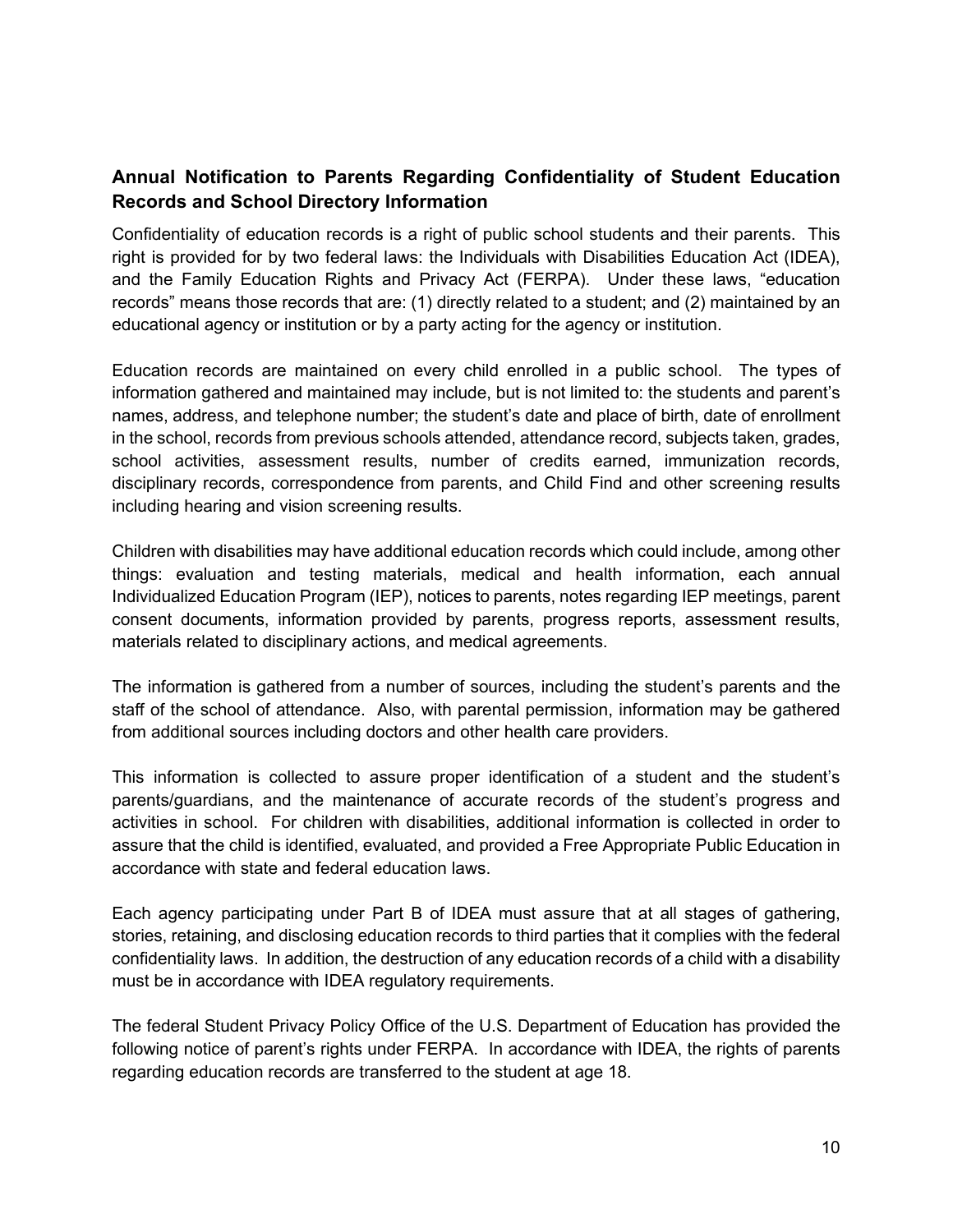## Annual Notification to Parents Regarding Confidentiality of Student Education Records and School Directory Information

Confidentiality of education records is a right of public school students and their parents. This right is provided for by two federal laws: the Individuals with Disabilities Education Act (IDEA), and the Family Education Rights and Privacy Act (FERPA). Under these laws, "education records" means those records that are: (1) directly related to a student; and (2) maintained by an educational agency or institution or by a party acting for the agency or institution.

Education records are maintained on every child enrolled in a public school. The types of information gathered and maintained may include, but is not limited to: the students and parent's names, address, and telephone number; the student's date and place of birth, date of enrollment in the school, records from previous schools attended, attendance record, subjects taken, grades, school activities, assessment results, number of credits earned, immunization records, disciplinary records, correspondence from parents, and Child Find and other screening results including hearing and vision screening results.

Children with disabilities may have additional education records which could include, among other things: evaluation and testing materials, medical and health information, each annual Individualized Education Program (IEP), notices to parents, notes regarding IEP meetings, parent consent documents, information provided by parents, progress reports, assessment results, materials related to disciplinary actions, and medical agreements.

The information is gathered from a number of sources, including the student's parents and the staff of the school of attendance. Also, with parental permission, information may be gathered from additional sources including doctors and other health care providers.

This information is collected to assure proper identification of a student and the student's parents/guardians, and the maintenance of accurate records of the student's progress and activities in school. For children with disabilities, additional information is collected in order to assure that the child is identified, evaluated, and provided a Free Appropriate Public Education in accordance with state and federal education laws.

Each agency participating under Part B of IDEA must assure that at all stages of gathering, stories, retaining, and disclosing education records to third parties that it complies with the federal confidentiality laws. In addition, the destruction of any education records of a child with a disability must be in accordance with IDEA regulatory requirements.

The federal Student Privacy Policy Office of the U.S. Department of Education has provided the following notice of parent's rights under FERPA. In accordance with IDEA, the rights of parents regarding education records are transferred to the student at age 18.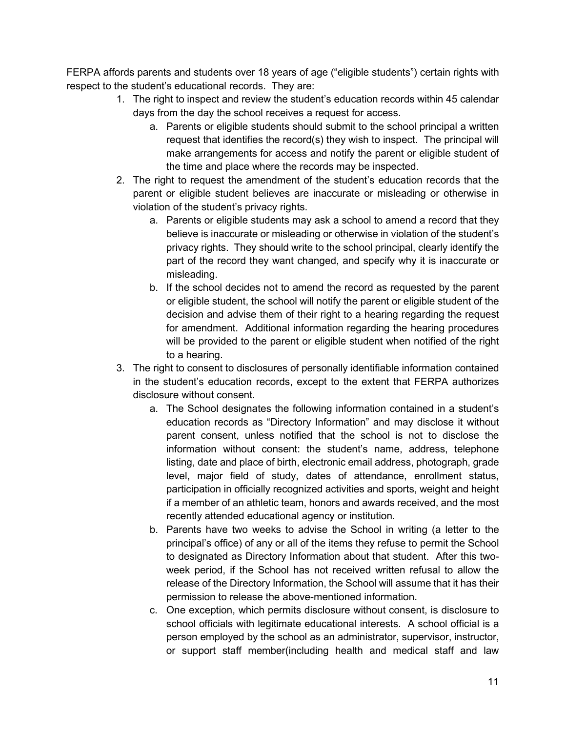FERPA affords parents and students over 18 years of age ("eligible students") certain rights with respect to the student's educational records. They are:

1. The right to inspect and review the student's education records within 45 calendar days from the day the school receives a request for access.
   a. Parents or eligible students should submit to the school principal a written request that identifies the record(s) they wish to inspect. The principal will make arrangements for access and notify the parent or eligible student of the time and place where the records may be inspected.
2. The right to request the amendment of the student's education records that the parent or eligible student believes are inaccurate or misleading or otherwise in violation of the student's privacy rights.
   a. Parents or eligible students may ask a school to amend a record that they believe is inaccurate or misleading or otherwise in violation of the student's privacy rights. They should write to the school principal, clearly identify the part of the record they want changed, and specify why it is inaccurate or misleading.
   b. If the school decides not to amend the record as requested by the parent or eligible student, the school will notify the parent or eligible student of the decision and advise them of their right to a hearing regarding the request for amendment. Additional information regarding the hearing procedures will be provided to the parent or eligible student when notified of the right to a hearing.
3. The right to consent to disclosures of personally identifiable information contained in the student's education records, except to the extent that FERPA authorizes disclosure without consent.
   a. The School designates the following information contained in a student's education records as "Directory Information" and may disclose it without parent consent, unless notified that the school is not to disclose the information without consent: the student's name, address, telephone listing, date and place of birth, electronic email address, photograph, grade level, major field of study, dates of attendance, enrollment status, participation in officially recognized activities and sports, weight and height if a member of an athletic team, honors and awards received, and the most recently attended educational agency or institution.
   b. Parents have two weeks to advise the School in writing (a letter to the principal's office) of any or all of the items they refuse to permit the School to designated as Directory Information about that student. After this two-week period, if the School has not received written refusal to allow the release of the Directory Information, the School will assume that it has their permission to release the above-mentioned information.
   c. One exception, which permits disclosure without consent, is disclosure to school officials with legitimate educational interests. A school official is a person employed by the school as an administrator, supervisor, instructor, or support staff member(including health and medical staff and law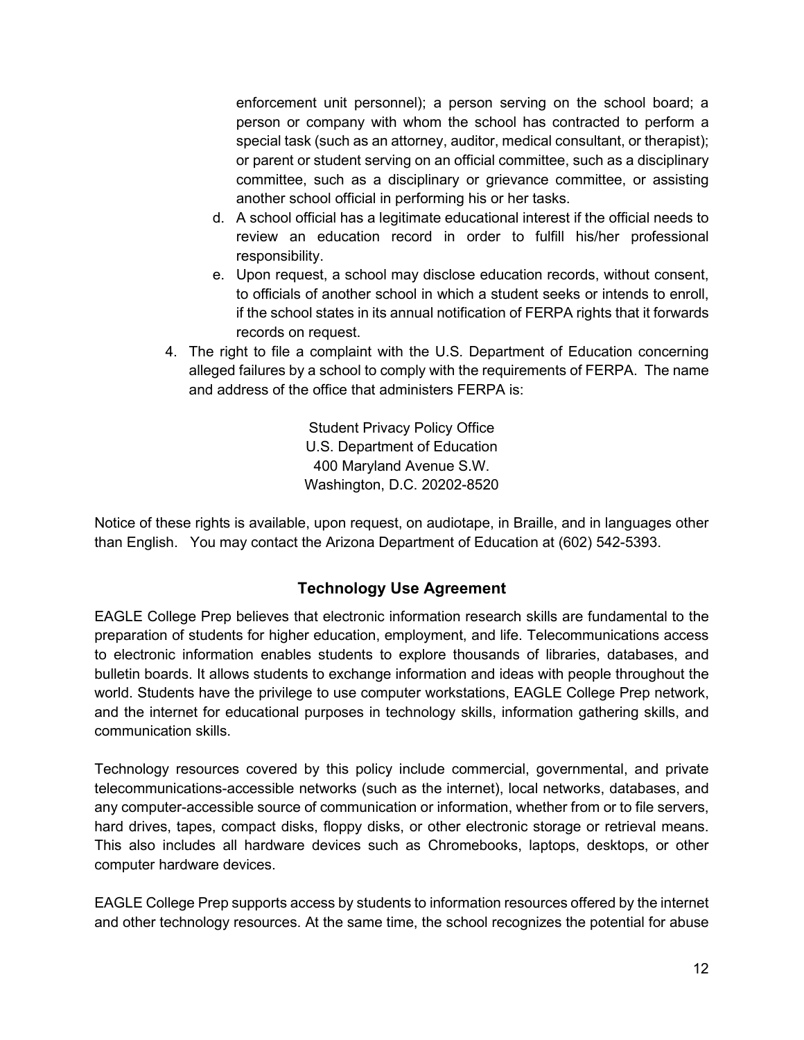enforcement unit personnel); a person serving on the school board; a person or company with whom the school has contracted to perform a special task (such as an attorney, auditor, medical consultant, or therapist); or parent or student serving on an official committee, such as a disciplinary committee, such as a disciplinary or grievance committee, or assisting another school official in performing his or her tasks.

   d. A school official has a legitimate educational interest if the official needs to review an education record in order to fulfill his/her professional responsibility.
   e. Upon request, a school may disclose education records, without consent, to officials of another school in which a student seeks or intends to enroll, if the school states in its annual notification of FERPA rights that it forwards records on request.

4. The right to file a complaint with the U.S. Department of Education concerning alleged failures by a school to comply with the requirements of FERPA. The name and address of the office that administers FERPA is:

   Student Privacy Policy Office
   U.S. Department of Education
   400 Maryland Avenue S.W.
   Washington, D.C. 20202-8520

Notice of these rights is available, upon request, on audiotape, in Braille, and in languages other than English. You may contact the Arizona Department of Education at (602) 542-5393.

## Technology Use Agreement

EAGLE College Prep believes that electronic information research skills are fundamental to the preparation of students for higher education, employment, and life. Telecommunications access to electronic information enables students to explore thousands of libraries, databases, and bulletin boards. It allows students to exchange information and ideas with people throughout the world. Students have the privilege to use computer workstations, EAGLE College Prep network, and the internet for educational purposes in technology skills, information gathering skills, and communication skills.

Technology resources covered by this policy include commercial, governmental, and private telecommunications-accessible networks (such as the internet), local networks, databases, and any computer-accessible source of communication or information, whether from or to file servers, hard drives, tapes, compact disks, floppy disks, or other electronic storage or retrieval means. This also includes all hardware devices such as Chromebooks, laptops, desktops, or other computer hardware devices.

EAGLE College Prep supports access by students to information resources offered by the internet and other technology resources. At the same time, the school recognizes the potential for abuse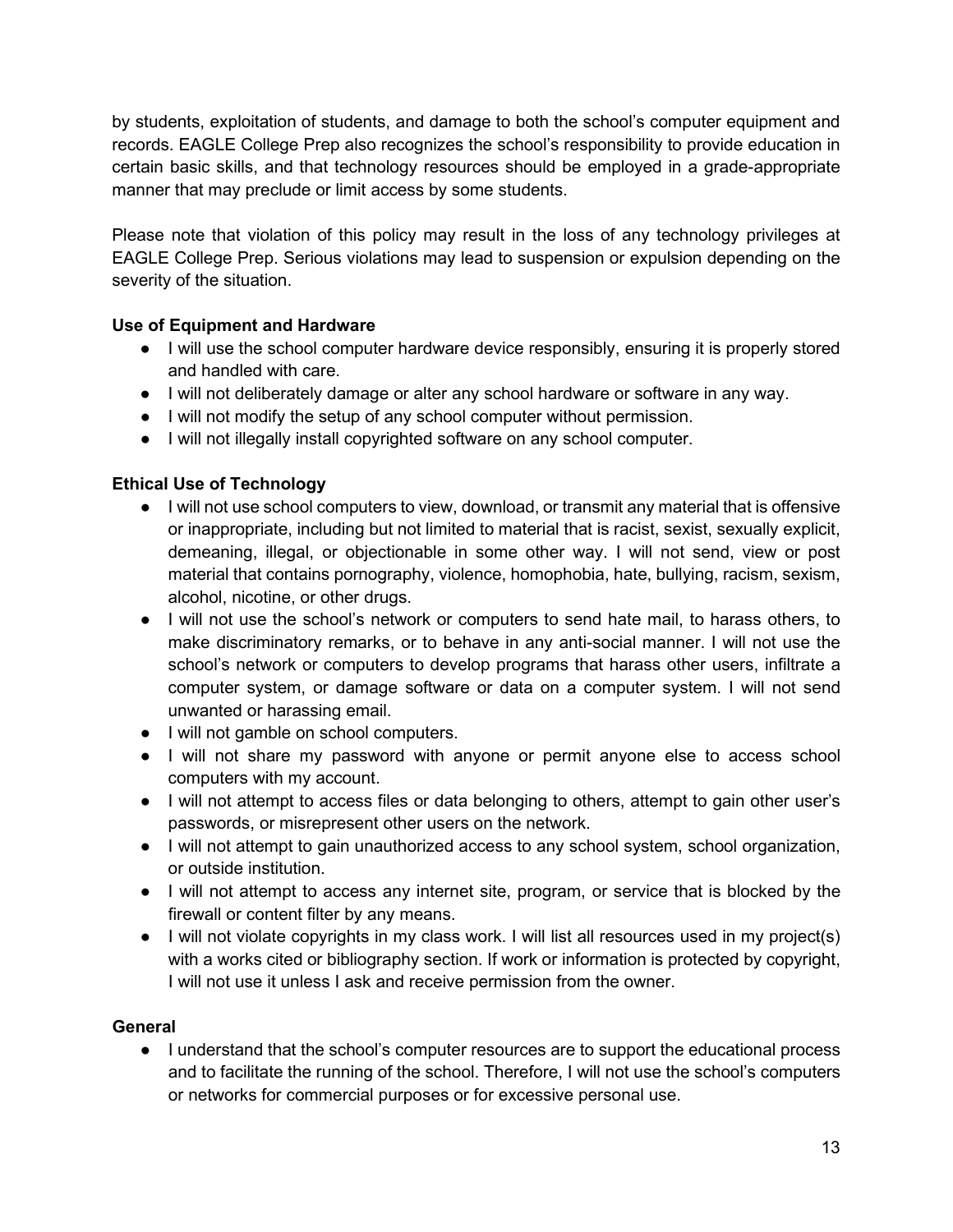by students, exploitation of students, and damage to both the school's computer equipment and records. EAGLE College Prep also recognizes the school's responsibility to provide education in certain basic skills, and that technology resources should be employed in a grade-appropriate manner that may preclude or limit access by some students.

Please note that violation of this policy may result in the loss of any technology privileges at EAGLE College Prep. Serious violations may lead to suspension or expulsion depending on the severity of the situation.

**Use of Equipment and Hardware**

- I will use the school computer hardware device responsibly, ensuring it is properly stored and handled with care.
- I will not deliberately damage or alter any school hardware or software in any way.
- I will not modify the setup of any school computer without permission.
- I will not illegally install copyrighted software on any school computer.

**Ethical Use of Technology**

- I will not use school computers to view, download, or transmit any material that is offensive or inappropriate, including but not limited to material that is racist, sexist, sexually explicit, demeaning, illegal, or objectionable in some other way. I will not send, view or post material that contains pornography, violence, homophobia, hate, bullying, racism, sexism, alcohol, nicotine, or other drugs.
- I will not use the school's network or computers to send hate mail, to harass others, to make discriminatory remarks, or to behave in any anti-social manner. I will not use the school's network or computers to develop programs that harass other users, infiltrate a computer system, or damage software or data on a computer system. I will not send unwanted or harassing email.
- I will not gamble on school computers.
- I will not share my password with anyone or permit anyone else to access school computers with my account.
- I will not attempt to access files or data belonging to others, attempt to gain other user's passwords, or misrepresent other users on the network.
- I will not attempt to gain unauthorized access to any school system, school organization, or outside institution.
- I will not attempt to access any internet site, program, or service that is blocked by the firewall or content filter by any means.
- I will not violate copyrights in my class work. I will list all resources used in my project(s) with a works cited or bibliography section. If work or information is protected by copyright, I will not use it unless I ask and receive permission from the owner.

**General**

- I understand that the school's computer resources are to support the educational process and to facilitate the running of the school. Therefore, I will not use the school's computers or networks for commercial purposes or for excessive personal use.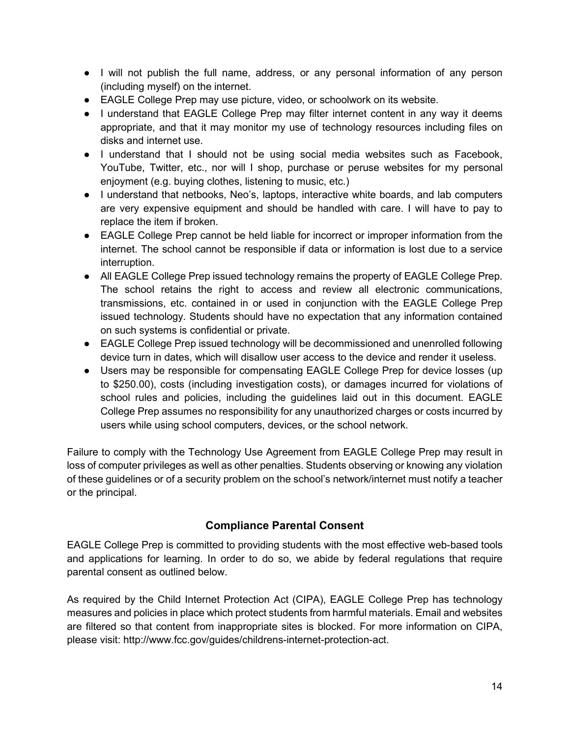- I will not publish the full name, address, or any personal information of any person (including myself) on the internet.
- EAGLE College Prep may use picture, video, or schoolwork on its website.
- I understand that EAGLE College Prep may filter internet content in any way it deems appropriate, and that it may monitor my use of technology resources including files on disks and internet use.
- I understand that I should not be using social media websites such as Facebook, YouTube, Twitter, etc., nor will I shop, purchase or peruse websites for my personal enjoyment (e.g. buying clothes, listening to music, etc.)
- I understand that netbooks, Neo's, laptops, interactive white boards, and lab computers are very expensive equipment and should be handled with care. I will have to pay to replace the item if broken.
- EAGLE College Prep cannot be held liable for incorrect or improper information from the internet. The school cannot be responsible if data or information is lost due to a service interruption.
- All EAGLE College Prep issued technology remains the property of EAGLE College Prep. The school retains the right to access and review all electronic communications, transmissions, etc. contained in or used in conjunction with the EAGLE College Prep issued technology. Students should have no expectation that any information contained on such systems is confidential or private.
- EAGLE College Prep issued technology will be decommissioned and unenrolled following device turn in dates, which will disallow user access to the device and render it useless.
- Users may be responsible for compensating EAGLE College Prep for device losses (up to $250.00), costs (including investigation costs), or damages incurred for violations of school rules and policies, including the guidelines laid out in this document. EAGLE College Prep assumes no responsibility for any unauthorized charges or costs incurred by users while using school computers, devices, or the school network.

Failure to comply with the Technology Use Agreement from EAGLE College Prep may result in loss of computer privileges as well as other penalties. Students observing or knowing any violation of these guidelines or of a security problem on the school's network/internet must notify a teacher or the principal.

## Compliance Parental Consent

EAGLE College Prep is committed to providing students with the most effective web-based tools and applications for learning. In order to do so, we abide by federal regulations that require parental consent as outlined below.

As required by the Child Internet Protection Act (CIPA), EAGLE College Prep has technology measures and policies in place which protect students from harmful materials. Email and websites are filtered so that content from inappropriate sites is blocked. For more information on CIPA, please visit: http://www.fcc.gov/guides/childrens-internet-protection-act.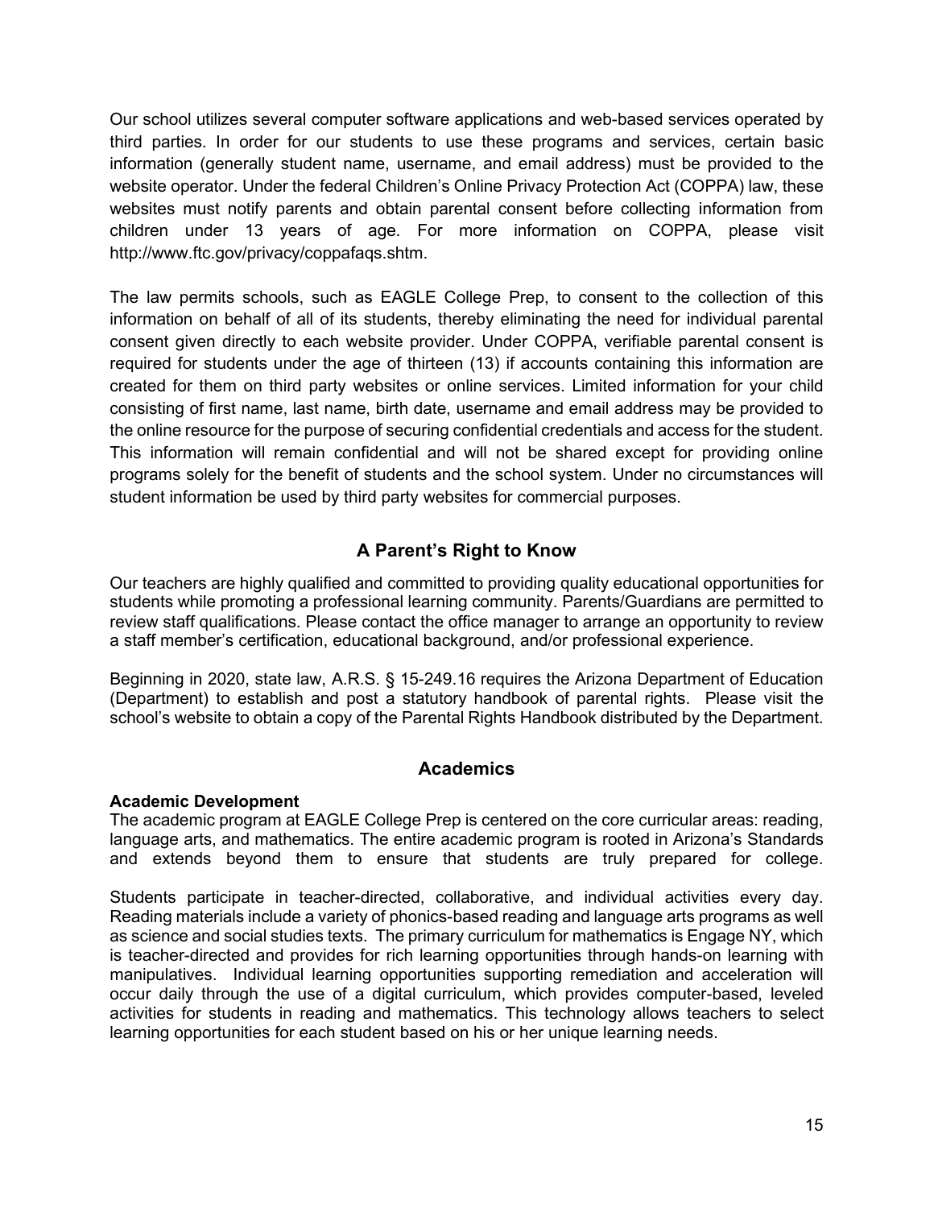Our school utilizes several computer software applications and web-based services operated by third parties. In order for our students to use these programs and services, certain basic information (generally student name, username, and email address) must be provided to the website operator. Under the federal Children's Online Privacy Protection Act (COPPA) law, these websites must notify parents and obtain parental consent before collecting information from children under 13 years of age. For more information on COPPA, please visit http://www.ftc.gov/privacy/coppafaqs.shtm.

The law permits schools, such as EAGLE College Prep, to consent to the collection of this information on behalf of all of its students, thereby eliminating the need for individual parental consent given directly to each website provider. Under COPPA, verifiable parental consent is required for students under the age of thirteen (13) if accounts containing this information are created for them on third party websites or online services. Limited information for your child consisting of first name, last name, birth date, username and email address may be provided to the online resource for the purpose of securing confidential credentials and access for the student. This information will remain confidential and will not be shared except for providing online programs solely for the benefit of students and the school system. Under no circumstances will student information be used by third party websites for commercial purposes.

## A Parent's Right to Know

Our teachers are highly qualified and committed to providing quality educational opportunities for students while promoting a professional learning community. Parents/Guardians are permitted to review staff qualifications. Please contact the office manager to arrange an opportunity to review a staff member's certification, educational background, and/or professional experience.

Beginning in 2020, state law, A.R.S. § 15-249.16 requires the Arizona Department of Education (Department) to establish and post a statutory handbook of parental rights. Please visit the school's website to obtain a copy of the Parental Rights Handbook distributed by the Department.

## Academics

**Academic Development**

The academic program at EAGLE College Prep is centered on the core curricular areas: reading, language arts, and mathematics. The entire academic program is rooted in Arizona's Standards and extends beyond them to ensure that students are truly prepared for college.

Students participate in teacher-directed, collaborative, and individual activities every day. Reading materials include a variety of phonics-based reading and language arts programs as well as science and social studies texts. The primary curriculum for mathematics is Engage NY, which is teacher-directed and provides for rich learning opportunities through hands-on learning with manipulatives. Individual learning opportunities supporting remediation and acceleration will occur daily through the use of a digital curriculum, which provides computer-based, leveled activities for students in reading and mathematics. This technology allows teachers to select learning opportunities for each student based on his or her unique learning needs.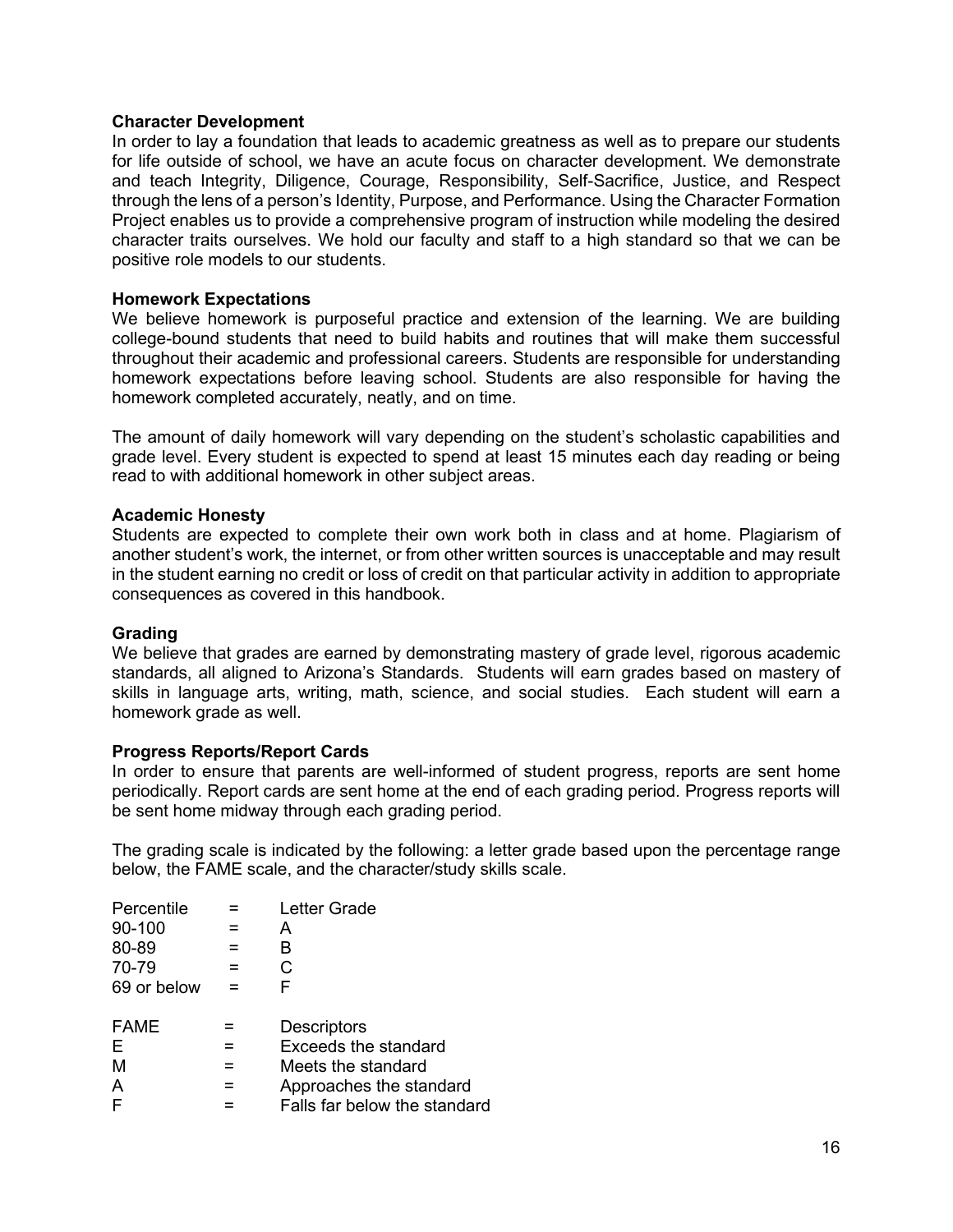### Character Development

In order to lay a foundation that leads to academic greatness as well as to prepare our students for life outside of school, we have an acute focus on character development. We demonstrate and teach Integrity, Diligence, Courage, Responsibility, Self-Sacrifice, Justice, and Respect through the lens of a person's Identity, Purpose, and Performance. Using the Character Formation Project enables us to provide a comprehensive program of instruction while modeling the desired character traits ourselves. We hold our faculty and staff to a high standard so that we can be positive role models to our students.

### Homework Expectations

We believe homework is purposeful practice and extension of the learning. We are building college-bound students that need to build habits and routines that will make them successful throughout their academic and professional careers. Students are responsible for understanding homework expectations before leaving school. Students are also responsible for having the homework completed accurately, neatly, and on time.

The amount of daily homework will vary depending on the student's scholastic capabilities and grade level. Every student is expected to spend at least 15 minutes each day reading or being read to with additional homework in other subject areas.

### Academic Honesty

Students are expected to complete their own work both in class and at home. Plagiarism of another student's work, the internet, or from other written sources is unacceptable and may result in the student earning no credit or loss of credit on that particular activity in addition to appropriate consequences as covered in this handbook.

### Grading

We believe that grades are earned by demonstrating mastery of grade level, rigorous academic standards, all aligned to Arizona's Standards. Students will earn grades based on mastery of skills in language arts, writing, math, science, and social studies. Each student will earn a homework grade as well.

### Progress Reports/Report Cards

In order to ensure that parents are well-informed of student progress, reports are sent home periodically. Report cards are sent home at the end of each grading period. Progress reports will be sent home midway through each grading period.

The grading scale is indicated by the following: a letter grade based upon the percentage range below, the FAME scale, and the character/study skills scale.

| Percentile | = | Letter Grade |
|---|---|---|
| 90-100 | = | A |
| 80-89 | = | B |
| 70-79 | = | C |
| 69 or below | = | F |

| FAME | = | Descriptors |
|---|---|---|
| E | = | Exceeds the standard |
| M | = | Meets the standard |
| A | = | Approaches the standard |
| F | = | Falls far below the standard |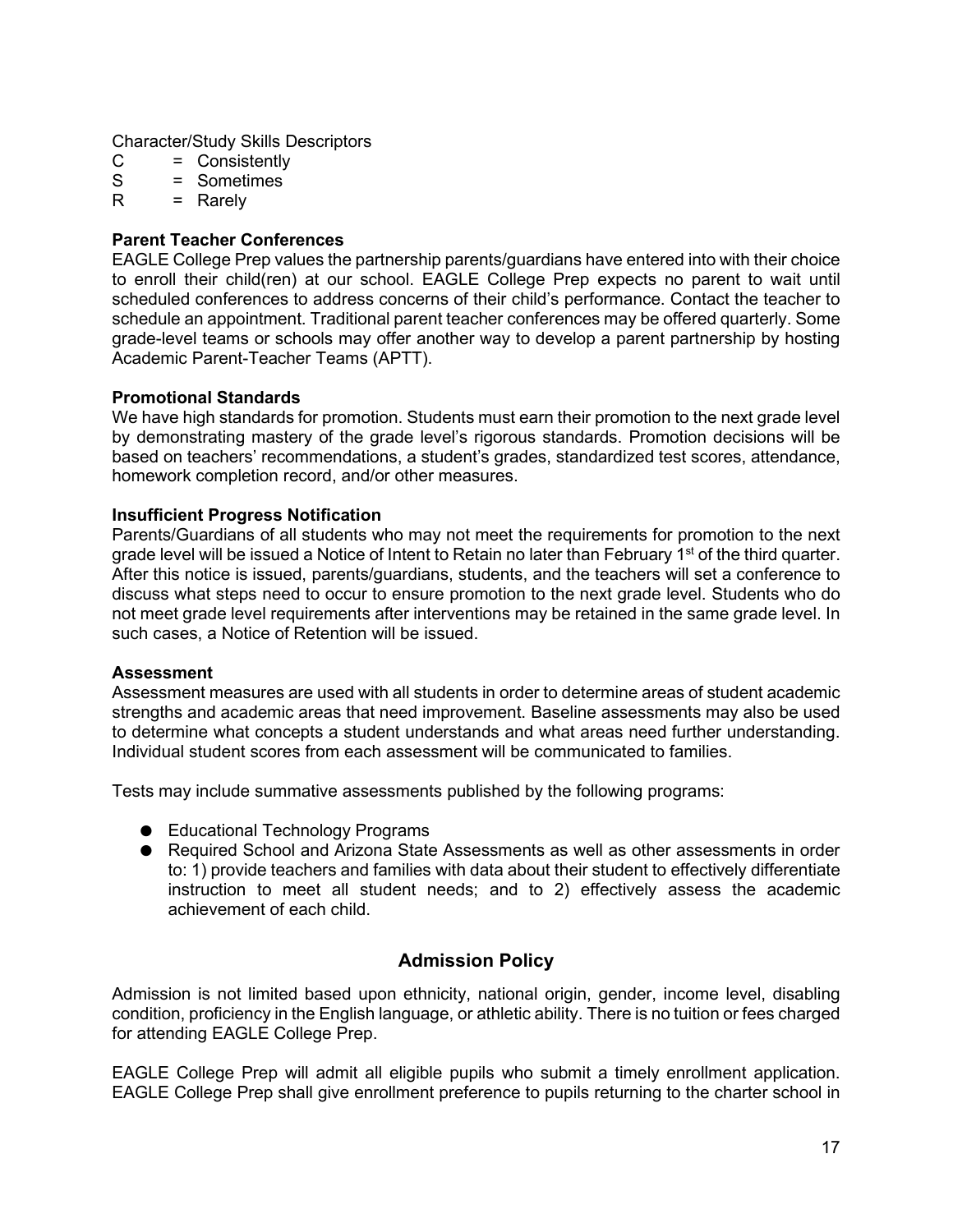Character/Study Skills Descriptors

C = Consistently
S = Sometimes
R = Rarely

**Parent Teacher Conferences**

EAGLE College Prep values the partnership parents/guardians have entered into with their choice to enroll their child(ren) at our school. EAGLE College Prep expects no parent to wait until scheduled conferences to address concerns of their child's performance. Contact the teacher to schedule an appointment. Traditional parent teacher conferences may be offered quarterly. Some grade-level teams or schools may offer another way to develop a parent partnership by hosting Academic Parent-Teacher Teams (APTT).

**Promotional Standards**

We have high standards for promotion. Students must earn their promotion to the next grade level by demonstrating mastery of the grade level's rigorous standards. Promotion decisions will be based on teachers' recommendations, a student's grades, standardized test scores, attendance, homework completion record, and/or other measures.

**Insufficient Progress Notification**

Parents/Guardians of all students who may not meet the requirements for promotion to the next grade level will be issued a Notice of Intent to Retain no later than February 1st of the third quarter. After this notice is issued, parents/guardians, students, and the teachers will set a conference to discuss what steps need to occur to ensure promotion to the next grade level. Students who do not meet grade level requirements after interventions may be retained in the same grade level. In such cases, a Notice of Retention will be issued.

**Assessment**

Assessment measures are used with all students in order to determine areas of student academic strengths and academic areas that need improvement. Baseline assessments may also be used to determine what concepts a student understands and what areas need further understanding. Individual student scores from each assessment will be communicated to families.

Tests may include summative assessments published by the following programs:

- Educational Technology Programs
- Required School and Arizona State Assessments as well as other assessments in order to: 1) provide teachers and families with data about their student to effectively differentiate instruction to meet all student needs; and to 2) effectively assess the academic achievement of each child.

## Admission Policy

Admission is not limited based upon ethnicity, national origin, gender, income level, disabling condition, proficiency in the English language, or athletic ability. There is no tuition or fees charged for attending EAGLE College Prep.

EAGLE College Prep will admit all eligible pupils who submit a timely enrollment application. EAGLE College Prep shall give enrollment preference to pupils returning to the charter school in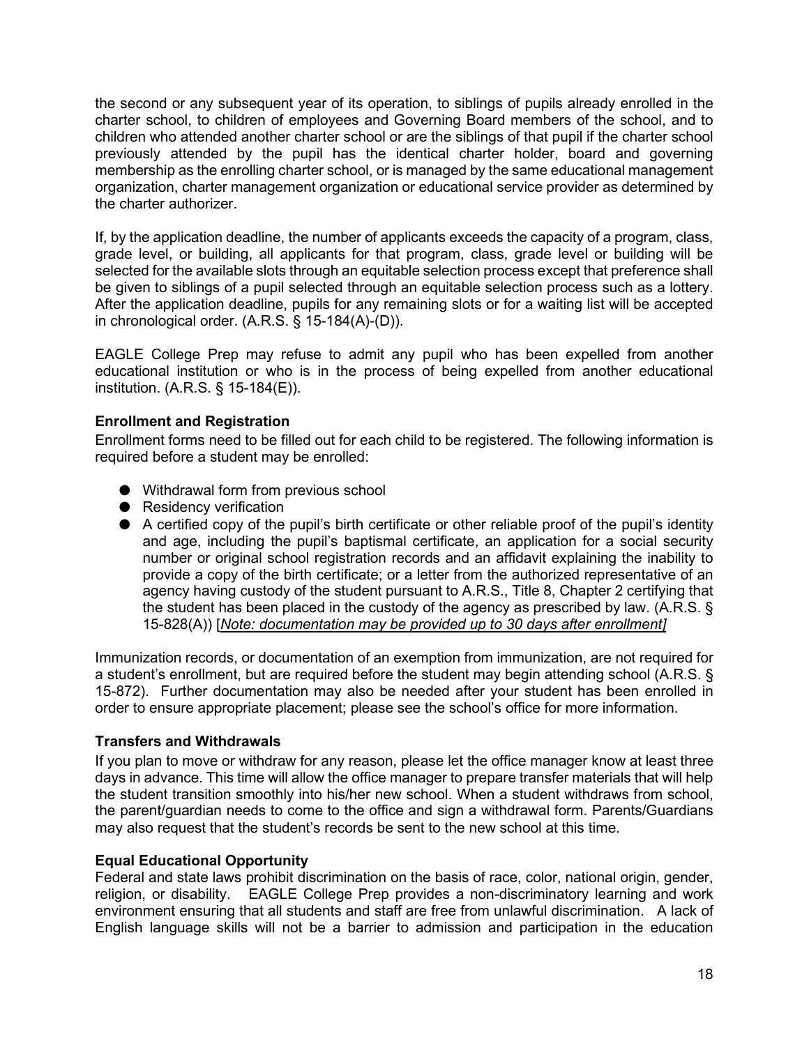the second or any subsequent year of its operation, to siblings of pupils already enrolled in the charter school, to children of employees and Governing Board members of the school, and to children who attended another charter school or are the siblings of that pupil if the charter school previously attended by the pupil has the identical charter holder, board and governing membership as the enrolling charter school, or is managed by the same educational management organization, charter management organization or educational service provider as determined by the charter authorizer.

If, by the application deadline, the number of applicants exceeds the capacity of a program, class, grade level, or building, all applicants for that program, class, grade level or building will be selected for the available slots through an equitable selection process except that preference shall be given to siblings of a pupil selected through an equitable selection process such as a lottery. After the application deadline, pupils for any remaining slots or for a waiting list will be accepted in chronological order. (A.R.S. § 15-184(A)-(D)).

EAGLE College Prep may refuse to admit any pupil who has been expelled from another educational institution or who is in the process of being expelled from another educational institution. (A.R.S. § 15-184(E)).

**Enrollment and Registration**

Enrollment forms need to be filled out for each child to be registered. The following information is required before a student may be enrolled:

- Withdrawal form from previous school
- Residency verification
- A certified copy of the pupil's birth certificate or other reliable proof of the pupil's identity and age, including the pupil's baptismal certificate, an application for a social security number or original school registration records and an affidavit explaining the inability to provide a copy of the birth certificate; or a letter from the authorized representative of an agency having custody of the student pursuant to A.R.S., Title 8, Chapter 2 certifying that the student has been placed in the custody of the agency as prescribed by law. (A.R.S. § 15-828(A)) [*Note: documentation may be provided up to 30 days after enrollment]*

Immunization records, or documentation of an exemption from immunization, are not required for a student's enrollment, but are required before the student may begin attending school (A.R.S. § 15-872). Further documentation may also be needed after your student has been enrolled in order to ensure appropriate placement; please see the school's office for more information.

**Transfers and Withdrawals**

If you plan to move or withdraw for any reason, please let the office manager know at least three days in advance. This time will allow the office manager to prepare transfer materials that will help the student transition smoothly into his/her new school. When a student withdraws from school, the parent/guardian needs to come to the office and sign a withdrawal form. Parents/Guardians may also request that the student's records be sent to the new school at this time.

**Equal Educational Opportunity**

Federal and state laws prohibit discrimination on the basis of race, color, national origin, gender, religion, or disability. EAGLE College Prep provides a non-discriminatory learning and work environment ensuring that all students and staff are free from unlawful discrimination. A lack of English language skills will not be a barrier to admission and participation in the education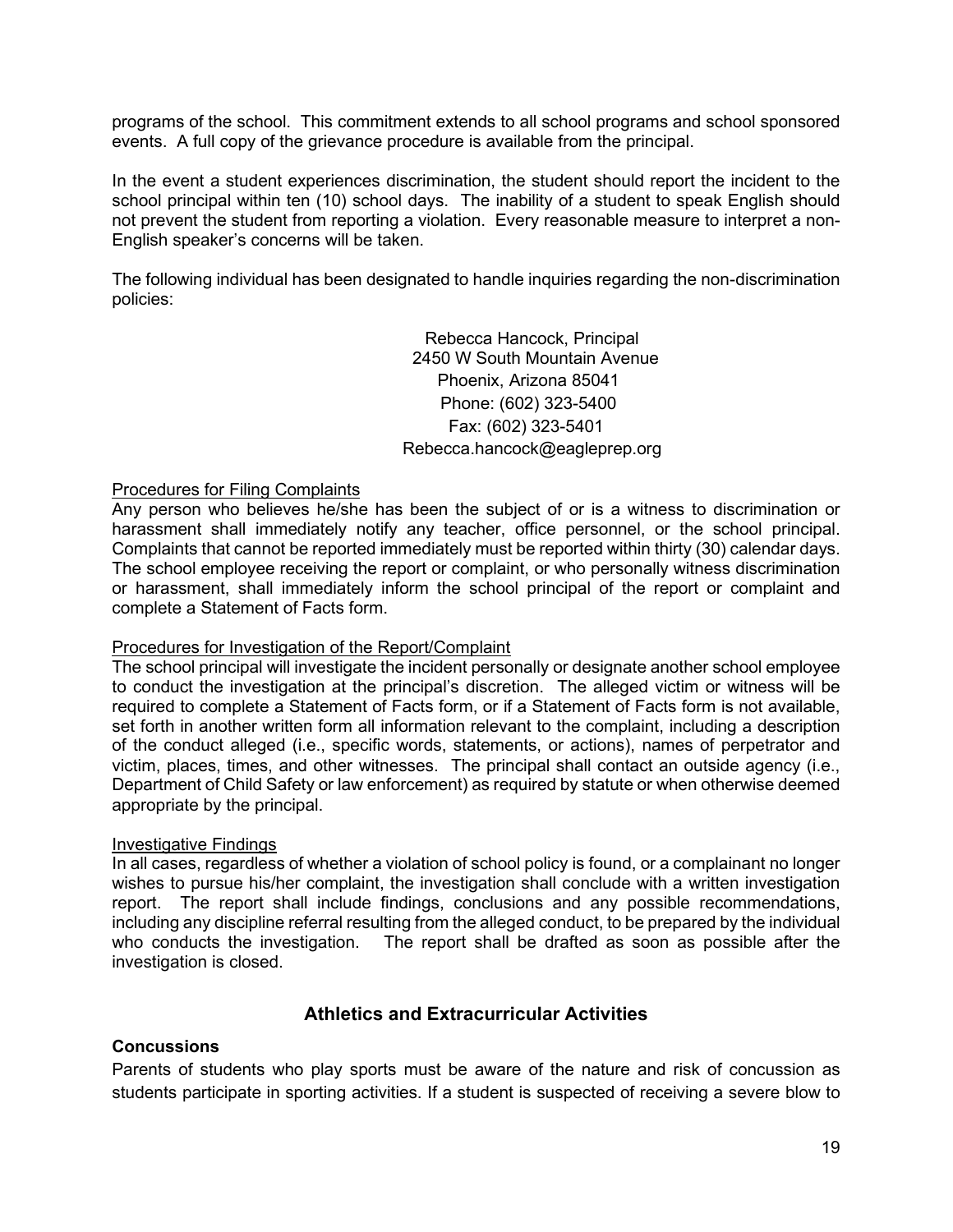programs of the school. This commitment extends to all school programs and school sponsored events. A full copy of the grievance procedure is available from the principal.

In the event a student experiences discrimination, the student should report the incident to the school principal within ten (10) school days. The inability of a student to speak English should not prevent the student from reporting a violation. Every reasonable measure to interpret a non-English speaker's concerns will be taken.

The following individual has been designated to handle inquiries regarding the non-discrimination policies:

Rebecca Hancock, Principal
2450 W South Mountain Avenue
Phoenix, Arizona 85041
Phone: (602) 323-5400
Fax: (602) 323-5401
Rebecca.hancock@eagleprep.org

Procedures for Filing Complaints

Any person who believes he/she has been the subject of or is a witness to discrimination or harassment shall immediately notify any teacher, office personnel, or the school principal. Complaints that cannot be reported immediately must be reported within thirty (30) calendar days. The school employee receiving the report or complaint, or who personally witness discrimination or harassment, shall immediately inform the school principal of the report or complaint and complete a Statement of Facts form.

Procedures for Investigation of the Report/Complaint

The school principal will investigate the incident personally or designate another school employee to conduct the investigation at the principal's discretion. The alleged victim or witness will be required to complete a Statement of Facts form, or if a Statement of Facts form is not available, set forth in another written form all information relevant to the complaint, including a description of the conduct alleged (i.e., specific words, statements, or actions), names of perpetrator and victim, places, times, and other witnesses. The principal shall contact an outside agency (i.e., Department of Child Safety or law enforcement) as required by statute or when otherwise deemed appropriate by the principal.

Investigative Findings

In all cases, regardless of whether a violation of school policy is found, or a complainant no longer wishes to pursue his/her complaint, the investigation shall conclude with a written investigation report. The report shall include findings, conclusions and any possible recommendations, including any discipline referral resulting from the alleged conduct, to be prepared by the individual who conducts the investigation. The report shall be drafted as soon as possible after the investigation is closed.

## Athletics and Extracurricular Activities

**Concussions**

Parents of students who play sports must be aware of the nature and risk of concussion as students participate in sporting activities. If a student is suspected of receiving a severe blow to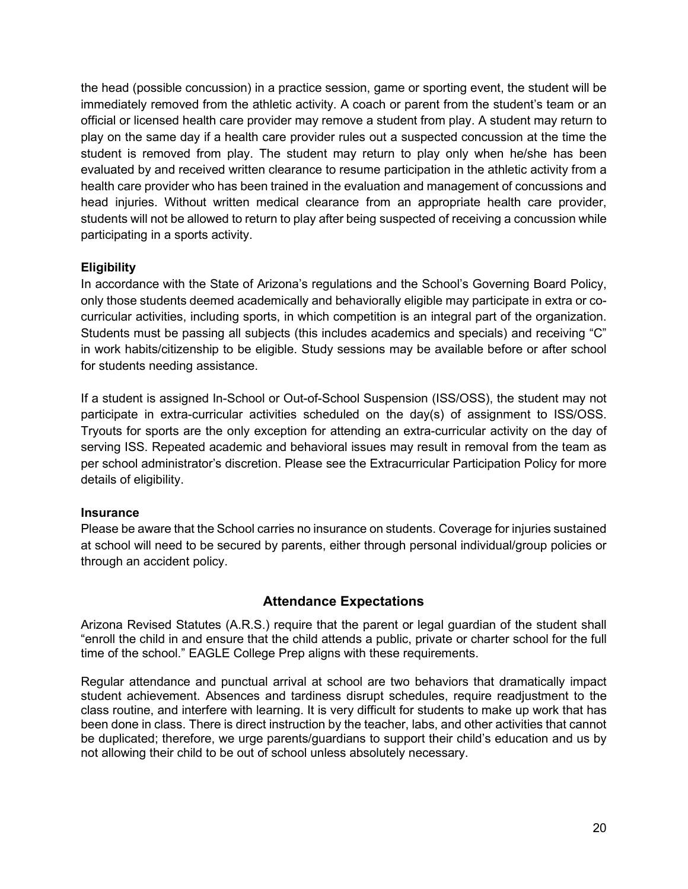the head (possible concussion) in a practice session, game or sporting event, the student will be immediately removed from the athletic activity. A coach or parent from the student's team or an official or licensed health care provider may remove a student from play. A student may return to play on the same day if a health care provider rules out a suspected concussion at the time the student is removed from play. The student may return to play only when he/she has been evaluated by and received written clearance to resume participation in the athletic activity from a health care provider who has been trained in the evaluation and management of concussions and head injuries. Without written medical clearance from an appropriate health care provider, students will not be allowed to return to play after being suspected of receiving a concussion while participating in a sports activity.

**Eligibility**

In accordance with the State of Arizona's regulations and the School's Governing Board Policy, only those students deemed academically and behaviorally eligible may participate in extra or co-curricular activities, including sports, in which competition is an integral part of the organization. Students must be passing all subjects (this includes academics and specials) and receiving "C" in work habits/citizenship to be eligible. Study sessions may be available before or after school for students needing assistance.

If a student is assigned In-School or Out-of-School Suspension (ISS/OSS), the student may not participate in extra-curricular activities scheduled on the day(s) of assignment to ISS/OSS. Tryouts for sports are the only exception for attending an extra-curricular activity on the day of serving ISS. Repeated academic and behavioral issues may result in removal from the team as per school administrator's discretion. Please see the Extracurricular Participation Policy for more details of eligibility.

**Insurance**

Please be aware that the School carries no insurance on students. Coverage for injuries sustained at school will need to be secured by parents, either through personal individual/group policies or through an accident policy.

## Attendance Expectations

Arizona Revised Statutes (A.R.S.) require that the parent or legal guardian of the student shall "enroll the child in and ensure that the child attends a public, private or charter school for the full time of the school." EAGLE College Prep aligns with these requirements.

Regular attendance and punctual arrival at school are two behaviors that dramatically impact student achievement. Absences and tardiness disrupt schedules, require readjustment to the class routine, and interfere with learning. It is very difficult for students to make up work that has been done in class. There is direct instruction by the teacher, labs, and other activities that cannot be duplicated; therefore, we urge parents/guardians to support their child's education and us by not allowing their child to be out of school unless absolutely necessary.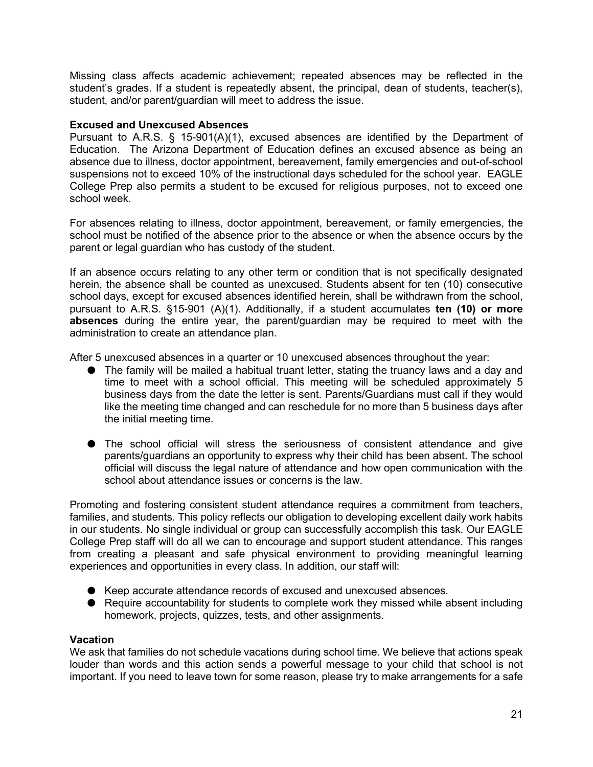Missing class affects academic achievement; repeated absences may be reflected in the student's grades. If a student is repeatedly absent, the principal, dean of students, teacher(s), student, and/or parent/guardian will meet to address the issue.

**Excused and Unexcused Absences**

Pursuant to A.R.S. § 15-901(A)(1), excused absences are identified by the Department of Education. The Arizona Department of Education defines an excused absence as being an absence due to illness, doctor appointment, bereavement, family emergencies and out-of-school suspensions not to exceed 10% of the instructional days scheduled for the school year. EAGLE College Prep also permits a student to be excused for religious purposes, not to exceed one school week.

For absences relating to illness, doctor appointment, bereavement, or family emergencies, the school must be notified of the absence prior to the absence or when the absence occurs by the parent or legal guardian who has custody of the student.

If an absence occurs relating to any other term or condition that is not specifically designated herein, the absence shall be counted as unexcused. Students absent for ten (10) consecutive school days, except for excused absences identified herein, shall be withdrawn from the school, pursuant to A.R.S. §15-901 (A)(1). Additionally, if a student accumulates **ten (10) or more absences** during the entire year, the parent/guardian may be required to meet with the administration to create an attendance plan.

After 5 unexcused absences in a quarter or 10 unexcused absences throughout the year:

- The family will be mailed a habitual truant letter, stating the truancy laws and a day and time to meet with a school official. This meeting will be scheduled approximately 5 business days from the date the letter is sent. Parents/Guardians must call if they would like the meeting time changed and can reschedule for no more than 5 business days after the initial meeting time.
- The school official will stress the seriousness of consistent attendance and give parents/guardians an opportunity to express why their child has been absent. The school official will discuss the legal nature of attendance and how open communication with the school about attendance issues or concerns is the law.

Promoting and fostering consistent student attendance requires a commitment from teachers, families, and students. This policy reflects our obligation to developing excellent daily work habits in our students. No single individual or group can successfully accomplish this task. Our EAGLE College Prep staff will do all we can to encourage and support student attendance. This ranges from creating a pleasant and safe physical environment to providing meaningful learning experiences and opportunities in every class. In addition, our staff will:

- Keep accurate attendance records of excused and unexcused absences.
- Require accountability for students to complete work they missed while absent including homework, projects, quizzes, tests, and other assignments.

**Vacation**

We ask that families do not schedule vacations during school time. We believe that actions speak louder than words and this action sends a powerful message to your child that school is not important. If you need to leave town for some reason, please try to make arrangements for a safe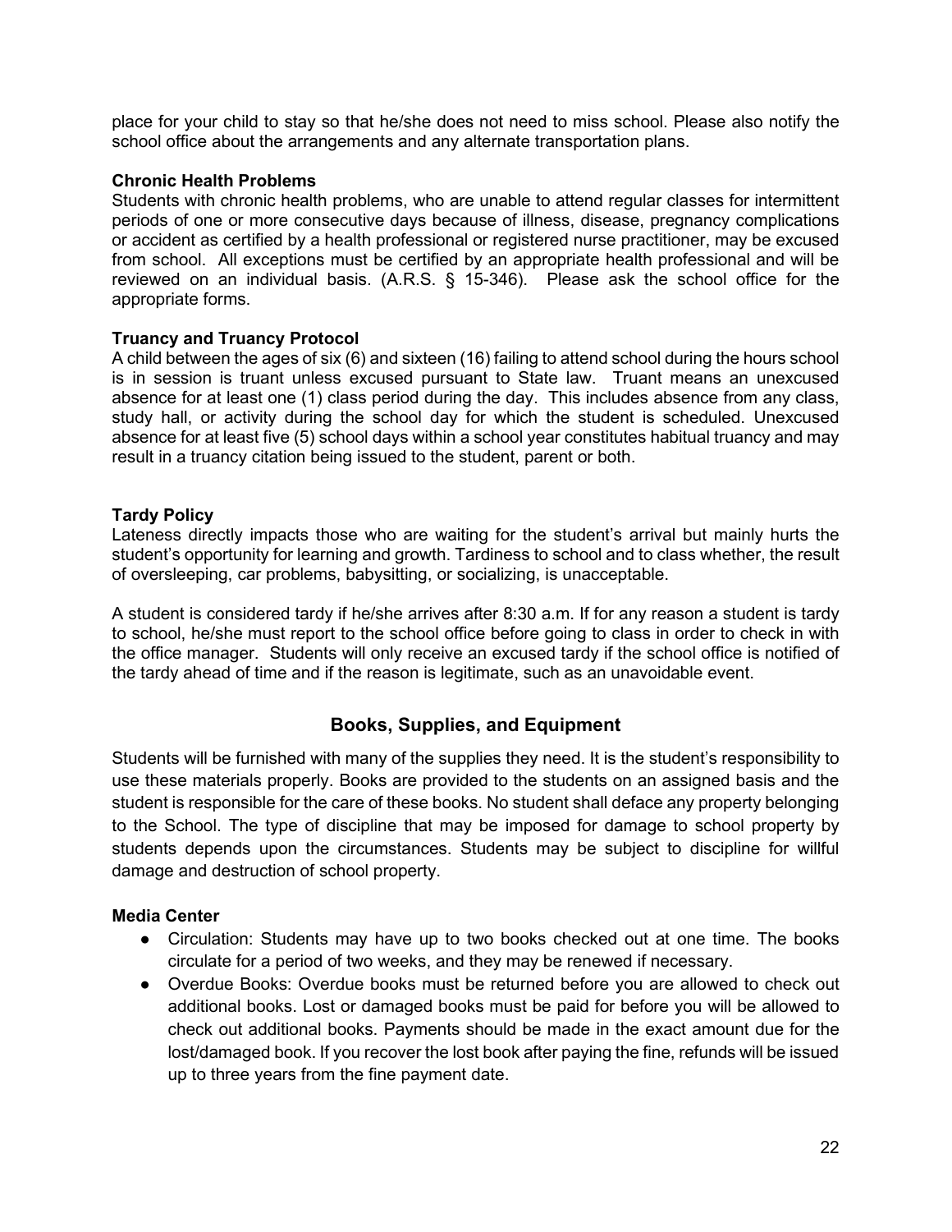place for your child to stay so that he/she does not need to miss school. Please also notify the school office about the arrangements and any alternate transportation plans.

**Chronic Health Problems**
Students with chronic health problems, who are unable to attend regular classes for intermittent periods of one or more consecutive days because of illness, disease, pregnancy complications or accident as certified by a health professional or registered nurse practitioner, may be excused from school. All exceptions must be certified by an appropriate health professional and will be reviewed on an individual basis. (A.R.S. § 15-346). Please ask the school office for the appropriate forms.

**Truancy and Truancy Protocol**
A child between the ages of six (6) and sixteen (16) failing to attend school during the hours school is in session is truant unless excused pursuant to State law. Truant means an unexcused absence for at least one (1) class period during the day. This includes absence from any class, study hall, or activity during the school day for which the student is scheduled. Unexcused absence for at least five (5) school days within a school year constitutes habitual truancy and may result in a truancy citation being issued to the student, parent or both.

**Tardy Policy**
Lateness directly impacts those who are waiting for the student's arrival but mainly hurts the student's opportunity for learning and growth. Tardiness to school and to class whether, the result of oversleeping, car problems, babysitting, or socializing, is unacceptable.

A student is considered tardy if he/she arrives after 8:30 a.m. If for any reason a student is tardy to school, he/she must report to the school office before going to class in order to check in with the office manager. Students will only receive an excused tardy if the school office is notified of the tardy ahead of time and if the reason is legitimate, such as an unavoidable event.

## Books, Supplies, and Equipment

Students will be furnished with many of the supplies they need. It is the student's responsibility to use these materials properly. Books are provided to the students on an assigned basis and the student is responsible for the care of these books. No student shall deface any property belonging to the School. The type of discipline that may be imposed for damage to school property by students depends upon the circumstances. Students may be subject to discipline for willful damage and destruction of school property.

**Media Center**

- Circulation: Students may have up to two books checked out at one time. The books circulate for a period of two weeks, and they may be renewed if necessary.
- Overdue Books: Overdue books must be returned before you are allowed to check out additional books. Lost or damaged books must be paid for before you will be allowed to check out additional books. Payments should be made in the exact amount due for the lost/damaged book. If you recover the lost book after paying the fine, refunds will be issued up to three years from the fine payment date.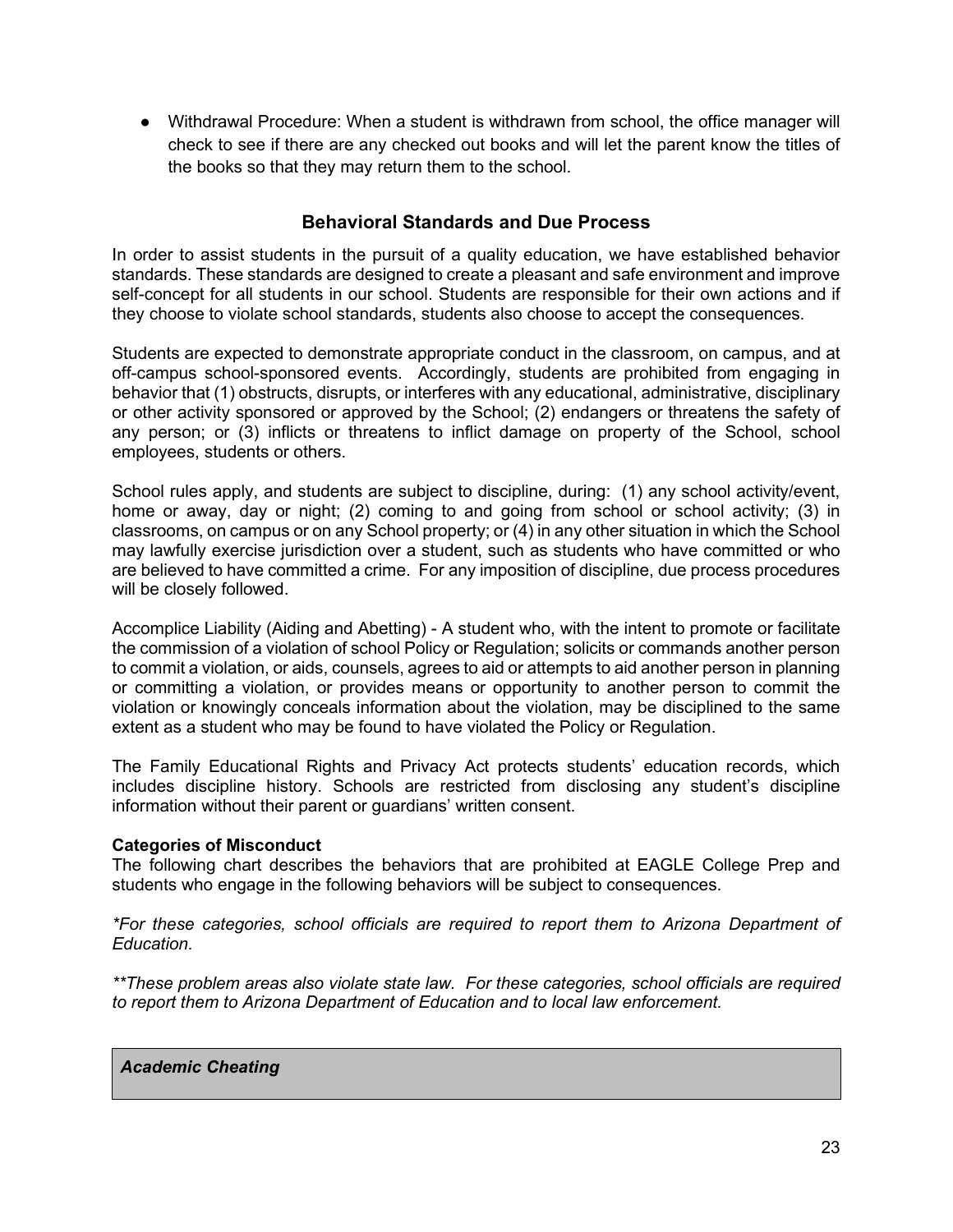- Withdrawal Procedure: When a student is withdrawn from school, the office manager will check to see if there are any checked out books and will let the parent know the titles of the books so that they may return them to the school.

## Behavioral Standards and Due Process

In order to assist students in the pursuit of a quality education, we have established behavior standards. These standards are designed to create a pleasant and safe environment and improve self-concept for all students in our school. Students are responsible for their own actions and if they choose to violate school standards, students also choose to accept the consequences.

Students are expected to demonstrate appropriate conduct in the classroom, on campus, and at off-campus school-sponsored events. Accordingly, students are prohibited from engaging in behavior that (1) obstructs, disrupts, or interferes with any educational, administrative, disciplinary or other activity sponsored or approved by the School; (2) endangers or threatens the safety of any person; or (3) inflicts or threatens to inflict damage on property of the School, school employees, students or others.

School rules apply, and students are subject to discipline, during: (1) any school activity/event, home or away, day or night; (2) coming to and going from school or school activity; (3) in classrooms, on campus or on any School property; or (4) in any other situation in which the School may lawfully exercise jurisdiction over a student, such as students who have committed or who are believed to have committed a crime. For any imposition of discipline, due process procedures will be closely followed.

Accomplice Liability (Aiding and Abetting) - A student who, with the intent to promote or facilitate the commission of a violation of school Policy or Regulation; solicits or commands another person to commit a violation, or aids, counsels, agrees to aid or attempts to aid another person in planning or committing a violation, or provides means or opportunity to another person to commit the violation or knowingly conceals information about the violation, may be disciplined to the same extent as a student who may be found to have violated the Policy or Regulation.

The Family Educational Rights and Privacy Act protects students' education records, which includes discipline history. Schools are restricted from disclosing any student's discipline information without their parent or guardians' written consent.

**Categories of Misconduct**

The following chart describes the behaviors that are prohibited at EAGLE College Prep and students who engage in the following behaviors will be subject to consequences.

*\*For these categories, school officials are required to report them to Arizona Department of Education.*

*\*\*These problem areas also violate state law. For these categories, school officials are required to report them to Arizona Department of Education and to local law enforcement.*

| ***Academic Cheating*** |
|---|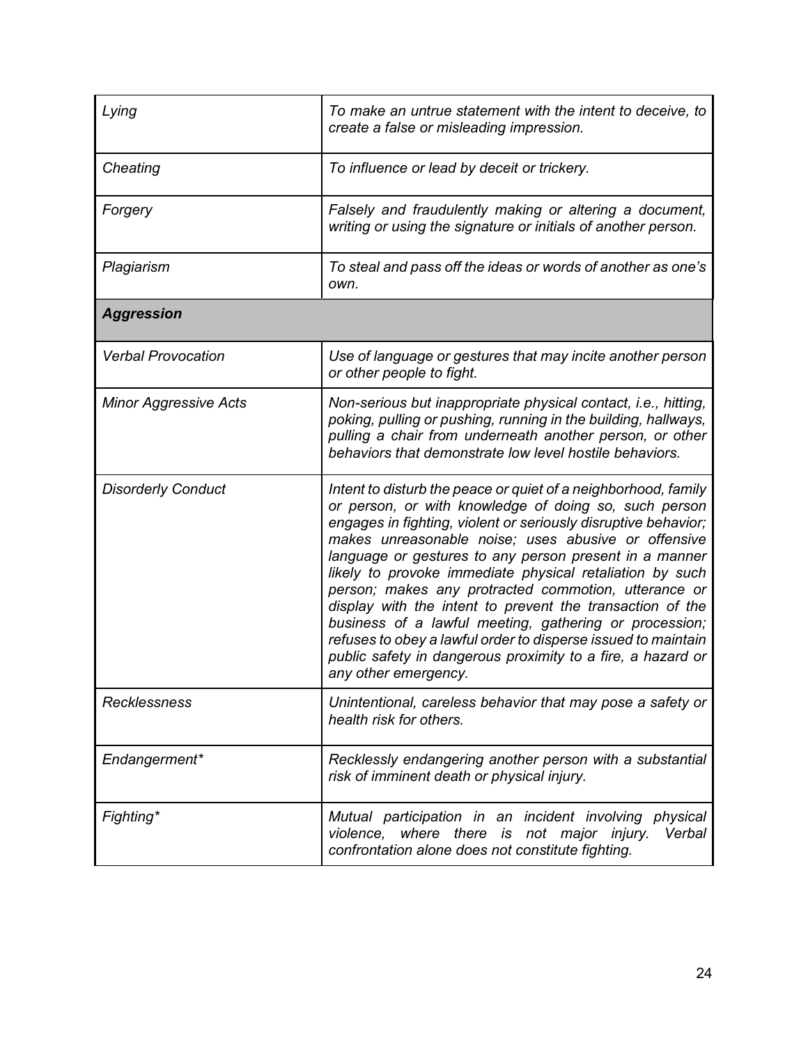| | |
|---|---|
| *Lying* | *To make an untrue statement with the intent to deceive, to create a false or misleading impression.* |
| *Cheating* | *To influence or lead by deceit or trickery.* |
| *Forgery* | *Falsely and fraudulently making or altering a document, writing or using the signature or initials of another person.* |
| *Plagiarism* | *To steal and pass off the ideas or words of another as one's own.* |
| ***Aggression*** | |
| *Verbal Provocation* | *Use of language or gestures that may incite another person or other people to fight.* |
| *Minor Aggressive Acts* | *Non-serious but inappropriate physical contact, i.e., hitting, poking, pulling or pushing, running in the building, hallways, pulling a chair from underneath another person, or other behaviors that demonstrate low level hostile behaviors.* |
| *Disorderly Conduct* | *Intent to disturb the peace or quiet of a neighborhood, family or person, or with knowledge of doing so, such person engages in fighting, violent or seriously disruptive behavior; makes unreasonable noise; uses abusive or offensive language or gestures to any person present in a manner likely to provoke immediate physical retaliation by such person; makes any protracted commotion, utterance or display with the intent to prevent the transaction of the business of a lawful meeting, gathering or procession; refuses to obey a lawful order to disperse issued to maintain public safety in dangerous proximity to a fire, a hazard or any other emergency.* |
| *Recklessness* | *Unintentional, careless behavior that may pose a safety or health risk for others.* |
| *Endangerment** | *Recklessly endangering another person with a substantial risk of imminent death or physical injury.* |
| *Fighting** | *Mutual participation in an incident involving physical violence, where there is not major injury. Verbal confrontation alone does not constitute fighting.* |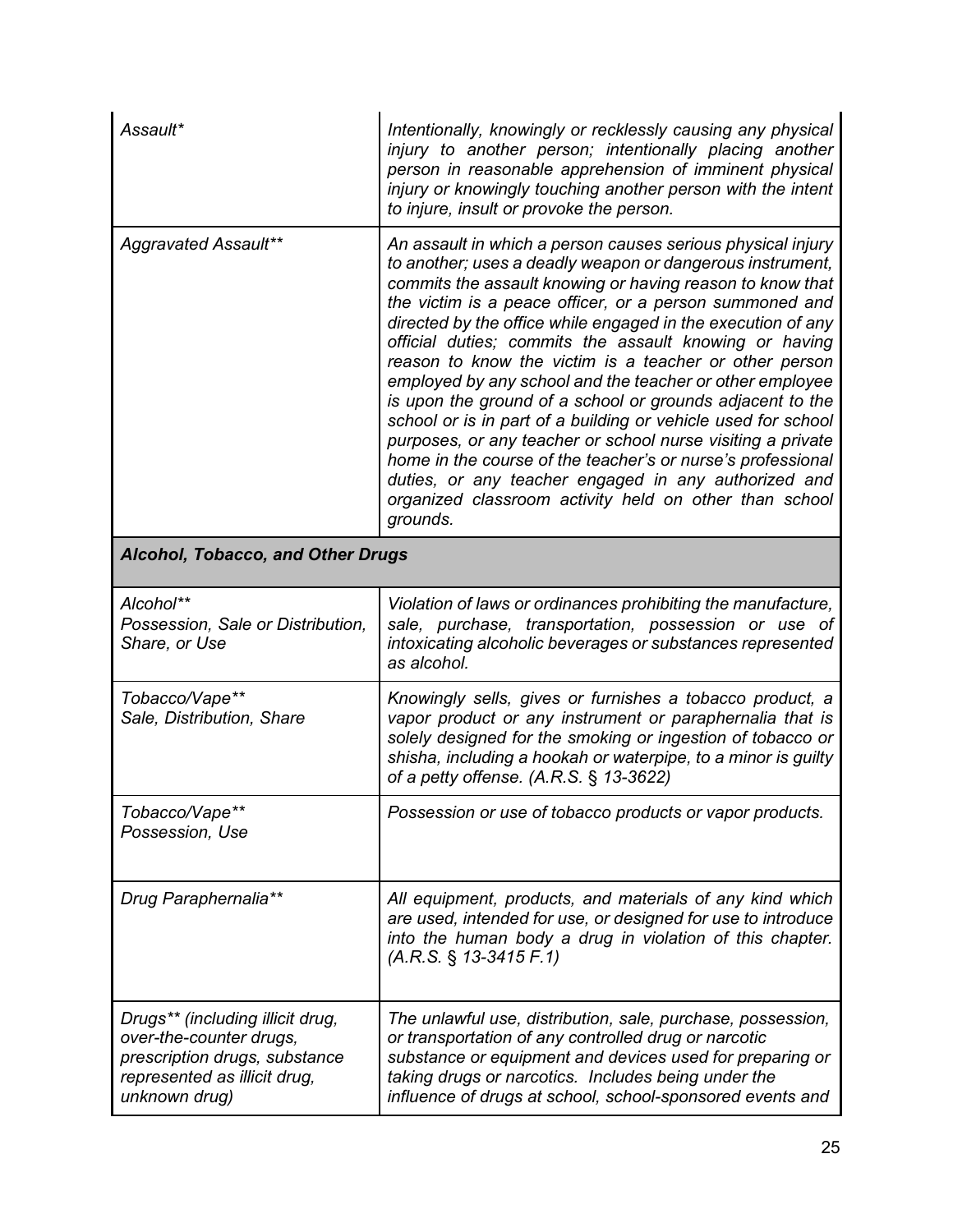| | |
|---|---|
| *Assault** | *Intentionally, knowingly or recklessly causing any physical injury to another person; intentionally placing another person in reasonable apprehension of imminent physical injury or knowingly touching another person with the intent to injure, insult or provoke the person.* |
| *Aggravated Assault*** | *An assault in which a person causes serious physical injury to another; uses a deadly weapon or dangerous instrument, commits the assault knowing or having reason to know that the victim is a peace officer, or a person summoned and directed by the office while engaged in the execution of any official duties; commits the assault knowing or having reason to know the victim is a teacher or other person employed by any school and the teacher or other employee is upon the ground of a school or grounds adjacent to the school or is in part of a building or vehicle used for school purposes, or any teacher or school nurse visiting a private home in the course of the teacher's or nurse's professional duties, or any teacher engaged in any authorized and organized classroom activity held on other than school grounds.* |
| ***Alcohol, Tobacco, and Other Drugs*** | |
| *Alcohol***<br>*Possession, Sale or Distribution, Share, or Use* | *Violation of laws or ordinances prohibiting the manufacture, sale, purchase, transportation, possession or use of intoxicating alcoholic beverages or substances represented as alcohol.* |
| *Tobacco/Vape***<br>*Sale, Distribution, Share* | *Knowingly sells, gives or furnishes a tobacco product, a vapor product or any instrument or paraphernalia that is solely designed for the smoking or ingestion of tobacco or shisha, including a hookah or waterpipe, to a minor is guilty of a petty offense. (A.R.S. § 13-3622)* |
| *Tobacco/Vape***<br>*Possession, Use* | *Possession or use of tobacco products or vapor products.* |
| *Drug Paraphernalia*** | *All equipment, products, and materials of any kind which are used, intended for use, or designed for use to introduce into the human body a drug in violation of this chapter. (A.R.S. § 13-3415 F.1)* |
| *Drugs** (including illicit drug, over-the-counter drugs, prescription drugs, substance represented as illicit drug, unknown drug)* | *The unlawful use, distribution, sale, purchase, possession, or transportation of any controlled drug or narcotic substance or equipment and devices used for preparing or taking drugs or narcotics. Includes being under the influence of drugs at school, school-sponsored events and* |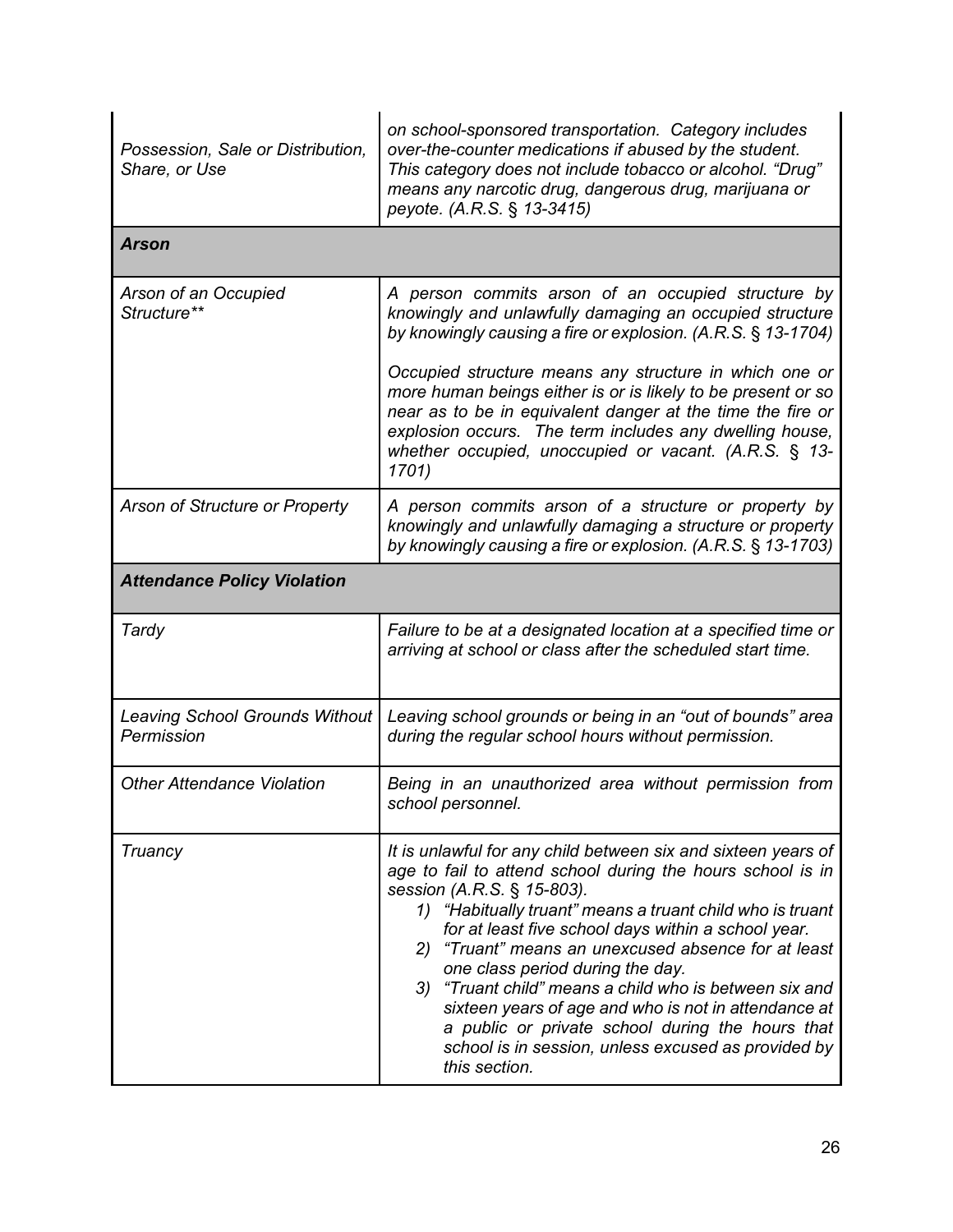| | |
|---|---|
| *Possession, Sale or Distribution, Share, or Use* | *on school-sponsored transportation. Category includes over-the-counter medications if abused by the student. This category does not include tobacco or alcohol. "Drug" means any narcotic drug, dangerous drug, marijuana or peyote. (A.R.S. § 13-3415)* |
| ***Arson*** | |
| *Arson of an Occupied Structure*** | *A person commits arson of an occupied structure by knowingly and unlawfully damaging an occupied structure by knowingly causing a fire or explosion. (A.R.S. § 13-1704)*<br><br>*Occupied structure means any structure in which one or more human beings either is or is likely to be present or so near as to be in equivalent danger at the time the fire or explosion occurs. The term includes any dwelling house, whether occupied, unoccupied or vacant. (A.R.S. § 13-1701)* |
| *Arson of Structure or Property* | *A person commits arson of a structure or property by knowingly and unlawfully damaging a structure or property by knowingly causing a fire or explosion. (A.R.S. § 13-1703)* |
| ***Attendance Policy Violation*** | |
| *Tardy* | *Failure to be at a designated location at a specified time or arriving at school or class after the scheduled start time.* |
| *Leaving School Grounds Without Permission* | *Leaving school grounds or being in an "out of bounds" area during the regular school hours without permission.* |
| *Other Attendance Violation* | *Being in an unauthorized area without permission from school personnel.* |
| *Truancy* | *It is unlawful for any child between six and sixteen years of age to fail to attend school during the hours school is in session (A.R.S. § 15-803).*<br>*1) "Habitually truant" means a truant child who is truant for at least five school days within a school year.*<br>*2) "Truant" means an unexcused absence for at least one class period during the day.*<br>*3) "Truant child" means a child who is between six and sixteen years of age and who is not in attendance at a public or private school during the hours that school is in session, unless excused as provided by this section.* |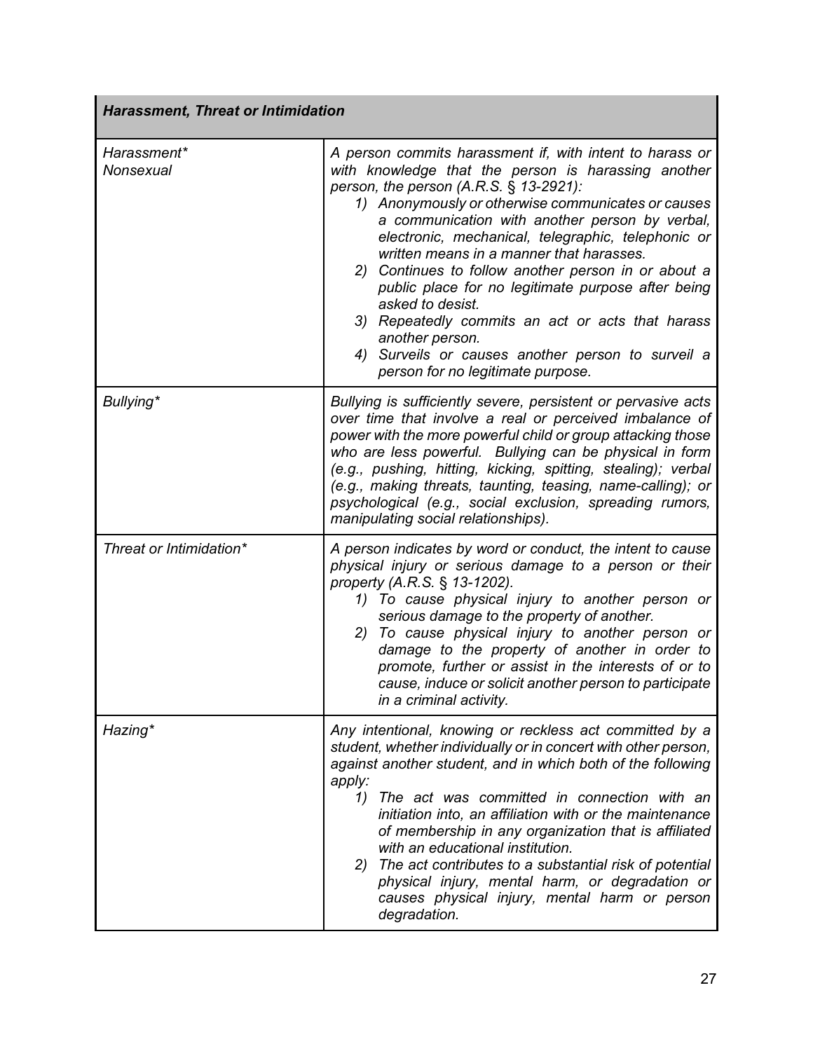| *Harassment, Threat or Intimidation* | |
|---|---|
| *Harassment\*<br>Nonsexual* | *A person commits harassment if, with intent to harass or with knowledge that the person is harassing another person, the person (A.R.S. § 13-2921):*<br>*1) Anonymously or otherwise communicates or causes a communication with another person by verbal, electronic, mechanical, telegraphic, telephonic or written means in a manner that harasses.*<br>*2) Continues to follow another person in or about a public place for no legitimate purpose after being asked to desist.*<br>*3) Repeatedly commits an act or acts that harass another person.*<br>*4) Surveils or causes another person to surveil a person for no legitimate purpose.* |
| *Bullying\** | *Bullying is sufficiently severe, persistent or pervasive acts over time that involve a real or perceived imbalance of power with the more powerful child or group attacking those who are less powerful. Bullying can be physical in form (e.g., pushing, hitting, kicking, spitting, stealing); verbal (e.g., making threats, taunting, teasing, name-calling); or psychological (e.g., social exclusion, spreading rumors, manipulating social relationships).* |
| *Threat or Intimidation\** | *A person indicates by word or conduct, the intent to cause physical injury or serious damage to a person or their property (A.R.S. § 13-1202).*<br>*1) To cause physical injury to another person or serious damage to the property of another.*<br>*2) To cause physical injury to another person or damage to the property of another in order to promote, further or assist in the interests of or to cause, induce or solicit another person to participate in a criminal activity.* |
| *Hazing\** | *Any intentional, knowing or reckless act committed by a student, whether individually or in concert with other person, against another student, and in which both of the following apply:*<br>*1) The act was committed in connection with an initiation into, an affiliation with or the maintenance of membership in any organization that is affiliated with an educational institution.*<br>*2) The act contributes to a substantial risk of potential physical injury, mental harm, or degradation or causes physical injury, mental harm or person degradation.* |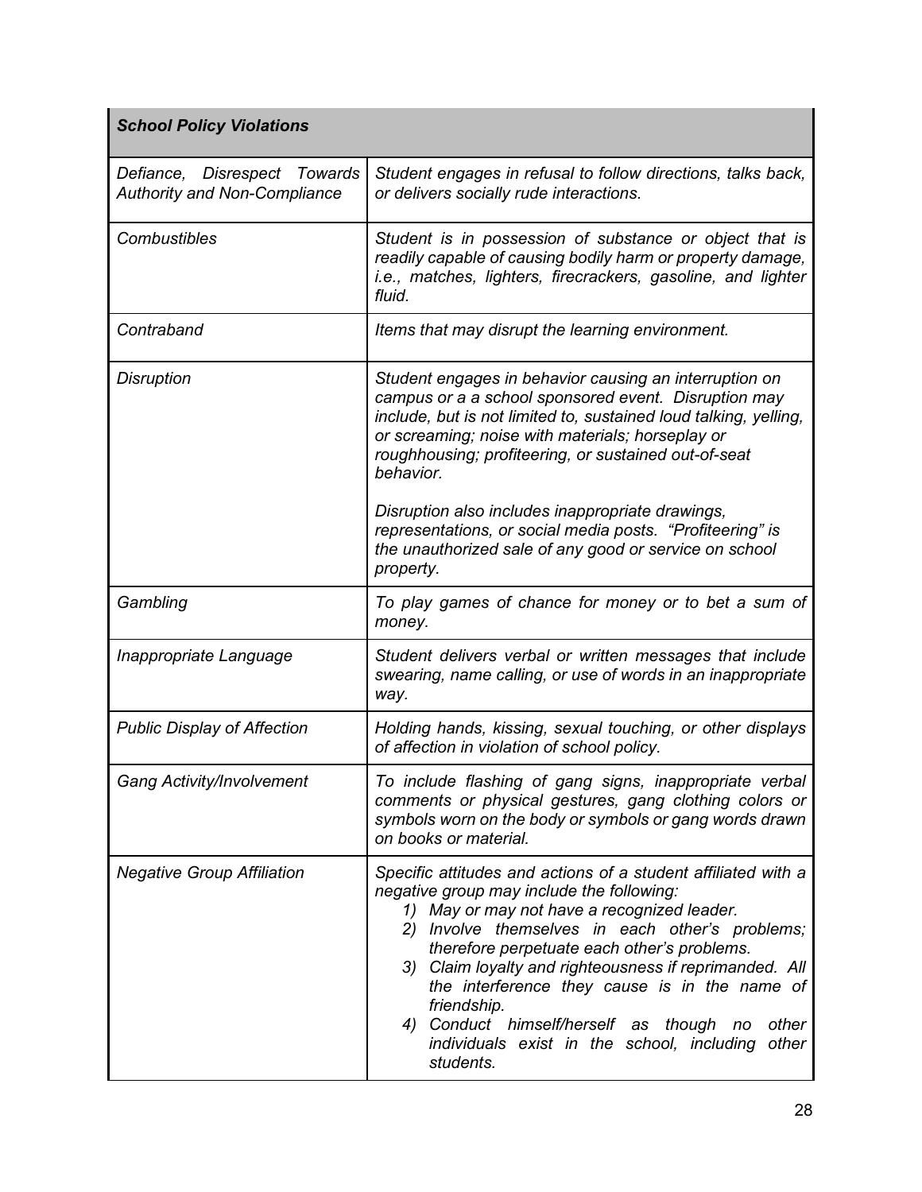| *School Policy Violations* | |
|---|---|
| *Defiance, Disrespect Towards Authority and Non-Compliance* | *Student engages in refusal to follow directions, talks back, or delivers socially rude interactions.* |
| *Combustibles* | *Student is in possession of substance or object that is readily capable of causing bodily harm or property damage, i.e., matches, lighters, firecrackers, gasoline, and lighter fluid.* |
| *Contraband* | *Items that may disrupt the learning environment.* |
| *Disruption* | *Student engages in behavior causing an interruption on campus or a a school sponsored event. Disruption may include, but is not limited to, sustained loud talking, yelling, or screaming; noise with materials; horseplay or roughhousing; profiteering, or sustained out-of-seat behavior.*<br><br>*Disruption also includes inappropriate drawings, representations, or social media posts. "Profiteering" is the unauthorized sale of any good or service on school property.* |
| *Gambling* | *To play games of chance for money or to bet a sum of money.* |
| *Inappropriate Language* | *Student delivers verbal or written messages that include swearing, name calling, or use of words in an inappropriate way.* |
| *Public Display of Affection* | *Holding hands, kissing, sexual touching, or other displays of affection in violation of school policy.* |
| *Gang Activity/Involvement* | *To include flashing of gang signs, inappropriate verbal comments or physical gestures, gang clothing colors or symbols worn on the body or symbols or gang words drawn on books or material.* |
| *Negative Group Affiliation* | *Specific attitudes and actions of a student affiliated with a negative group may include the following:*<br>*1) May or may not have a recognized leader.*<br>*2) Involve themselves in each other's problems; therefore perpetuate each other's problems.*<br>*3) Claim loyalty and righteousness if reprimanded. All the interference they cause is in the name of friendship.*<br>*4) Conduct himself/herself as though no other individuals exist in the school, including other students.* |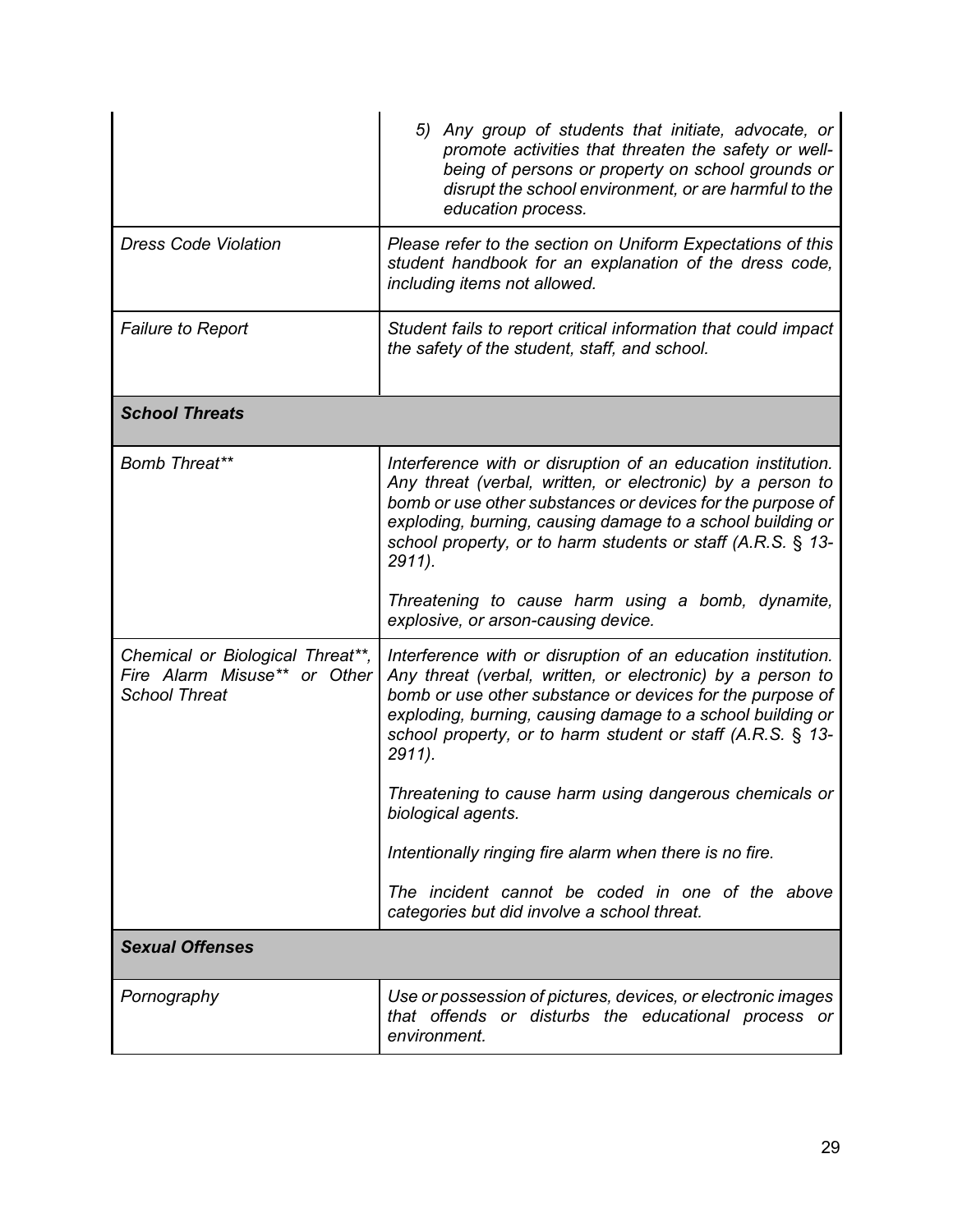| | |
|---|---|
| | *5) Any group of students that initiate, advocate, or promote activities that threaten the safety or well-being of persons or property on school grounds or disrupt the school environment, or are harmful to the education process.* |
| *Dress Code Violation* | *Please refer to the section on Uniform Expectations of this student handbook for an explanation of the dress code, including items not allowed.* |
| *Failure to Report* | *Student fails to report critical information that could impact the safety of the student, staff, and school.* |
| ***School Threats*** | |
| *Bomb Threat***** | *Interference with or disruption of an education institution. Any threat (verbal, written, or electronic) by a person to bomb or use other substances or devices for the purpose of exploding, burning, causing damage to a school building or school property, or to harm students or staff (A.R.S. § 13-2911).*<br><br>*Threatening to cause harm using a bomb, dynamite, explosive, or arson-causing device.* |
| *Chemical or Biological Threat**, Fire Alarm Misuse** or Other School Threat* | *Interference with or disruption of an education institution. Any threat (verbal, written, or electronic) by a person to bomb or use other substance or devices for the purpose of exploding, burning, causing damage to a school building or school property, or to harm student or staff (A.R.S. § 13-2911).*<br><br>*Threatening to cause harm using dangerous chemicals or biological agents.*<br><br>*Intentionally ringing fire alarm when there is no fire.*<br><br>*The incident cannot be coded in one of the above categories but did involve a school threat.* |
| ***Sexual Offenses*** | |
| *Pornography* | *Use or possession of pictures, devices, or electronic images that offends or disturbs the educational process or environment.* |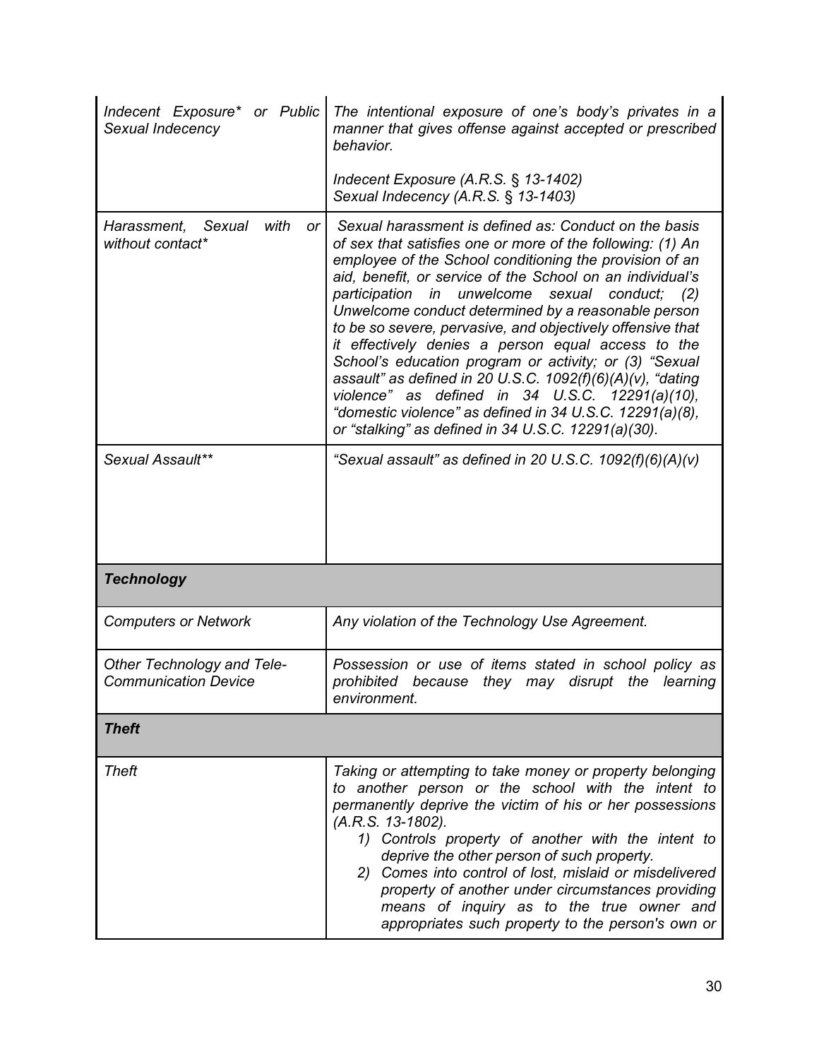| | |
|---|---|
| *Indecent Exposure* or Public Sexual Indecency* | *The intentional exposure of one's body's privates in a manner that gives offense against accepted or prescribed behavior.*<br><br>*Indecent Exposure (A.R.S. § 13-1402)*<br>*Sexual Indecency (A.R.S. § 13-1403)* |
| *Harassment, Sexual with or without contact** | *Sexual harassment is defined as: Conduct on the basis of sex that satisfies one or more of the following: (1) An employee of the School conditioning the provision of an aid, benefit, or service of the School on an individual's participation in unwelcome sexual conduct; (2) Unwelcome conduct determined by a reasonable person to be so severe, pervasive, and objectively offensive that it effectively denies a person equal access to the School's education program or activity; or (3) "Sexual assault" as defined in 20 U.S.C. 1092(f)(6)(A)(v), "dating violence" as defined in 34 U.S.C. 12291(a)(10), "domestic violence" as defined in 34 U.S.C. 12291(a)(8), or "stalking" as defined in 34 U.S.C. 12291(a)(30).* |
| *Sexual Assault*** | *"Sexual assault" as defined in 20 U.S.C. 1092(f)(6)(A)(v)* |
| ***Technology*** | |
| *Computers or Network* | *Any violation of the Technology Use Agreement.* |
| *Other Technology and Tele-Communication Device* | *Possession or use of items stated in school policy as prohibited because they may disrupt the learning environment.* |
| ***Theft*** | |
| *Theft* | *Taking or attempting to take money or property belonging to another person or the school with the intent to permanently deprive the victim of his or her possessions (A.R.S. 13-1802).*<br>*1) Controls property of another with the intent to deprive the other person of such property.*<br>*2) Comes into control of lost, mislaid or misdelivered property of another under circumstances providing means of inquiry as to the true owner and appropriates such property to the person's own or* |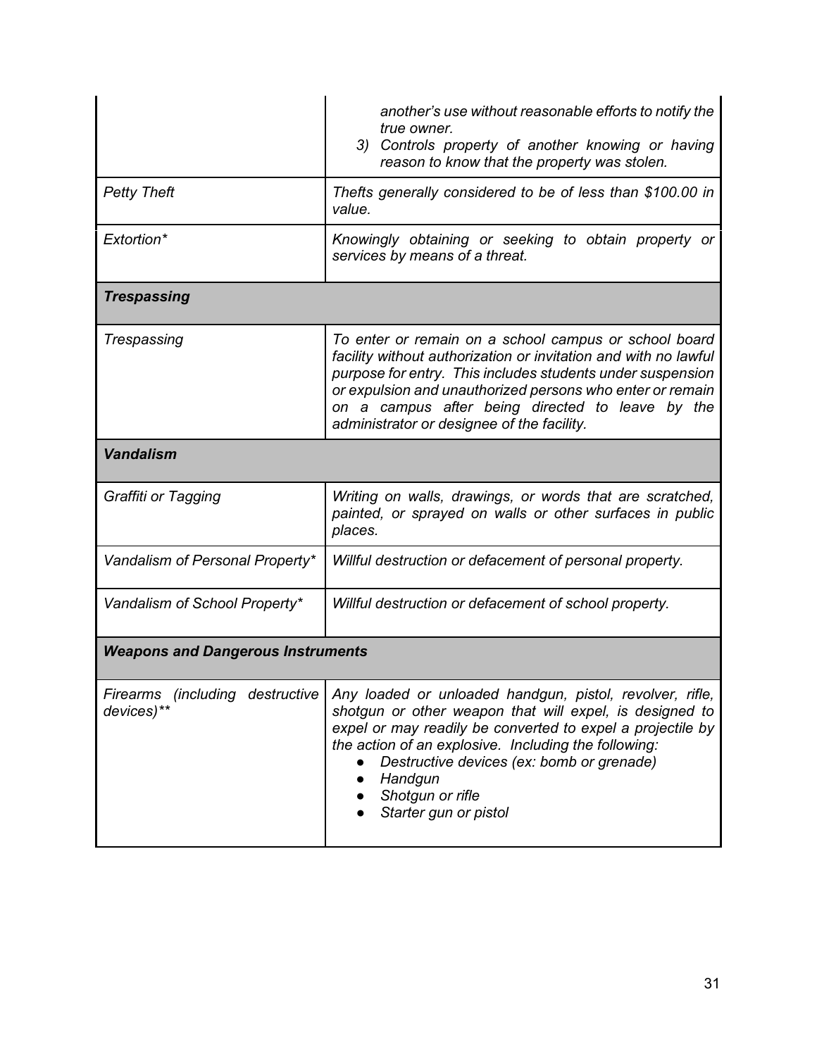| | |
|---|---|
| | *another's use without reasonable efforts to notify the true owner.*<br>*3) Controls property of another knowing or having reason to know that the property was stolen.* |
| *Petty Theft* | *Thefts generally considered to be of less than $100.00 in value.* |
| *Extortion** | *Knowingly obtaining or seeking to obtain property or services by means of a threat.* |
| ***Trespassing*** | |
| *Trespassing* | *To enter or remain on a school campus or school board facility without authorization or invitation and with no lawful purpose for entry. This includes students under suspension or expulsion and unauthorized persons who enter or remain on a campus after being directed to leave by the administrator or designee of the facility.* |
| ***Vandalism*** | |
| *Graffiti or Tagging* | *Writing on walls, drawings, or words that are scratched, painted, or sprayed on walls or other surfaces in public places.* |
| *Vandalism of Personal Property** | *Willful destruction or defacement of personal property.* |
| *Vandalism of School Property** | *Willful destruction or defacement of school property.* |
| ***Weapons and Dangerous Instruments*** | |
| *Firearms (including destructive devices)*** | *Any loaded or unloaded handgun, pistol, revolver, rifle, shotgun or other weapon that will expel, is designed to expel or may readily be converted to expel a projectile by the action of an explosive. Including the following:*<br>• *Destructive devices (ex: bomb or grenade)*<br>• *Handgun*<br>• *Shotgun or rifle*<br>• *Starter gun or pistol* |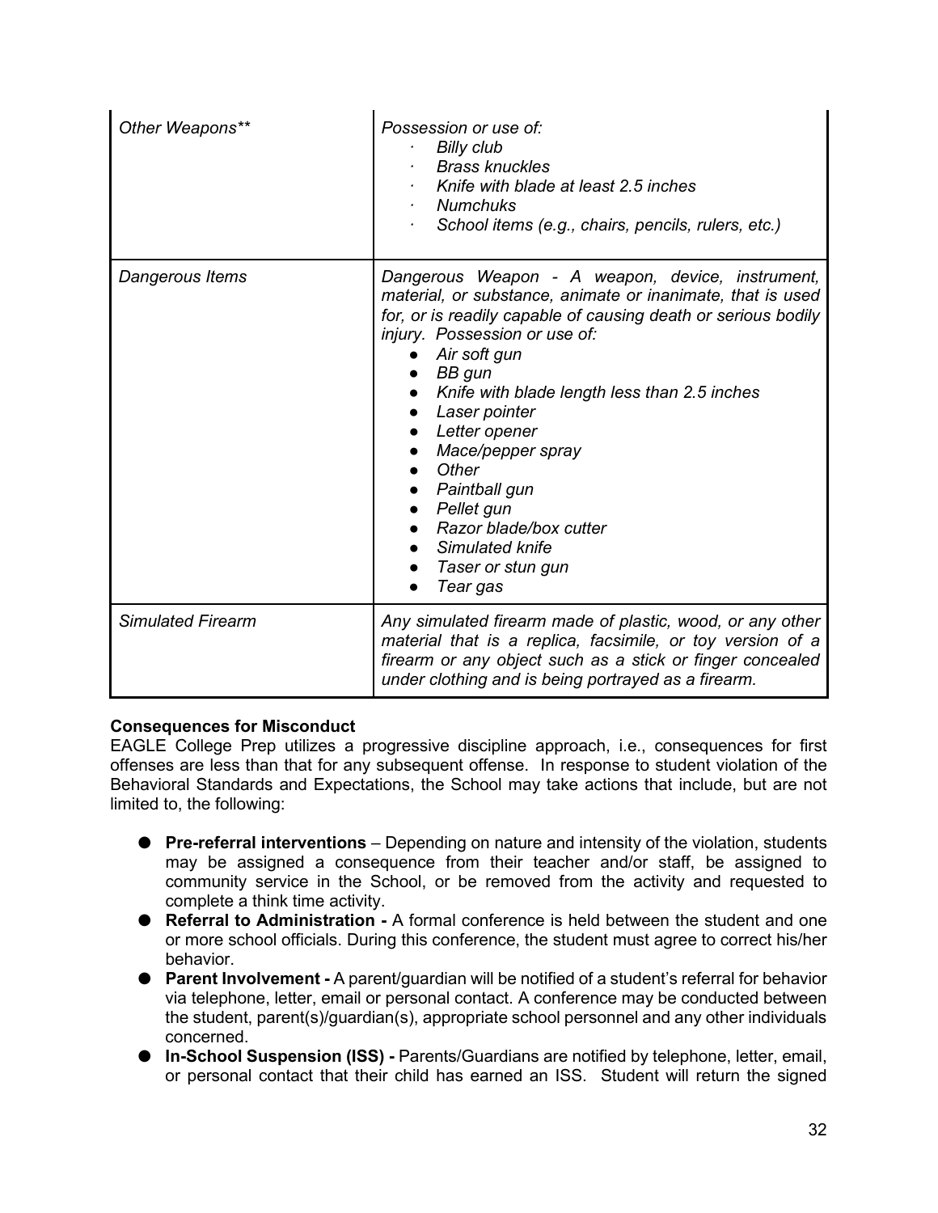| | |
|---|---|
| *Other Weapons*** | *Possession or use of:*<br>· *Billy club*<br>· *Brass knuckles*<br>· *Knife with blade at least 2.5 inches*<br>· *Numchuks*<br>· *School items (e.g., chairs, pencils, rulers, etc.)* |
| *Dangerous Items* | *Dangerous Weapon - A weapon, device, instrument, material, or substance, animate or inanimate, that is used for, or is readily capable of causing death or serious bodily injury. Possession or use of:*<br>● *Air soft gun*<br>● *BB gun*<br>● *Knife with blade length less than 2.5 inches*<br>● *Laser pointer*<br>● *Letter opener*<br>● *Mace/pepper spray*<br>● *Other*<br>● *Paintball gun*<br>● *Pellet gun*<br>● *Razor blade/box cutter*<br>● *Simulated knife*<br>● *Taser or stun gun*<br>● *Tear gas* |
| *Simulated Firearm* | *Any simulated firearm made of plastic, wood, or any other material that is a replica, facsimile, or toy version of a firearm or any object such as a stick or finger concealed under clothing and is being portrayed as a firearm.* |

**Consequences for Misconduct**

EAGLE College Prep utilizes a progressive discipline approach, i.e., consequences for first offenses are less than that for any subsequent offense. In response to student violation of the Behavioral Standards and Expectations, the School may take actions that include, but are not limited to, the following:

- **Pre-referral interventions** – Depending on nature and intensity of the violation, students may be assigned a consequence from their teacher and/or staff, be assigned to community service in the School, or be removed from the activity and requested to complete a think time activity.
- **Referral to Administration -** A formal conference is held between the student and one or more school officials. During this conference, the student must agree to correct his/her behavior.
- **Parent Involvement -** A parent/guardian will be notified of a student's referral for behavior via telephone, letter, email or personal contact. A conference may be conducted between the student, parent(s)/guardian(s), appropriate school personnel and any other individuals concerned.
- **In-School Suspension (ISS) -** Parents/Guardians are notified by telephone, letter, email, or personal contact that their child has earned an ISS. Student will return the signed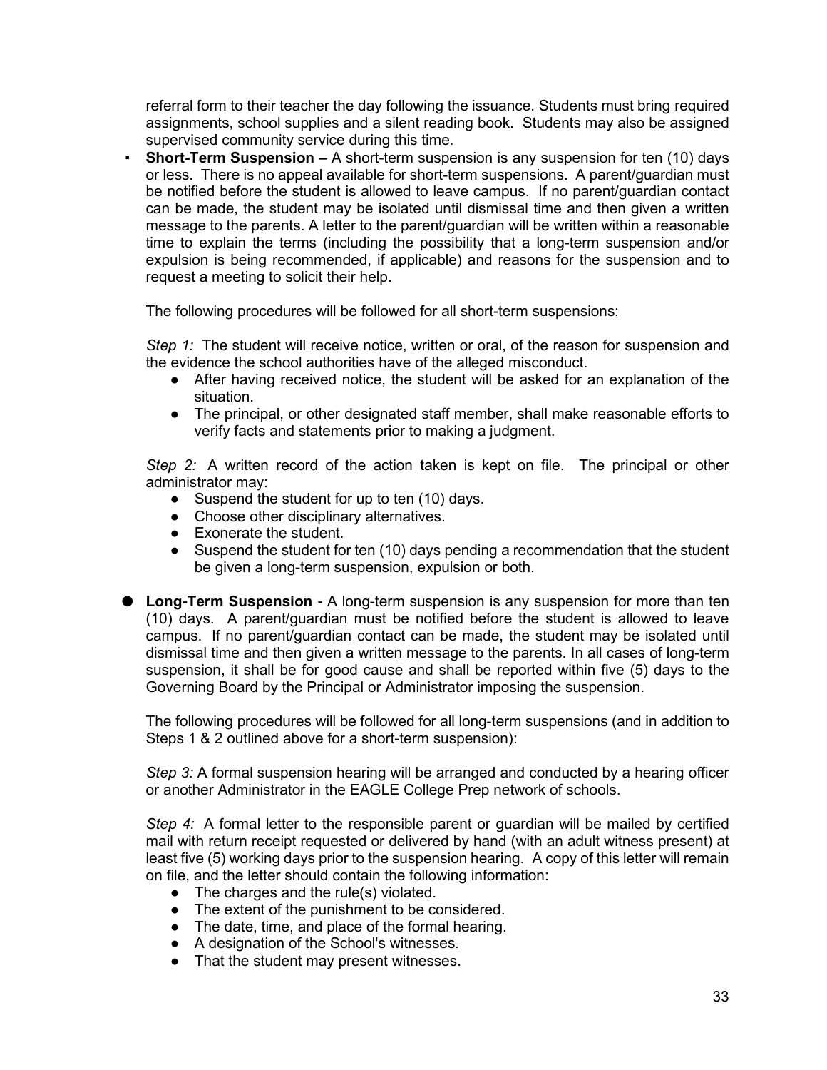referral form to their teacher the day following the issuance. Students must bring required assignments, school supplies and a silent reading book. Students may also be assigned supervised community service during this time.

- **Short-Term Suspension –** A short-term suspension is any suspension for ten (10) days or less. There is no appeal available for short-term suspensions. A parent/guardian must be notified before the student is allowed to leave campus. If no parent/guardian contact can be made, the student may be isolated until dismissal time and then given a written message to the parents. A letter to the parent/guardian will be written within a reasonable time to explain the terms (including the possibility that a long-term suspension and/or expulsion is being recommended, if applicable) and reasons for the suspension and to request a meeting to solicit their help.

  The following procedures will be followed for all short-term suspensions:

  *Step 1:* The student will receive notice, written or oral, of the reason for suspension and the evidence the school authorities have of the alleged misconduct.
  - After having received notice, the student will be asked for an explanation of the situation.
  - The principal, or other designated staff member, shall make reasonable efforts to verify facts and statements prior to making a judgment.

  *Step 2:* A written record of the action taken is kept on file. The principal or other administrator may:
  - Suspend the student for up to ten (10) days.
  - Choose other disciplinary alternatives.
  - Exonerate the student.
  - Suspend the student for ten (10) days pending a recommendation that the student be given a long-term suspension, expulsion or both.

- **Long-Term Suspension -** A long-term suspension is any suspension for more than ten (10) days. A parent/guardian must be notified before the student is allowed to leave campus. If no parent/guardian contact can be made, the student may be isolated until dismissal time and then given a written message to the parents. In all cases of long-term suspension, it shall be for good cause and shall be reported within five (5) days to the Governing Board by the Principal or Administrator imposing the suspension.

  The following procedures will be followed for all long-term suspensions (and in addition to Steps 1 & 2 outlined above for a short-term suspension):

  *Step 3:* A formal suspension hearing will be arranged and conducted by a hearing officer or another Administrator in the EAGLE College Prep network of schools.

  *Step 4:* A formal letter to the responsible parent or guardian will be mailed by certified mail with return receipt requested or delivered by hand (with an adult witness present) at least five (5) working days prior to the suspension hearing. A copy of this letter will remain on file, and the letter should contain the following information:
  - The charges and the rule(s) violated.
  - The extent of the punishment to be considered.
  - The date, time, and place of the formal hearing.
  - A designation of the School's witnesses.
  - That the student may present witnesses.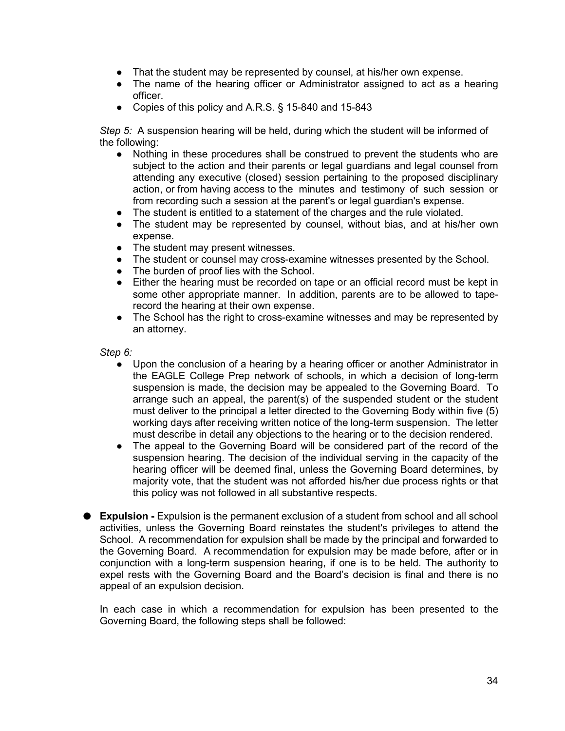- That the student may be represented by counsel, at his/her own expense.
- The name of the hearing officer or Administrator assigned to act as a hearing officer.
- Copies of this policy and A.R.S. § 15-840 and 15-843

*Step 5:* A suspension hearing will be held, during which the student will be informed of the following:

- Nothing in these procedures shall be construed to prevent the students who are subject to the action and their parents or legal guardians and legal counsel from attending any executive (closed) session pertaining to the proposed disciplinary action, or from having access to the minutes and testimony of such session or from recording such a session at the parent's or legal guardian's expense.
- The student is entitled to a statement of the charges and the rule violated.
- The student may be represented by counsel, without bias, and at his/her own expense.
- The student may present witnesses.
- The student or counsel may cross-examine witnesses presented by the School.
- The burden of proof lies with the School.
- Either the hearing must be recorded on tape or an official record must be kept in some other appropriate manner. In addition, parents are to be allowed to tape-record the hearing at their own expense.
- The School has the right to cross-examine witnesses and may be represented by an attorney.

*Step 6:*

- Upon the conclusion of a hearing by a hearing officer or another Administrator in the EAGLE College Prep network of schools, in which a decision of long-term suspension is made, the decision may be appealed to the Governing Board. To arrange such an appeal, the parent(s) of the suspended student or the student must deliver to the principal a letter directed to the Governing Body within five (5) working days after receiving written notice of the long-term suspension. The letter must describe in detail any objections to the hearing or to the decision rendered.
- The appeal to the Governing Board will be considered part of the record of the suspension hearing. The decision of the individual serving in the capacity of the hearing officer will be deemed final, unless the Governing Board determines, by majority vote, that the student was not afforded his/her due process rights or that this policy was not followed in all substantive respects.

- **Expulsion -** Expulsion is the permanent exclusion of a student from school and all school activities, unless the Governing Board reinstates the student's privileges to attend the School. A recommendation for expulsion shall be made by the principal and forwarded to the Governing Board. A recommendation for expulsion may be made before, after or in conjunction with a long-term suspension hearing, if one is to be held. The authority to expel rests with the Governing Board and the Board's decision is final and there is no appeal of an expulsion decision.

  In each case in which a recommendation for expulsion has been presented to the Governing Board, the following steps shall be followed: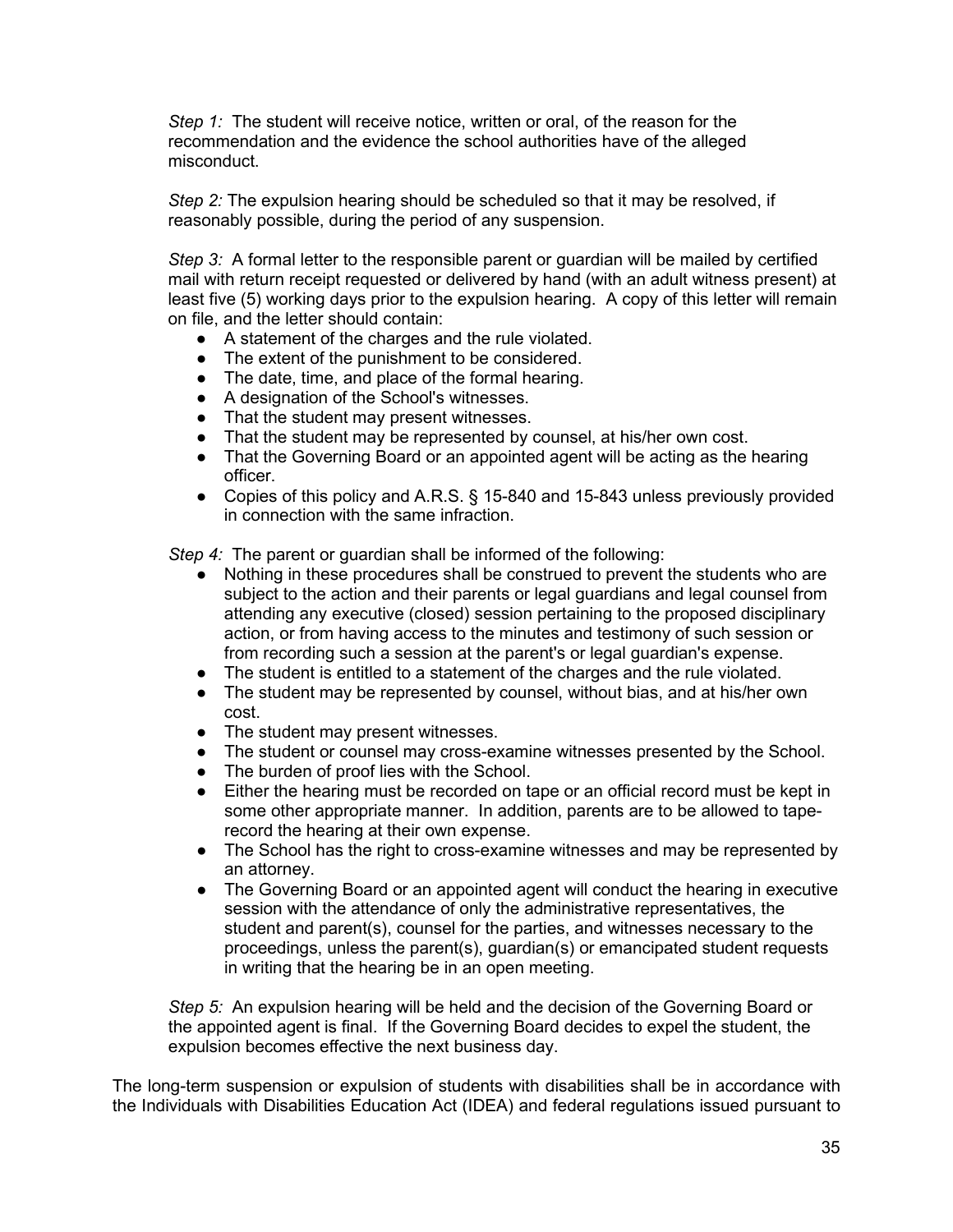*Step 1:* The student will receive notice, written or oral, of the reason for the recommendation and the evidence the school authorities have of the alleged misconduct.

*Step 2:* The expulsion hearing should be scheduled so that it may be resolved, if reasonably possible, during the period of any suspension.

*Step 3:* A formal letter to the responsible parent or guardian will be mailed by certified mail with return receipt requested or delivered by hand (with an adult witness present) at least five (5) working days prior to the expulsion hearing. A copy of this letter will remain on file, and the letter should contain:

- A statement of the charges and the rule violated.
- The extent of the punishment to be considered.
- The date, time, and place of the formal hearing.
- A designation of the School's witnesses.
- That the student may present witnesses.
- That the student may be represented by counsel, at his/her own cost.
- That the Governing Board or an appointed agent will be acting as the hearing officer.
- Copies of this policy and A.R.S. § 15-840 and 15-843 unless previously provided in connection with the same infraction.

*Step 4:* The parent or guardian shall be informed of the following:

- Nothing in these procedures shall be construed to prevent the students who are subject to the action and their parents or legal guardians and legal counsel from attending any executive (closed) session pertaining to the proposed disciplinary action, or from having access to the minutes and testimony of such session or from recording such a session at the parent's or legal guardian's expense.
- The student is entitled to a statement of the charges and the rule violated.
- The student may be represented by counsel, without bias, and at his/her own cost.
- The student may present witnesses.
- The student or counsel may cross-examine witnesses presented by the School.
- The burden of proof lies with the School.
- Either the hearing must be recorded on tape or an official record must be kept in some other appropriate manner. In addition, parents are to be allowed to tape-record the hearing at their own expense.
- The School has the right to cross-examine witnesses and may be represented by an attorney.
- The Governing Board or an appointed agent will conduct the hearing in executive session with the attendance of only the administrative representatives, the student and parent(s), counsel for the parties, and witnesses necessary to the proceedings, unless the parent(s), guardian(s) or emancipated student requests in writing that the hearing be in an open meeting.

*Step 5:* An expulsion hearing will be held and the decision of the Governing Board or the appointed agent is final. If the Governing Board decides to expel the student, the expulsion becomes effective the next business day.

The long-term suspension or expulsion of students with disabilities shall be in accordance with the Individuals with Disabilities Education Act (IDEA) and federal regulations issued pursuant to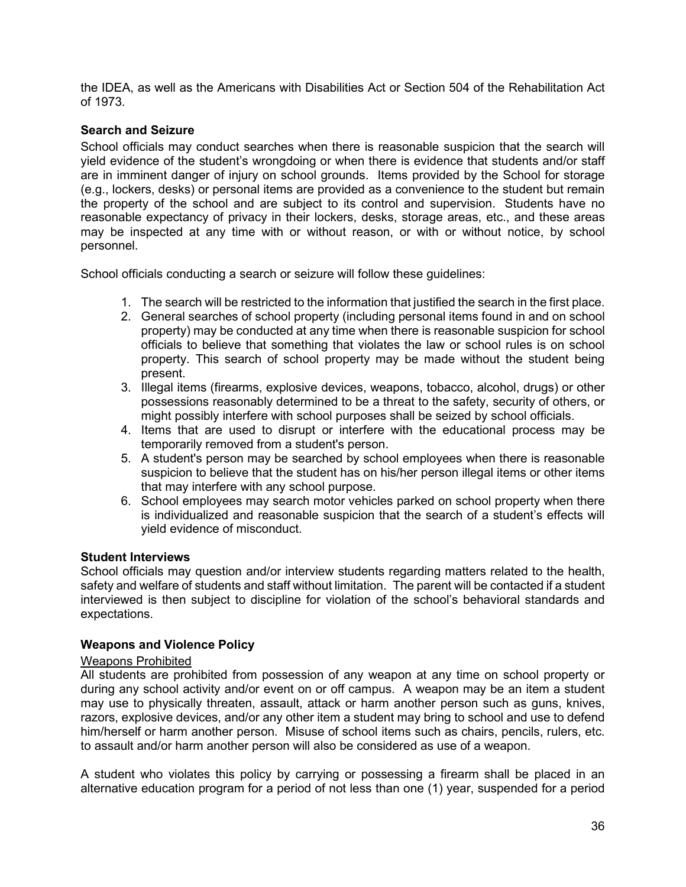the IDEA, as well as the Americans with Disabilities Act or Section 504 of the Rehabilitation Act of 1973.

**Search and Seizure**

School officials may conduct searches when there is reasonable suspicion that the search will yield evidence of the student's wrongdoing or when there is evidence that students and/or staff are in imminent danger of injury on school grounds. Items provided by the School for storage (e.g., lockers, desks) or personal items are provided as a convenience to the student but remain the property of the school and are subject to its control and supervision. Students have no reasonable expectancy of privacy in their lockers, desks, storage areas, etc., and these areas may be inspected at any time with or without reason, or with or without notice, by school personnel.

School officials conducting a search or seizure will follow these guidelines:

1. The search will be restricted to the information that justified the search in the first place.
2. General searches of school property (including personal items found in and on school property) may be conducted at any time when there is reasonable suspicion for school officials to believe that something that violates the law or school rules is on school property. This search of school property may be made without the student being present.
3. Illegal items (firearms, explosive devices, weapons, tobacco, alcohol, drugs) or other possessions reasonably determined to be a threat to the safety, security of others, or might possibly interfere with school purposes shall be seized by school officials.
4. Items that are used to disrupt or interfere with the educational process may be temporarily removed from a student's person.
5. A student's person may be searched by school employees when there is reasonable suspicion to believe that the student has on his/her person illegal items or other items that may interfere with any school purpose.
6. School employees may search motor vehicles parked on school property when there is individualized and reasonable suspicion that the search of a student's effects will yield evidence of misconduct.

**Student Interviews**

School officials may question and/or interview students regarding matters related to the health, safety and welfare of students and staff without limitation. The parent will be contacted if a student interviewed is then subject to discipline for violation of the school's behavioral standards and expectations.

**Weapons and Violence Policy**

<u>Weapons Prohibited</u>

All students are prohibited from possession of any weapon at any time on school property or during any school activity and/or event on or off campus. A weapon may be an item a student may use to physically threaten, assault, attack or harm another person such as guns, knives, razors, explosive devices, and/or any other item a student may bring to school and use to defend him/herself or harm another person. Misuse of school items such as chairs, pencils, rulers, etc. to assault and/or harm another person will also be considered as use of a weapon.

A student who violates this policy by carrying or possessing a firearm shall be placed in an alternative education program for a period of not less than one (1) year, suspended for a period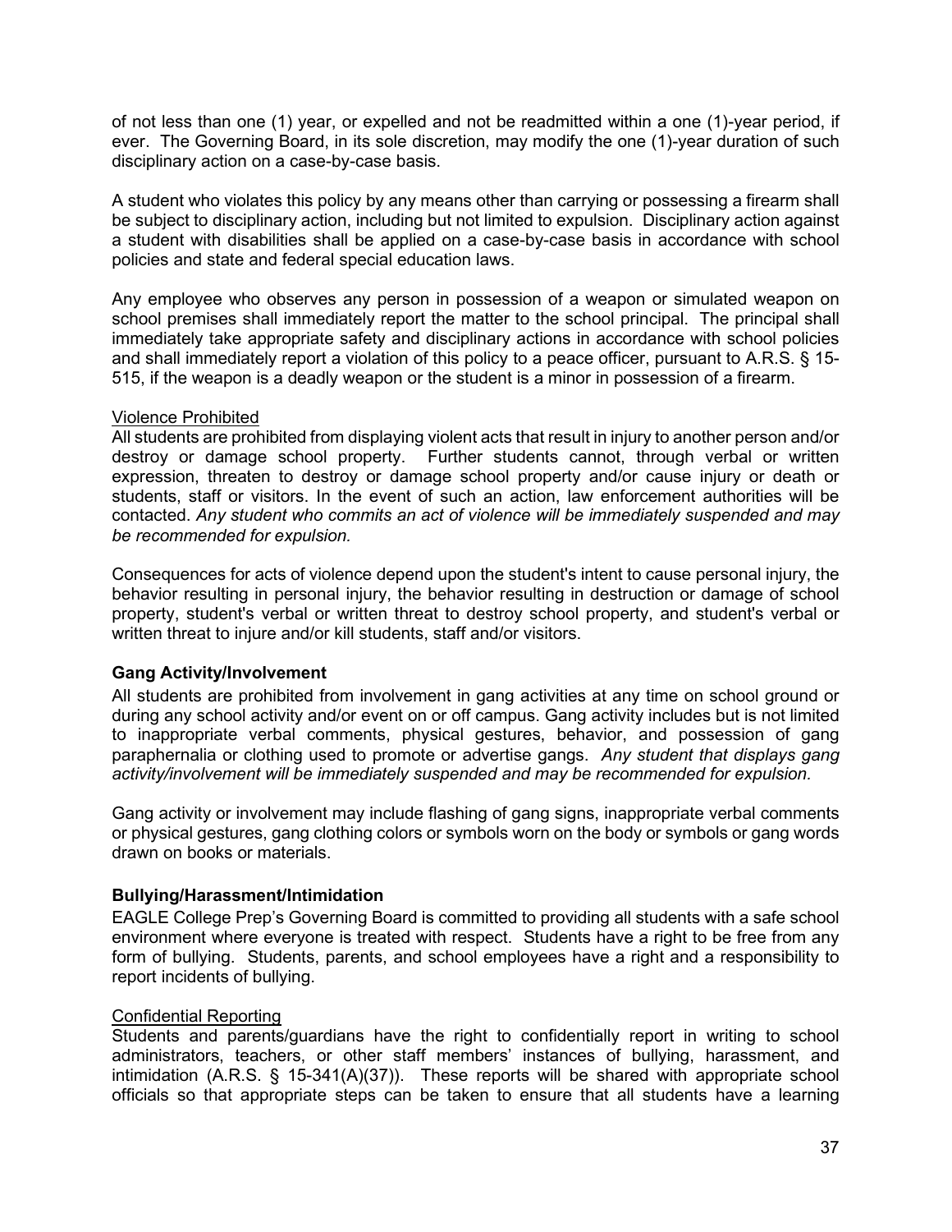of not less than one (1) year, or expelled and not be readmitted within a one (1)-year period, if ever. The Governing Board, in its sole discretion, may modify the one (1)-year duration of such disciplinary action on a case-by-case basis.

A student who violates this policy by any means other than carrying or possessing a firearm shall be subject to disciplinary action, including but not limited to expulsion. Disciplinary action against a student with disabilities shall be applied on a case-by-case basis in accordance with school policies and state and federal special education laws.

Any employee who observes any person in possession of a weapon or simulated weapon on school premises shall immediately report the matter to the school principal. The principal shall immediately take appropriate safety and disciplinary actions in accordance with school policies and shall immediately report a violation of this policy to a peace officer, pursuant to A.R.S. § 15-515, if the weapon is a deadly weapon or the student is a minor in possession of a firearm.

<u>Violence Prohibited</u>

All students are prohibited from displaying violent acts that result in injury to another person and/or destroy or damage school property. Further students cannot, through verbal or written expression, threaten to destroy or damage school property and/or cause injury or death or students, staff or visitors. In the event of such an action, law enforcement authorities will be contacted. *Any student who commits an act of violence will be immediately suspended and may be recommended for expulsion.*

Consequences for acts of violence depend upon the student's intent to cause personal injury, the behavior resulting in personal injury, the behavior resulting in destruction or damage of school property, student's verbal or written threat to destroy school property, and student's verbal or written threat to injure and/or kill students, staff and/or visitors.

**Gang Activity/Involvement**

All students are prohibited from involvement in gang activities at any time on school ground or during any school activity and/or event on or off campus. Gang activity includes but is not limited to inappropriate verbal comments, physical gestures, behavior, and possession of gang paraphernalia or clothing used to promote or advertise gangs. *Any student that displays gang activity/involvement will be immediately suspended and may be recommended for expulsion.*

Gang activity or involvement may include flashing of gang signs, inappropriate verbal comments or physical gestures, gang clothing colors or symbols worn on the body or symbols or gang words drawn on books or materials.

**Bullying/Harassment/Intimidation**

EAGLE College Prep's Governing Board is committed to providing all students with a safe school environment where everyone is treated with respect. Students have a right to be free from any form of bullying. Students, parents, and school employees have a right and a responsibility to report incidents of bullying.

<u>Confidential Reporting</u>

Students and parents/guardians have the right to confidentially report in writing to school administrators, teachers, or other staff members' instances of bullying, harassment, and intimidation (A.R.S. § 15-341(A)(37)). These reports will be shared with appropriate school officials so that appropriate steps can be taken to ensure that all students have a learning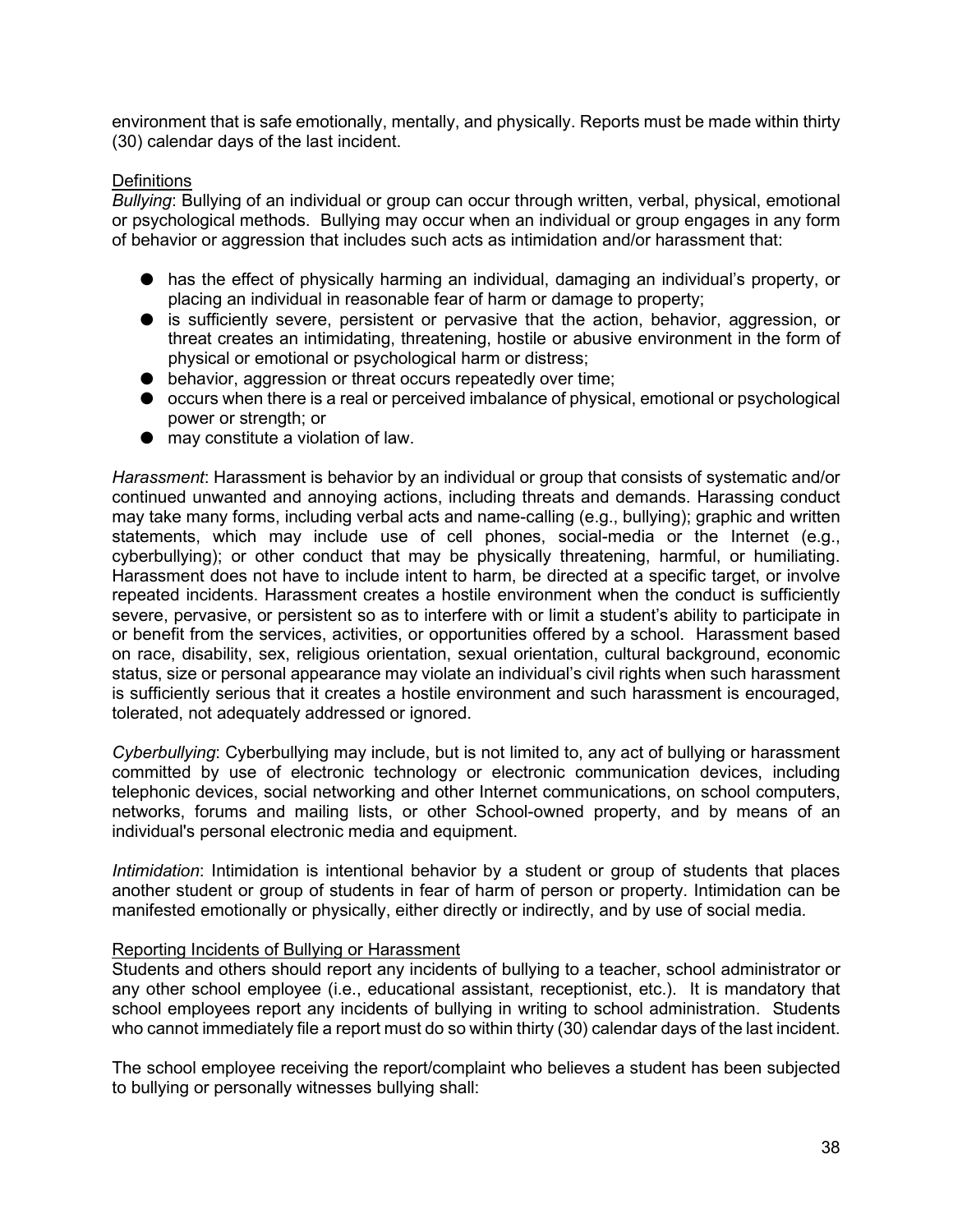environment that is safe emotionally, mentally, and physically. Reports must be made within thirty (30) calendar days of the last incident.

Definitions

*Bullying*: Bullying of an individual or group can occur through written, verbal, physical, emotional or psychological methods. Bullying may occur when an individual or group engages in any form of behavior or aggression that includes such acts as intimidation and/or harassment that:

- has the effect of physically harming an individual, damaging an individual's property, or placing an individual in reasonable fear of harm or damage to property;
- is sufficiently severe, persistent or pervasive that the action, behavior, aggression, or threat creates an intimidating, threatening, hostile or abusive environment in the form of physical or emotional or psychological harm or distress;
- behavior, aggression or threat occurs repeatedly over time;
- occurs when there is a real or perceived imbalance of physical, emotional or psychological power or strength; or
- may constitute a violation of law.

*Harassment*: Harassment is behavior by an individual or group that consists of systematic and/or continued unwanted and annoying actions, including threats and demands. Harassing conduct may take many forms, including verbal acts and name-calling (e.g., bullying); graphic and written statements, which may include use of cell phones, social-media or the Internet (e.g., cyberbullying); or other conduct that may be physically threatening, harmful, or humiliating. Harassment does not have to include intent to harm, be directed at a specific target, or involve repeated incidents. Harassment creates a hostile environment when the conduct is sufficiently severe, pervasive, or persistent so as to interfere with or limit a student's ability to participate in or benefit from the services, activities, or opportunities offered by a school. Harassment based on race, disability, sex, religious orientation, sexual orientation, cultural background, economic status, size or personal appearance may violate an individual's civil rights when such harassment is sufficiently serious that it creates a hostile environment and such harassment is encouraged, tolerated, not adequately addressed or ignored.

*Cyberbullying*: Cyberbullying may include, but is not limited to, any act of bullying or harassment committed by use of electronic technology or electronic communication devices, including telephonic devices, social networking and other Internet communications, on school computers, networks, forums and mailing lists, or other School-owned property, and by means of an individual's personal electronic media and equipment.

*Intimidation*: Intimidation is intentional behavior by a student or group of students that places another student or group of students in fear of harm of person or property. Intimidation can be manifested emotionally or physically, either directly or indirectly, and by use of social media.

Reporting Incidents of Bullying or Harassment

Students and others should report any incidents of bullying to a teacher, school administrator or any other school employee (i.e., educational assistant, receptionist, etc.). It is mandatory that school employees report any incidents of bullying in writing to school administration. Students who cannot immediately file a report must do so within thirty (30) calendar days of the last incident.

The school employee receiving the report/complaint who believes a student has been subjected to bullying or personally witnesses bullying shall: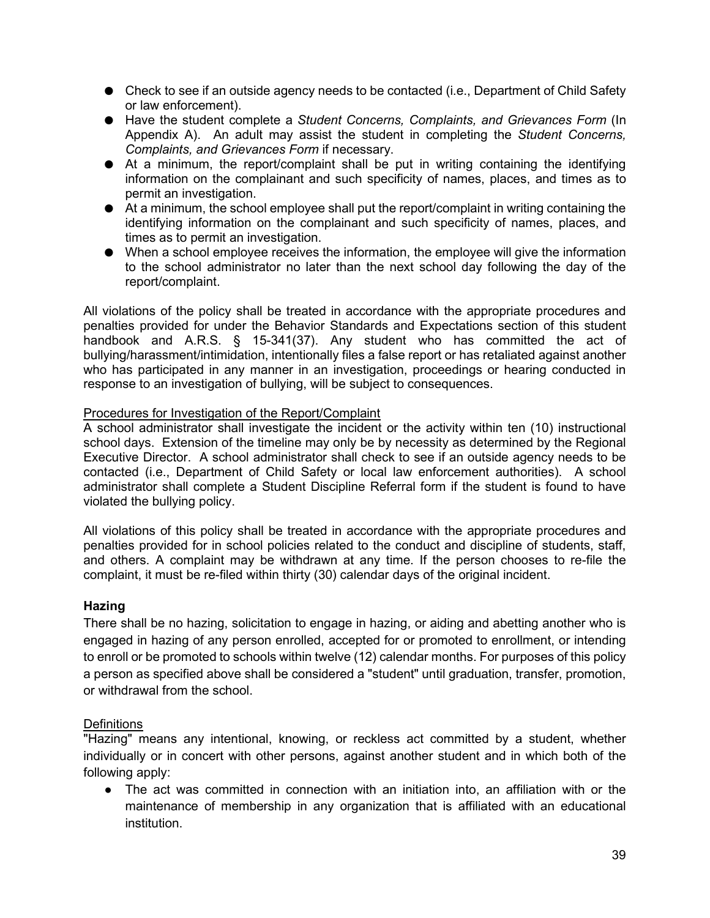- Check to see if an outside agency needs to be contacted (i.e., Department of Child Safety or law enforcement).
- Have the student complete a *Student Concerns, Complaints, and Grievances Form* (In Appendix A). An adult may assist the student in completing the *Student Concerns, Complaints, and Grievances Form* if necessary.
- At a minimum, the report/complaint shall be put in writing containing the identifying information on the complainant and such specificity of names, places, and times as to permit an investigation.
- At a minimum, the school employee shall put the report/complaint in writing containing the identifying information on the complainant and such specificity of names, places, and times as to permit an investigation.
- When a school employee receives the information, the employee will give the information to the school administrator no later than the next school day following the day of the report/complaint.

All violations of the policy shall be treated in accordance with the appropriate procedures and penalties provided for under the Behavior Standards and Expectations section of this student handbook and A.R.S. § 15-341(37). Any student who has committed the act of bullying/harassment/intimidation, intentionally files a false report or has retaliated against another who has participated in any manner in an investigation, proceedings or hearing conducted in response to an investigation of bullying, will be subject to consequences.

Procedures for Investigation of the Report/Complaint

A school administrator shall investigate the incident or the activity within ten (10) instructional school days. Extension of the timeline may only be by necessity as determined by the Regional Executive Director. A school administrator shall check to see if an outside agency needs to be contacted (i.e., Department of Child Safety or local law enforcement authorities). A school administrator shall complete a Student Discipline Referral form if the student is found to have violated the bullying policy.

All violations of this policy shall be treated in accordance with the appropriate procedures and penalties provided for in school policies related to the conduct and discipline of students, staff, and others. A complaint may be withdrawn at any time. If the person chooses to re-file the complaint, it must be re-filed within thirty (30) calendar days of the original incident.

### Hazing

There shall be no hazing, solicitation to engage in hazing, or aiding and abetting another who is engaged in hazing of any person enrolled, accepted for or promoted to enrollment, or intending to enroll or be promoted to schools within twelve (12) calendar months. For purposes of this policy a person as specified above shall be considered a "student" until graduation, transfer, promotion, or withdrawal from the school.

Definitions

"Hazing" means any intentional, knowing, or reckless act committed by a student, whether individually or in concert with other persons, against another student and in which both of the following apply:

- The act was committed in connection with an initiation into, an affiliation with or the maintenance of membership in any organization that is affiliated with an educational institution.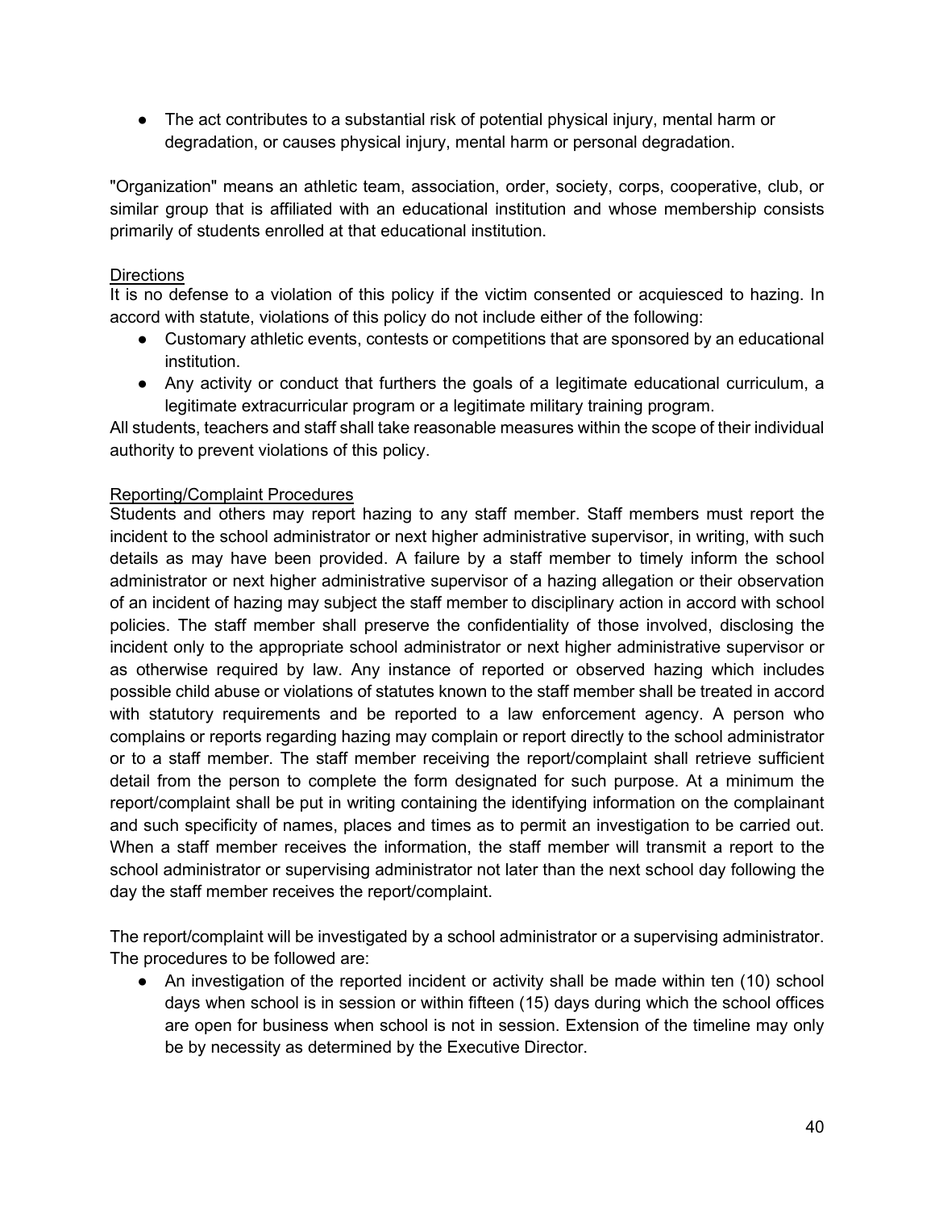- The act contributes to a substantial risk of potential physical injury, mental harm or degradation, or causes physical injury, mental harm or personal degradation.

"Organization" means an athletic team, association, order, society, corps, cooperative, club, or similar group that is affiliated with an educational institution and whose membership consists primarily of students enrolled at that educational institution.

<u>Directions</u>

It is no defense to a violation of this policy if the victim consented or acquiesced to hazing. In accord with statute, violations of this policy do not include either of the following:

- Customary athletic events, contests or competitions that are sponsored by an educational institution.
- Any activity or conduct that furthers the goals of a legitimate educational curriculum, a legitimate extracurricular program or a legitimate military training program.

All students, teachers and staff shall take reasonable measures within the scope of their individual authority to prevent violations of this policy.

<u>Reporting/Complaint Procedures</u>

Students and others may report hazing to any staff member. Staff members must report the incident to the school administrator or next higher administrative supervisor, in writing, with such details as may have been provided. A failure by a staff member to timely inform the school administrator or next higher administrative supervisor of a hazing allegation or their observation of an incident of hazing may subject the staff member to disciplinary action in accord with school policies. The staff member shall preserve the confidentiality of those involved, disclosing the incident only to the appropriate school administrator or next higher administrative supervisor or as otherwise required by law. Any instance of reported or observed hazing which includes possible child abuse or violations of statutes known to the staff member shall be treated in accord with statutory requirements and be reported to a law enforcement agency. A person who complains or reports regarding hazing may complain or report directly to the school administrator or to a staff member. The staff member receiving the report/complaint shall retrieve sufficient detail from the person to complete the form designated for such purpose. At a minimum the report/complaint shall be put in writing containing the identifying information on the complainant and such specificity of names, places and times as to permit an investigation to be carried out. When a staff member receives the information, the staff member will transmit a report to the school administrator or supervising administrator not later than the next school day following the day the staff member receives the report/complaint.

The report/complaint will be investigated by a school administrator or a supervising administrator. The procedures to be followed are:

- An investigation of the reported incident or activity shall be made within ten (10) school days when school is in session or within fifteen (15) days during which the school offices are open for business when school is not in session. Extension of the timeline may only be by necessity as determined by the Executive Director.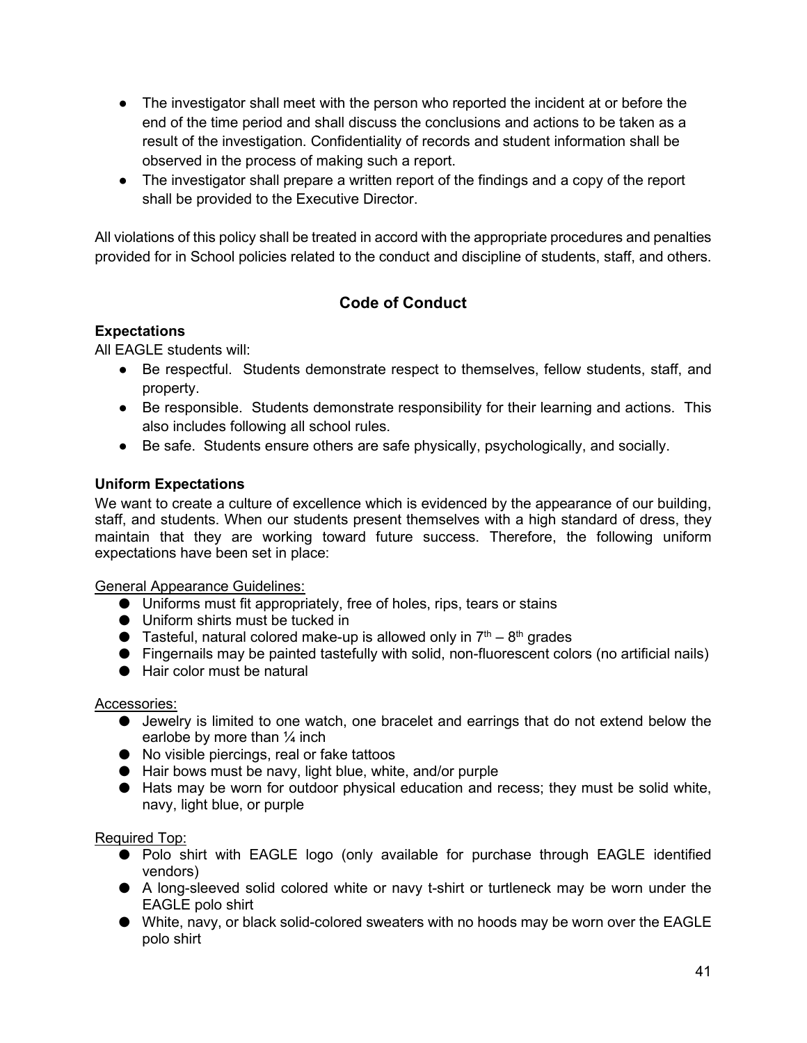- The investigator shall meet with the person who reported the incident at or before the end of the time period and shall discuss the conclusions and actions to be taken as a result of the investigation. Confidentiality of records and student information shall be observed in the process of making such a report.
- The investigator shall prepare a written report of the findings and a copy of the report shall be provided to the Executive Director.

All violations of this policy shall be treated in accord with the appropriate procedures and penalties provided for in School policies related to the conduct and discipline of students, staff, and others.

## Code of Conduct

### Expectations

All EAGLE students will:

- Be respectful. Students demonstrate respect to themselves, fellow students, staff, and property.
- Be responsible. Students demonstrate responsibility for their learning and actions. This also includes following all school rules.
- Be safe. Students ensure others are safe physically, psychologically, and socially.

### Uniform Expectations

We want to create a culture of excellence which is evidenced by the appearance of our building, staff, and students. When our students present themselves with a high standard of dress, they maintain that they are working toward future success. Therefore, the following uniform expectations have been set in place:

General Appearance Guidelines:

- Uniforms must fit appropriately, free of holes, rips, tears or stains
- Uniform shirts must be tucked in
- Tasteful, natural colored make-up is allowed only in 7th – 8th grades
- Fingernails may be painted tastefully with solid, non-fluorescent colors (no artificial nails)
- Hair color must be natural

Accessories:

- Jewelry is limited to one watch, one bracelet and earrings that do not extend below the earlobe by more than ¼ inch
- No visible piercings, real or fake tattoos
- Hair bows must be navy, light blue, white, and/or purple
- Hats may be worn for outdoor physical education and recess; they must be solid white, navy, light blue, or purple

Required Top:

- Polo shirt with EAGLE logo (only available for purchase through EAGLE identified vendors)
- A long-sleeved solid colored white or navy t-shirt or turtleneck may be worn under the EAGLE polo shirt
- White, navy, or black solid-colored sweaters with no hoods may be worn over the EAGLE polo shirt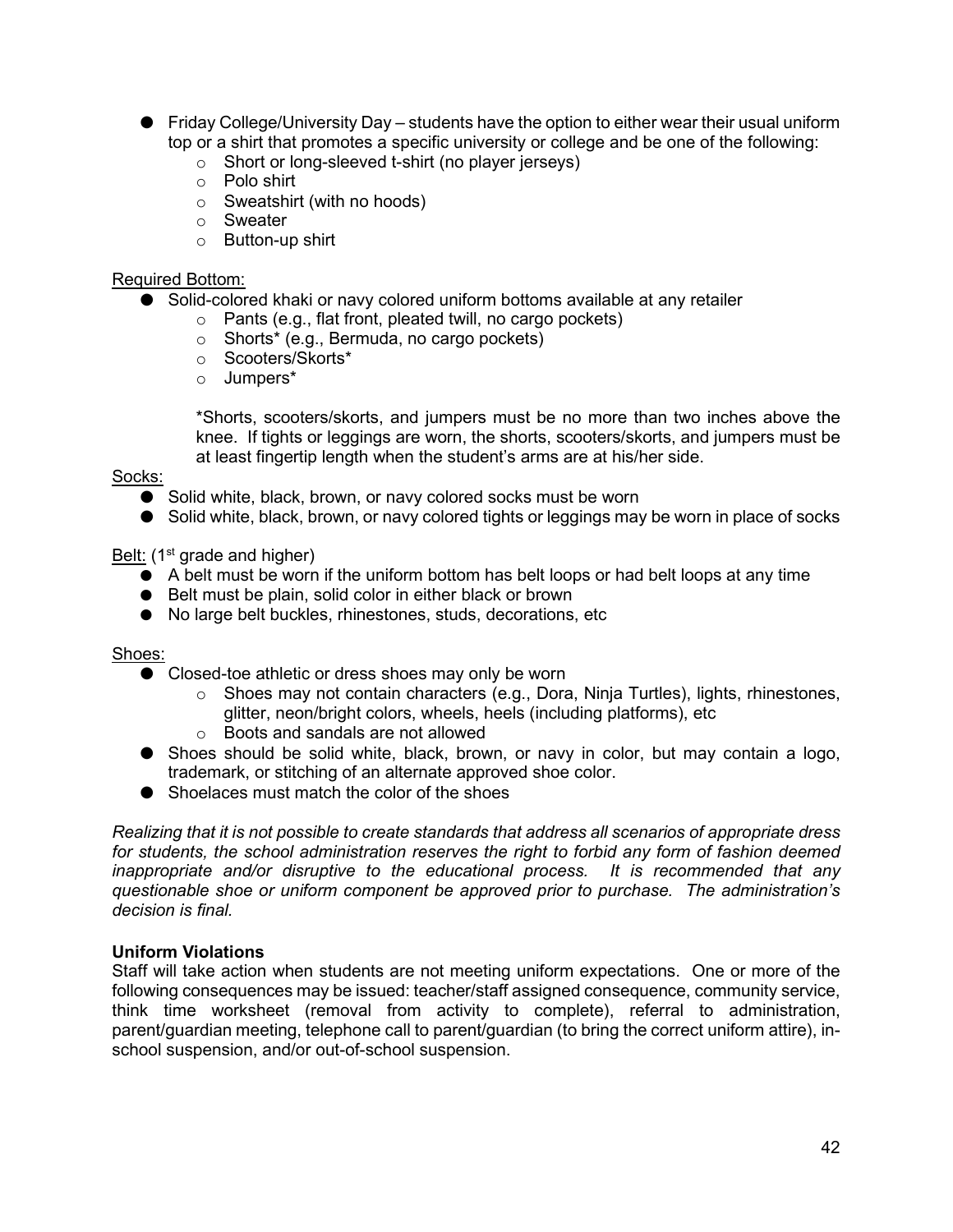- Friday College/University Day – students have the option to either wear their usual uniform top or a shirt that promotes a specific university or college and be one of the following:
  - Short or long-sleeved t-shirt (no player jerseys)
  - Polo shirt
  - Sweatshirt (with no hoods)
  - Sweater
  - Button-up shirt

Required Bottom:

- Solid-colored khaki or navy colored uniform bottoms available at any retailer
  - Pants (e.g., flat front, pleated twill, no cargo pockets)
  - Shorts* (e.g., Bermuda, no cargo pockets)
  - Scooters/Skorts*
  - Jumpers*

  *Shorts, scooters/skorts, and jumpers must be no more than two inches above the knee. If tights or leggings are worn, the shorts, scooters/skorts, and jumpers must be at least fingertip length when the student's arms are at his/her side.

Socks:

- Solid white, black, brown, or navy colored socks must be worn
- Solid white, black, brown, or navy colored tights or leggings may be worn in place of socks

Belt: (1st grade and higher)

- A belt must be worn if the uniform bottom has belt loops or had belt loops at any time
- Belt must be plain, solid color in either black or brown
- No large belt buckles, rhinestones, studs, decorations, etc

Shoes:

- Closed-toe athletic or dress shoes may only be worn
  - Shoes may not contain characters (e.g., Dora, Ninja Turtles), lights, rhinestones, glitter, neon/bright colors, wheels, heels (including platforms), etc
  - Boots and sandals are not allowed
- Shoes should be solid white, black, brown, or navy in color, but may contain a logo, trademark, or stitching of an alternate approved shoe color.
- Shoelaces must match the color of the shoes

*Realizing that it is not possible to create standards that address all scenarios of appropriate dress for students, the school administration reserves the right to forbid any form of fashion deemed inappropriate and/or disruptive to the educational process. It is recommended that any questionable shoe or uniform component be approved prior to purchase. The administration's decision is final.*

**Uniform Violations**

Staff will take action when students are not meeting uniform expectations. One or more of the following consequences may be issued: teacher/staff assigned consequence, community service, think time worksheet (removal from activity to complete), referral to administration, parent/guardian meeting, telephone call to parent/guardian (to bring the correct uniform attire), in-school suspension, and/or out-of-school suspension.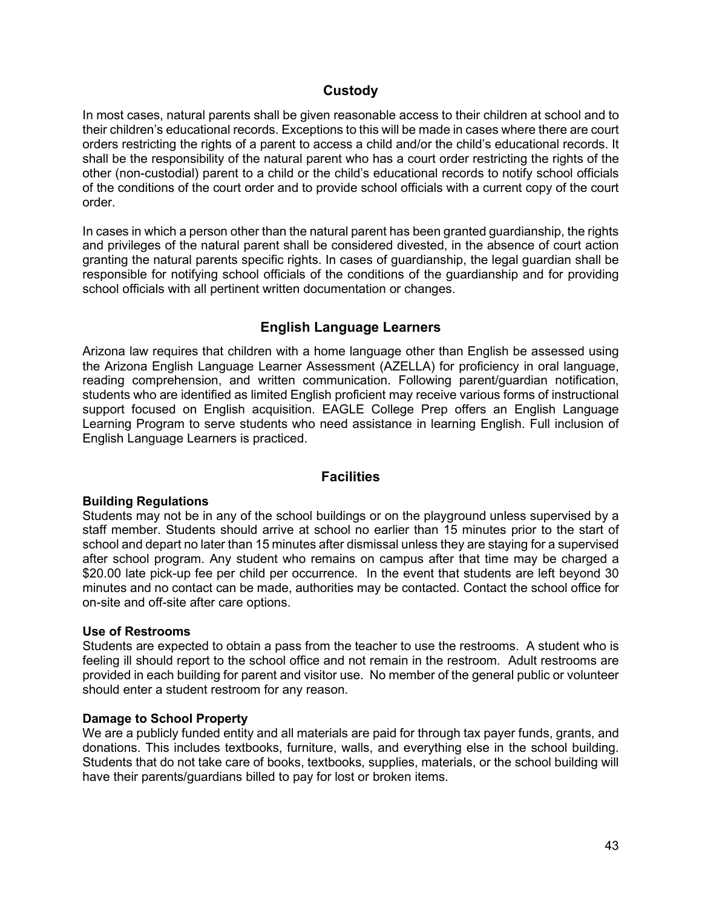## Custody

In most cases, natural parents shall be given reasonable access to their children at school and to their children's educational records. Exceptions to this will be made in cases where there are court orders restricting the rights of a parent to access a child and/or the child's educational records. It shall be the responsibility of the natural parent who has a court order restricting the rights of the other (non-custodial) parent to a child or the child's educational records to notify school officials of the conditions of the court order and to provide school officials with a current copy of the court order.

In cases in which a person other than the natural parent has been granted guardianship, the rights and privileges of the natural parent shall be considered divested, in the absence of court action granting the natural parents specific rights. In cases of guardianship, the legal guardian shall be responsible for notifying school officials of the conditions of the guardianship and for providing school officials with all pertinent written documentation or changes.

## English Language Learners

Arizona law requires that children with a home language other than English be assessed using the Arizona English Language Learner Assessment (AZELLA) for proficiency in oral language, reading comprehension, and written communication. Following parent/guardian notification, students who are identified as limited English proficient may receive various forms of instructional support focused on English acquisition. EAGLE College Prep offers an English Language Learning Program to serve students who need assistance in learning English. Full inclusion of English Language Learners is practiced.

## Facilities

**Building Regulations**
Students may not be in any of the school buildings or on the playground unless supervised by a staff member. Students should arrive at school no earlier than 15 minutes prior to the start of school and depart no later than 15 minutes after dismissal unless they are staying for a supervised after school program. Any student who remains on campus after that time may be charged a $20.00 late pick-up fee per child per occurrence. In the event that students are left beyond 30 minutes and no contact can be made, authorities may be contacted. Contact the school office for on-site and off-site after care options.

**Use of Restrooms**
Students are expected to obtain a pass from the teacher to use the restrooms. A student who is feeling ill should report to the school office and not remain in the restroom. Adult restrooms are provided in each building for parent and visitor use. No member of the general public or volunteer should enter a student restroom for any reason.

**Damage to School Property**
We are a publicly funded entity and all materials are paid for through tax payer funds, grants, and donations. This includes textbooks, furniture, walls, and everything else in the school building. Students that do not take care of books, textbooks, supplies, materials, or the school building will have their parents/guardians billed to pay for lost or broken items.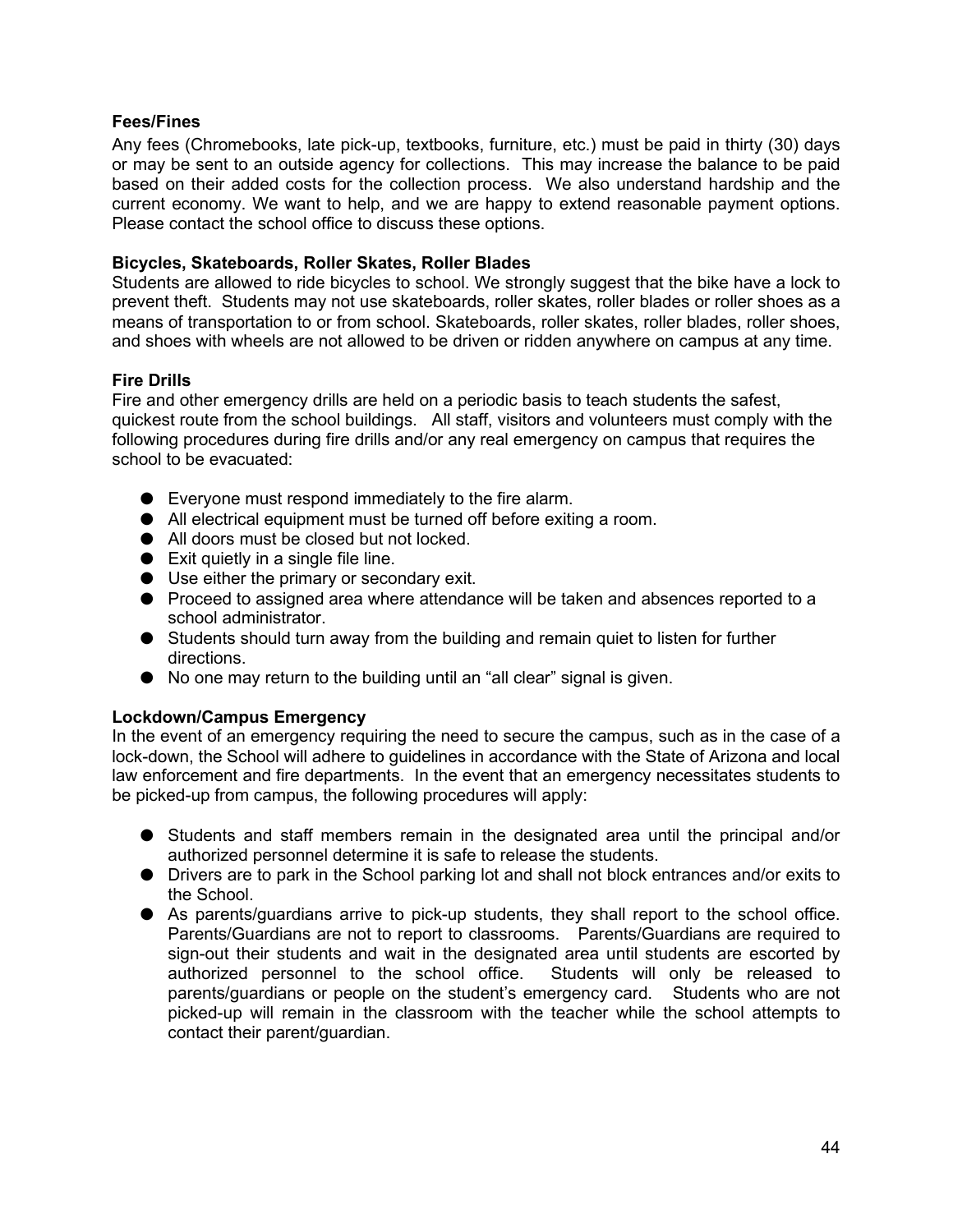**Fees/Fines**

Any fees (Chromebooks, late pick-up, textbooks, furniture, etc.) must be paid in thirty (30) days or may be sent to an outside agency for collections. This may increase the balance to be paid based on their added costs for the collection process. We also understand hardship and the current economy. We want to help, and we are happy to extend reasonable payment options. Please contact the school office to discuss these options.

**Bicycles, Skateboards, Roller Skates, Roller Blades**

Students are allowed to ride bicycles to school. We strongly suggest that the bike have a lock to prevent theft. Students may not use skateboards, roller skates, roller blades or roller shoes as a means of transportation to or from school. Skateboards, roller skates, roller blades, roller shoes, and shoes with wheels are not allowed to be driven or ridden anywhere on campus at any time.

**Fire Drills**

Fire and other emergency drills are held on a periodic basis to teach students the safest, quickest route from the school buildings. All staff, visitors and volunteers must comply with the following procedures during fire drills and/or any real emergency on campus that requires the school to be evacuated:

- Everyone must respond immediately to the fire alarm.
- All electrical equipment must be turned off before exiting a room.
- All doors must be closed but not locked.
- Exit quietly in a single file line.
- Use either the primary or secondary exit.
- Proceed to assigned area where attendance will be taken and absences reported to a school administrator.
- Students should turn away from the building and remain quiet to listen for further directions.
- No one may return to the building until an "all clear" signal is given.

**Lockdown/Campus Emergency**

In the event of an emergency requiring the need to secure the campus, such as in the case of a lock-down, the School will adhere to guidelines in accordance with the State of Arizona and local law enforcement and fire departments. In the event that an emergency necessitates students to be picked-up from campus, the following procedures will apply:

- Students and staff members remain in the designated area until the principal and/or authorized personnel determine it is safe to release the students.
- Drivers are to park in the School parking lot and shall not block entrances and/or exits to the School.
- As parents/guardians arrive to pick-up students, they shall report to the school office. Parents/Guardians are not to report to classrooms. Parents/Guardians are required to sign-out their students and wait in the designated area until students are escorted by authorized personnel to the school office. Students will only be released to parents/guardians or people on the student's emergency card. Students who are not picked-up will remain in the classroom with the teacher while the school attempts to contact their parent/guardian.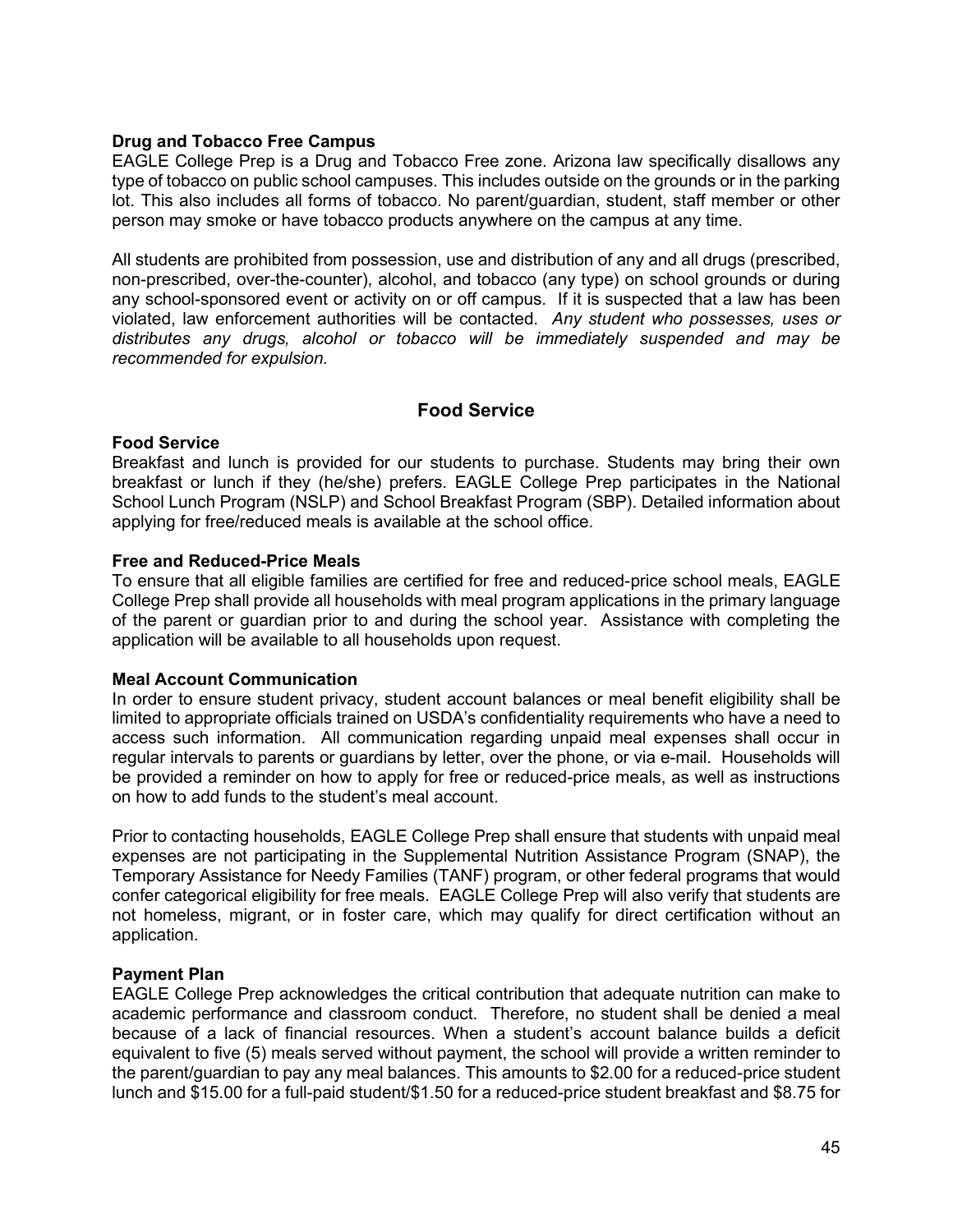**Drug and Tobacco Free Campus**
EAGLE College Prep is a Drug and Tobacco Free zone. Arizona law specifically disallows any type of tobacco on public school campuses. This includes outside on the grounds or in the parking lot. This also includes all forms of tobacco. No parent/guardian, student, staff member or other person may smoke or have tobacco products anywhere on the campus at any time.

All students are prohibited from possession, use and distribution of any and all drugs (prescribed, non-prescribed, over-the-counter), alcohol, and tobacco (any type) on school grounds or during any school-sponsored event or activity on or off campus. If it is suspected that a law has been violated, law enforcement authorities will be contacted. *Any student who possesses, uses or distributes any drugs, alcohol or tobacco will be immediately suspended and may be recommended for expulsion.*

## Food Service

**Food Service**
Breakfast and lunch is provided for our students to purchase. Students may bring their own breakfast or lunch if they (he/she) prefers. EAGLE College Prep participates in the National School Lunch Program (NSLP) and School Breakfast Program (SBP). Detailed information about applying for free/reduced meals is available at the school office.

**Free and Reduced-Price Meals**
To ensure that all eligible families are certified for free and reduced-price school meals, EAGLE College Prep shall provide all households with meal program applications in the primary language of the parent or guardian prior to and during the school year. Assistance with completing the application will be available to all households upon request.

**Meal Account Communication**
In order to ensure student privacy, student account balances or meal benefit eligibility shall be limited to appropriate officials trained on USDA's confidentiality requirements who have a need to access such information. All communication regarding unpaid meal expenses shall occur in regular intervals to parents or guardians by letter, over the phone, or via e-mail. Households will be provided a reminder on how to apply for free or reduced-price meals, as well as instructions on how to add funds to the student's meal account.

Prior to contacting households, EAGLE College Prep shall ensure that students with unpaid meal expenses are not participating in the Supplemental Nutrition Assistance Program (SNAP), the Temporary Assistance for Needy Families (TANF) program, or other federal programs that would confer categorical eligibility for free meals. EAGLE College Prep will also verify that students are not homeless, migrant, or in foster care, which may qualify for direct certification without an application.

**Payment Plan**
EAGLE College Prep acknowledges the critical contribution that adequate nutrition can make to academic performance and classroom conduct. Therefore, no student shall be denied a meal because of a lack of financial resources. When a student's account balance builds a deficit equivalent to five (5) meals served without payment, the school will provide a written reminder to the parent/guardian to pay any meal balances. This amounts to $2.00 for a reduced-price student lunch and $15.00 for a full-paid student/$1.50 for a reduced-price student breakfast and $8.75 for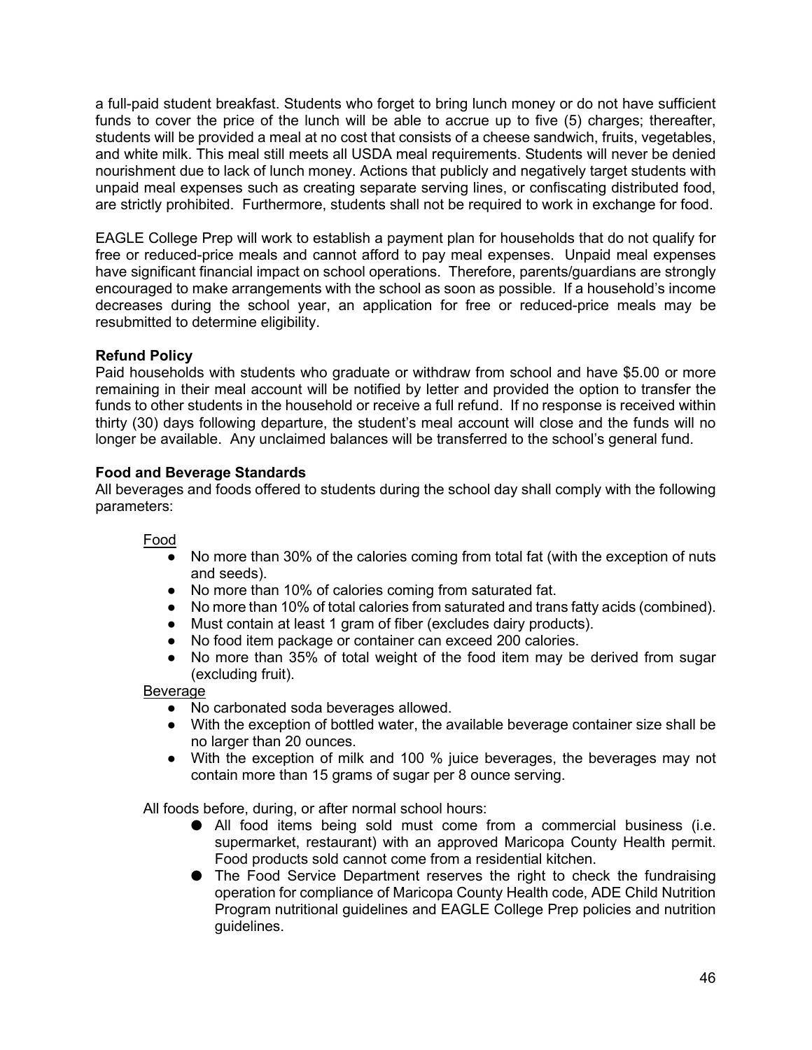a full-paid student breakfast. Students who forget to bring lunch money or do not have sufficient funds to cover the price of the lunch will be able to accrue up to five (5) charges; thereafter, students will be provided a meal at no cost that consists of a cheese sandwich, fruits, vegetables, and white milk. This meal still meets all USDA meal requirements. Students will never be denied nourishment due to lack of lunch money. Actions that publicly and negatively target students with unpaid meal expenses such as creating separate serving lines, or confiscating distributed food, are strictly prohibited. Furthermore, students shall not be required to work in exchange for food.

EAGLE College Prep will work to establish a payment plan for households that do not qualify for free or reduced-price meals and cannot afford to pay meal expenses. Unpaid meal expenses have significant financial impact on school operations. Therefore, parents/guardians are strongly encouraged to make arrangements with the school as soon as possible. If a household's income decreases during the school year, an application for free or reduced-price meals may be resubmitted to determine eligibility.

**Refund Policy**
Paid households with students who graduate or withdraw from school and have $5.00 or more remaining in their meal account will be notified by letter and provided the option to transfer the funds to other students in the household or receive a full refund. If no response is received within thirty (30) days following departure, the student's meal account will close and the funds will no longer be available. Any unclaimed balances will be transferred to the school's general fund.

**Food and Beverage Standards**
All beverages and foods offered to students during the school day shall comply with the following parameters:

Food

- No more than 30% of the calories coming from total fat (with the exception of nuts and seeds).
- No more than 10% of calories coming from saturated fat.
- No more than 10% of total calories from saturated and trans fatty acids (combined).
- Must contain at least 1 gram of fiber (excludes dairy products).
- No food item package or container can exceed 200 calories.
- No more than 35% of total weight of the food item may be derived from sugar (excluding fruit).

Beverage

- No carbonated soda beverages allowed.
- With the exception of bottled water, the available beverage container size shall be no larger than 20 ounces.
- With the exception of milk and 100 % juice beverages, the beverages may not contain more than 15 grams of sugar per 8 ounce serving.

All foods before, during, or after normal school hours:

- All food items being sold must come from a commercial business (i.e. supermarket, restaurant) with an approved Maricopa County Health permit. Food products sold cannot come from a residential kitchen.
- The Food Service Department reserves the right to check the fundraising operation for compliance of Maricopa County Health code, ADE Child Nutrition Program nutritional guidelines and EAGLE College Prep policies and nutrition guidelines.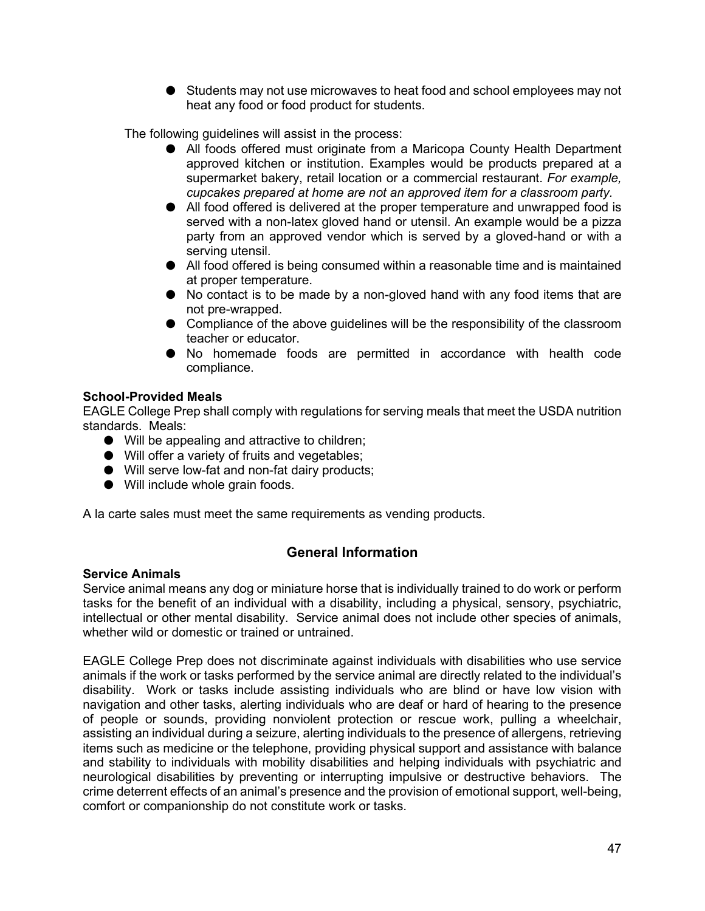- Students may not use microwaves to heat food and school employees may not heat any food or food product for students.

The following guidelines will assist in the process:

- All foods offered must originate from a Maricopa County Health Department approved kitchen or institution. Examples would be products prepared at a supermarket bakery, retail location or a commercial restaurant. *For example, cupcakes prepared at home are not an approved item for a classroom party*.
- All food offered is delivered at the proper temperature and unwrapped food is served with a non-latex gloved hand or utensil. An example would be a pizza party from an approved vendor which is served by a gloved-hand or with a serving utensil.
- All food offered is being consumed within a reasonable time and is maintained at proper temperature.
- No contact is to be made by a non-gloved hand with any food items that are not pre-wrapped.
- Compliance of the above guidelines will be the responsibility of the classroom teacher or educator.
- No homemade foods are permitted in accordance with health code compliance.

**School-Provided Meals**

EAGLE College Prep shall comply with regulations for serving meals that meet the USDA nutrition standards. Meals:

- Will be appealing and attractive to children;
- Will offer a variety of fruits and vegetables;
- Will serve low-fat and non-fat dairy products;
- Will include whole grain foods.

A la carte sales must meet the same requirements as vending products.

## General Information

**Service Animals**

Service animal means any dog or miniature horse that is individually trained to do work or perform tasks for the benefit of an individual with a disability, including a physical, sensory, psychiatric, intellectual or other mental disability. Service animal does not include other species of animals, whether wild or domestic or trained or untrained.

EAGLE College Prep does not discriminate against individuals with disabilities who use service animals if the work or tasks performed by the service animal are directly related to the individual's disability. Work or tasks include assisting individuals who are blind or have low vision with navigation and other tasks, alerting individuals who are deaf or hard of hearing to the presence of people or sounds, providing nonviolent protection or rescue work, pulling a wheelchair, assisting an individual during a seizure, alerting individuals to the presence of allergens, retrieving items such as medicine or the telephone, providing physical support and assistance with balance and stability to individuals with mobility disabilities and helping individuals with psychiatric and neurological disabilities by preventing or interrupting impulsive or destructive behaviors. The crime deterrent effects of an animal's presence and the provision of emotional support, well-being, comfort or companionship do not constitute work or tasks.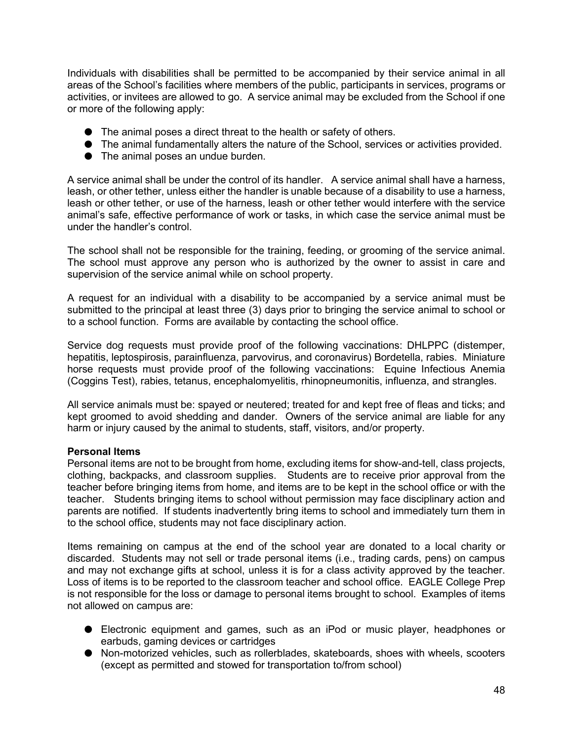Individuals with disabilities shall be permitted to be accompanied by their service animal in all areas of the School's facilities where members of the public, participants in services, programs or activities, or invitees are allowed to go. A service animal may be excluded from the School if one or more of the following apply:

- The animal poses a direct threat to the health or safety of others.
- The animal fundamentally alters the nature of the School, services or activities provided.
- The animal poses an undue burden.

A service animal shall be under the control of its handler. A service animal shall have a harness, leash, or other tether, unless either the handler is unable because of a disability to use a harness, leash or other tether, or use of the harness, leash or other tether would interfere with the service animal's safe, effective performance of work or tasks, in which case the service animal must be under the handler's control.

The school shall not be responsible for the training, feeding, or grooming of the service animal. The school must approve any person who is authorized by the owner to assist in care and supervision of the service animal while on school property.

A request for an individual with a disability to be accompanied by a service animal must be submitted to the principal at least three (3) days prior to bringing the service animal to school or to a school function. Forms are available by contacting the school office.

Service dog requests must provide proof of the following vaccinations: DHLPPC (distemper, hepatitis, leptospirosis, parainfluenza, parvovirus, and coronavirus) Bordetella, rabies. Miniature horse requests must provide proof of the following vaccinations: Equine Infectious Anemia (Coggins Test), rabies, tetanus, encephalomyelitis, rhinopneumonitis, influenza, and strangles.

All service animals must be: spayed or neutered; treated for and kept free of fleas and ticks; and kept groomed to avoid shedding and dander. Owners of the service animal are liable for any harm or injury caused by the animal to students, staff, visitors, and/or property.

**Personal Items**

Personal items are not to be brought from home, excluding items for show-and-tell, class projects, clothing, backpacks, and classroom supplies. Students are to receive prior approval from the teacher before bringing items from home, and items are to be kept in the school office or with the teacher. Students bringing items to school without permission may face disciplinary action and parents are notified. If students inadvertently bring items to school and immediately turn them in to the school office, students may not face disciplinary action.

Items remaining on campus at the end of the school year are donated to a local charity or discarded. Students may not sell or trade personal items (i.e., trading cards, pens) on campus and may not exchange gifts at school, unless it is for a class activity approved by the teacher. Loss of items is to be reported to the classroom teacher and school office. EAGLE College Prep is not responsible for the loss or damage to personal items brought to school. Examples of items not allowed on campus are:

- Electronic equipment and games, such as an iPod or music player, headphones or earbuds, gaming devices or cartridges
- Non-motorized vehicles, such as rollerblades, skateboards, shoes with wheels, scooters (except as permitted and stowed for transportation to/from school)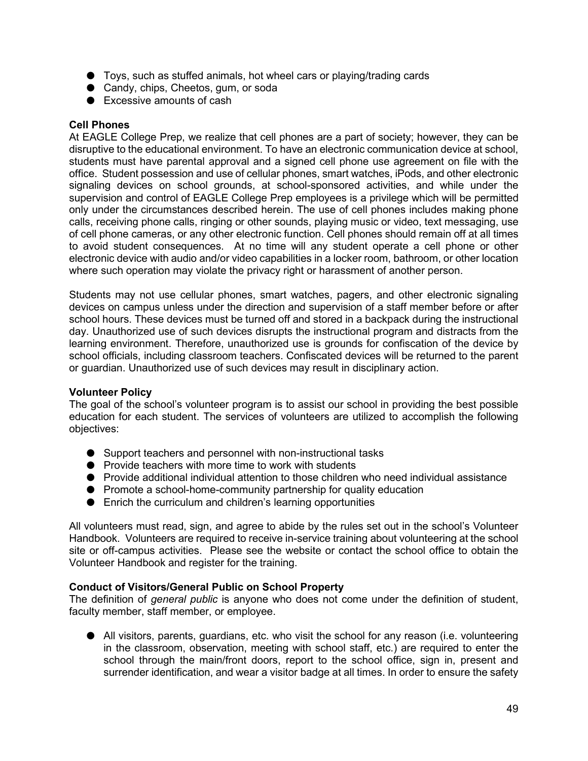- Toys, such as stuffed animals, hot wheel cars or playing/trading cards
- Candy, chips, Cheetos, gum, or soda
- Excessive amounts of cash

**Cell Phones**

At EAGLE College Prep, we realize that cell phones are a part of society; however, they can be disruptive to the educational environment. To have an electronic communication device at school, students must have parental approval and a signed cell phone use agreement on file with the office. Student possession and use of cellular phones, smart watches, iPods, and other electronic signaling devices on school grounds, at school-sponsored activities, and while under the supervision and control of EAGLE College Prep employees is a privilege which will be permitted only under the circumstances described herein. The use of cell phones includes making phone calls, receiving phone calls, ringing or other sounds, playing music or video, text messaging, use of cell phone cameras, or any other electronic function. Cell phones should remain off at all times to avoid student consequences. At no time will any student operate a cell phone or other electronic device with audio and/or video capabilities in a locker room, bathroom, or other location where such operation may violate the privacy right or harassment of another person.

Students may not use cellular phones, smart watches, pagers, and other electronic signaling devices on campus unless under the direction and supervision of a staff member before or after school hours. These devices must be turned off and stored in a backpack during the instructional day. Unauthorized use of such devices disrupts the instructional program and distracts from the learning environment. Therefore, unauthorized use is grounds for confiscation of the device by school officials, including classroom teachers. Confiscated devices will be returned to the parent or guardian. Unauthorized use of such devices may result in disciplinary action.

**Volunteer Policy**

The goal of the school's volunteer program is to assist our school in providing the best possible education for each student. The services of volunteers are utilized to accomplish the following objectives:

- Support teachers and personnel with non-instructional tasks
- Provide teachers with more time to work with students
- Provide additional individual attention to those children who need individual assistance
- Promote a school-home-community partnership for quality education
- Enrich the curriculum and children's learning opportunities

All volunteers must read, sign, and agree to abide by the rules set out in the school's Volunteer Handbook. Volunteers are required to receive in-service training about volunteering at the school site or off-campus activities. Please see the website or contact the school office to obtain the Volunteer Handbook and register for the training.

**Conduct of Visitors/General Public on School Property**

The definition of *general public* is anyone who does not come under the definition of student, faculty member, staff member, or employee.

- All visitors, parents, guardians, etc. who visit the school for any reason (i.e. volunteering in the classroom, observation, meeting with school staff, etc.) are required to enter the school through the main/front doors, report to the school office, sign in, present and surrender identification, and wear a visitor badge at all times. In order to ensure the safety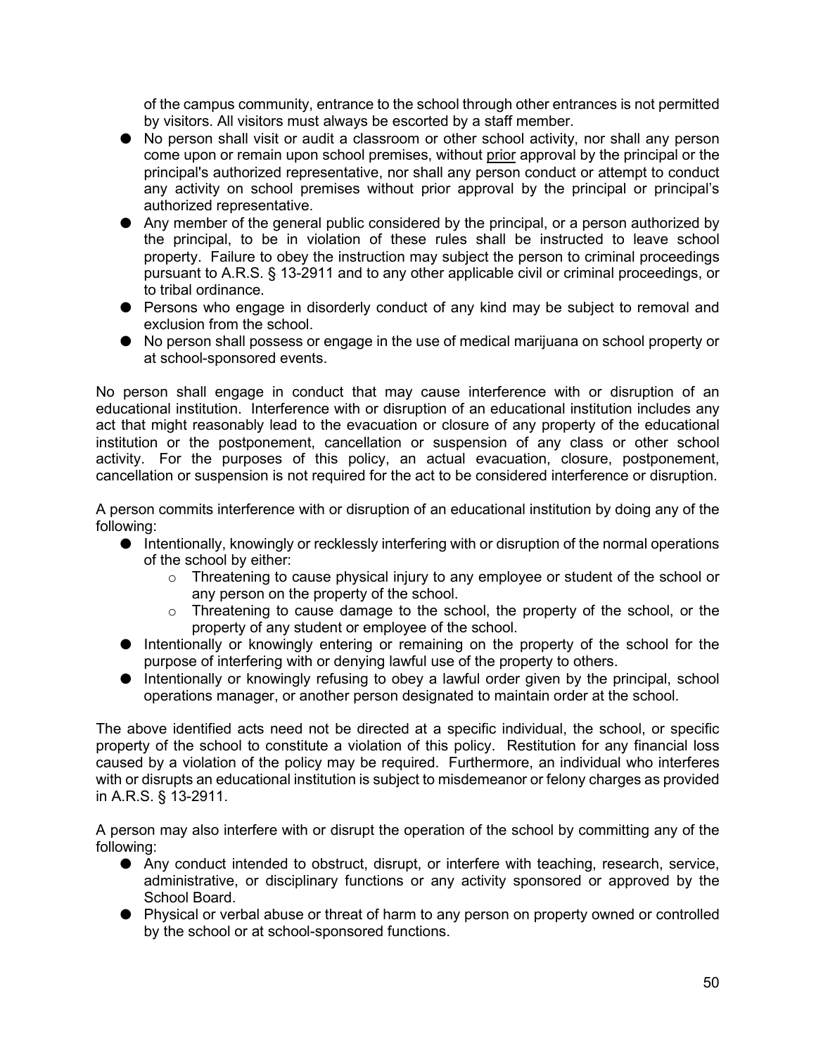of the campus community, entrance to the school through other entrances is not permitted by visitors. All visitors must always be escorted by a staff member.

- No person shall visit or audit a classroom or other school activity, nor shall any person come upon or remain upon school premises, without <u>prior</u> approval by the principal or the principal's authorized representative, nor shall any person conduct or attempt to conduct any activity on school premises without prior approval by the principal or principal's authorized representative.
- Any member of the general public considered by the principal, or a person authorized by the principal, to be in violation of these rules shall be instructed to leave school property. Failure to obey the instruction may subject the person to criminal proceedings pursuant to A.R.S. § 13-2911 and to any other applicable civil or criminal proceedings, or to tribal ordinance.
- Persons who engage in disorderly conduct of any kind may be subject to removal and exclusion from the school.
- No person shall possess or engage in the use of medical marijuana on school property or at school-sponsored events.

No person shall engage in conduct that may cause interference with or disruption of an educational institution. Interference with or disruption of an educational institution includes any act that might reasonably lead to the evacuation or closure of any property of the educational institution or the postponement, cancellation or suspension of any class or other school activity. For the purposes of this policy, an actual evacuation, closure, postponement, cancellation or suspension is not required for the act to be considered interference or disruption.

A person commits interference with or disruption of an educational institution by doing any of the following:

- Intentionally, knowingly or recklessly interfering with or disruption of the normal operations of the school by either:
  - Threatening to cause physical injury to any employee or student of the school or any person on the property of the school.
  - Threatening to cause damage to the school, the property of the school, or the property of any student or employee of the school.
- Intentionally or knowingly entering or remaining on the property of the school for the purpose of interfering with or denying lawful use of the property to others.
- Intentionally or knowingly refusing to obey a lawful order given by the principal, school operations manager, or another person designated to maintain order at the school.

The above identified acts need not be directed at a specific individual, the school, or specific property of the school to constitute a violation of this policy. Restitution for any financial loss caused by a violation of the policy may be required. Furthermore, an individual who interferes with or disrupts an educational institution is subject to misdemeanor or felony charges as provided in A.R.S. § 13-2911.

A person may also interfere with or disrupt the operation of the school by committing any of the following:

- Any conduct intended to obstruct, disrupt, or interfere with teaching, research, service, administrative, or disciplinary functions or any activity sponsored or approved by the School Board.
- Physical or verbal abuse or threat of harm to any person on property owned or controlled by the school or at school-sponsored functions.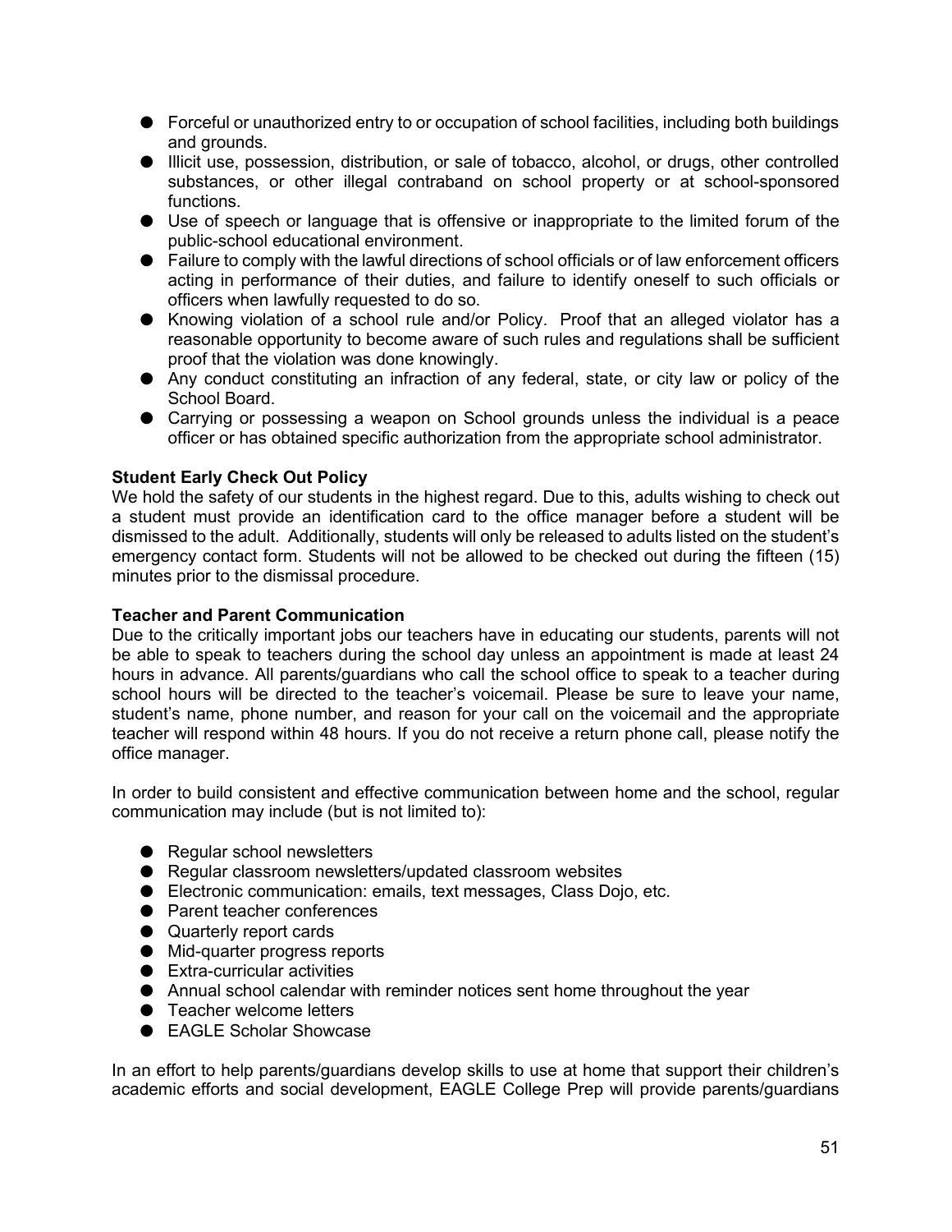- Forceful or unauthorized entry to or occupation of school facilities, including both buildings and grounds.
- Illicit use, possession, distribution, or sale of tobacco, alcohol, or drugs, other controlled substances, or other illegal contraband on school property or at school-sponsored functions.
- Use of speech or language that is offensive or inappropriate to the limited forum of the public-school educational environment.
- Failure to comply with the lawful directions of school officials or of law enforcement officers acting in performance of their duties, and failure to identify oneself to such officials or officers when lawfully requested to do so.
- Knowing violation of a school rule and/or Policy. Proof that an alleged violator has a reasonable opportunity to become aware of such rules and regulations shall be sufficient proof that the violation was done knowingly.
- Any conduct constituting an infraction of any federal, state, or city law or policy of the School Board.
- Carrying or possessing a weapon on School grounds unless the individual is a peace officer or has obtained specific authorization from the appropriate school administrator.

**Student Early Check Out Policy**

We hold the safety of our students in the highest regard. Due to this, adults wishing to check out a student must provide an identification card to the office manager before a student will be dismissed to the adult. Additionally, students will only be released to adults listed on the student's emergency contact form. Students will not be allowed to be checked out during the fifteen (15) minutes prior to the dismissal procedure.

**Teacher and Parent Communication**

Due to the critically important jobs our teachers have in educating our students, parents will not be able to speak to teachers during the school day unless an appointment is made at least 24 hours in advance. All parents/guardians who call the school office to speak to a teacher during school hours will be directed to the teacher's voicemail. Please be sure to leave your name, student's name, phone number, and reason for your call on the voicemail and the appropriate teacher will respond within 48 hours. If you do not receive a return phone call, please notify the office manager.

In order to build consistent and effective communication between home and the school, regular communication may include (but is not limited to):

- Regular school newsletters
- Regular classroom newsletters/updated classroom websites
- Electronic communication: emails, text messages, Class Dojo, etc.
- Parent teacher conferences
- Quarterly report cards
- Mid-quarter progress reports
- Extra-curricular activities
- Annual school calendar with reminder notices sent home throughout the year
- Teacher welcome letters
- EAGLE Scholar Showcase

In an effort to help parents/guardians develop skills to use at home that support their children's academic efforts and social development, EAGLE College Prep will provide parents/guardians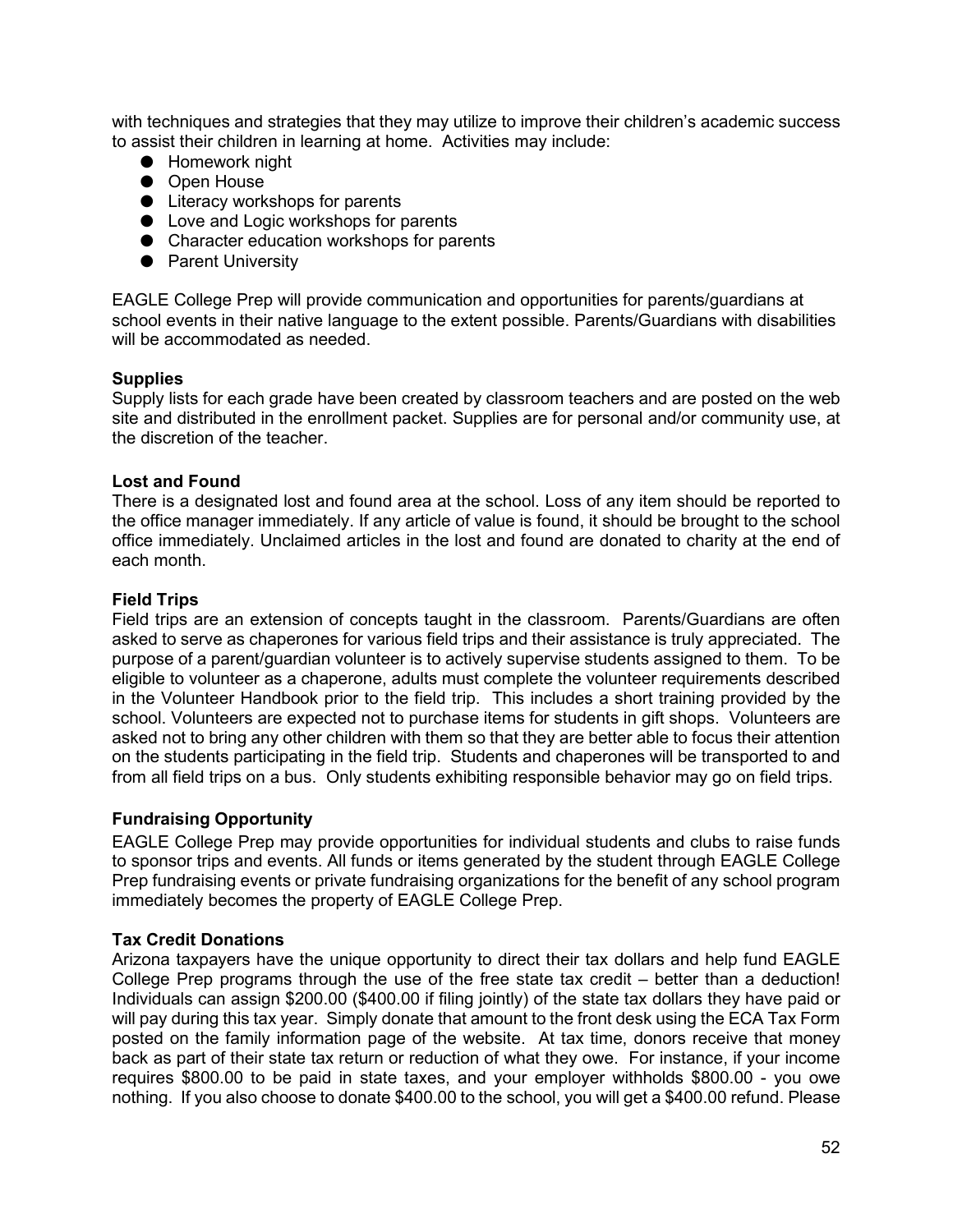with techniques and strategies that they may utilize to improve their children's academic success to assist their children in learning at home. Activities may include:

- Homework night
- Open House
- Literacy workshops for parents
- Love and Logic workshops for parents
- Character education workshops for parents
- Parent University

EAGLE College Prep will provide communication and opportunities for parents/guardians at school events in their native language to the extent possible. Parents/Guardians with disabilities will be accommodated as needed.

**Supplies**

Supply lists for each grade have been created by classroom teachers and are posted on the web site and distributed in the enrollment packet. Supplies are for personal and/or community use, at the discretion of the teacher.

**Lost and Found**

There is a designated lost and found area at the school. Loss of any item should be reported to the office manager immediately. If any article of value is found, it should be brought to the school office immediately. Unclaimed articles in the lost and found are donated to charity at the end of each month.

**Field Trips**

Field trips are an extension of concepts taught in the classroom. Parents/Guardians are often asked to serve as chaperones for various field trips and their assistance is truly appreciated. The purpose of a parent/guardian volunteer is to actively supervise students assigned to them. To be eligible to volunteer as a chaperone, adults must complete the volunteer requirements described in the Volunteer Handbook prior to the field trip. This includes a short training provided by the school. Volunteers are expected not to purchase items for students in gift shops. Volunteers are asked not to bring any other children with them so that they are better able to focus their attention on the students participating in the field trip. Students and chaperones will be transported to and from all field trips on a bus. Only students exhibiting responsible behavior may go on field trips.

**Fundraising Opportunity**

EAGLE College Prep may provide opportunities for individual students and clubs to raise funds to sponsor trips and events. All funds or items generated by the student through EAGLE College Prep fundraising events or private fundraising organizations for the benefit of any school program immediately becomes the property of EAGLE College Prep.

**Tax Credit Donations**

Arizona taxpayers have the unique opportunity to direct their tax dollars and help fund EAGLE College Prep programs through the use of the free state tax credit – better than a deduction! Individuals can assign $200.00 ($400.00 if filing jointly) of the state tax dollars they have paid or will pay during this tax year. Simply donate that amount to the front desk using the ECA Tax Form posted on the family information page of the website. At tax time, donors receive that money back as part of their state tax return or reduction of what they owe. For instance, if your income requires $800.00 to be paid in state taxes, and your employer withholds $800.00 - you owe nothing. If you also choose to donate $400.00 to the school, you will get a $400.00 refund. Please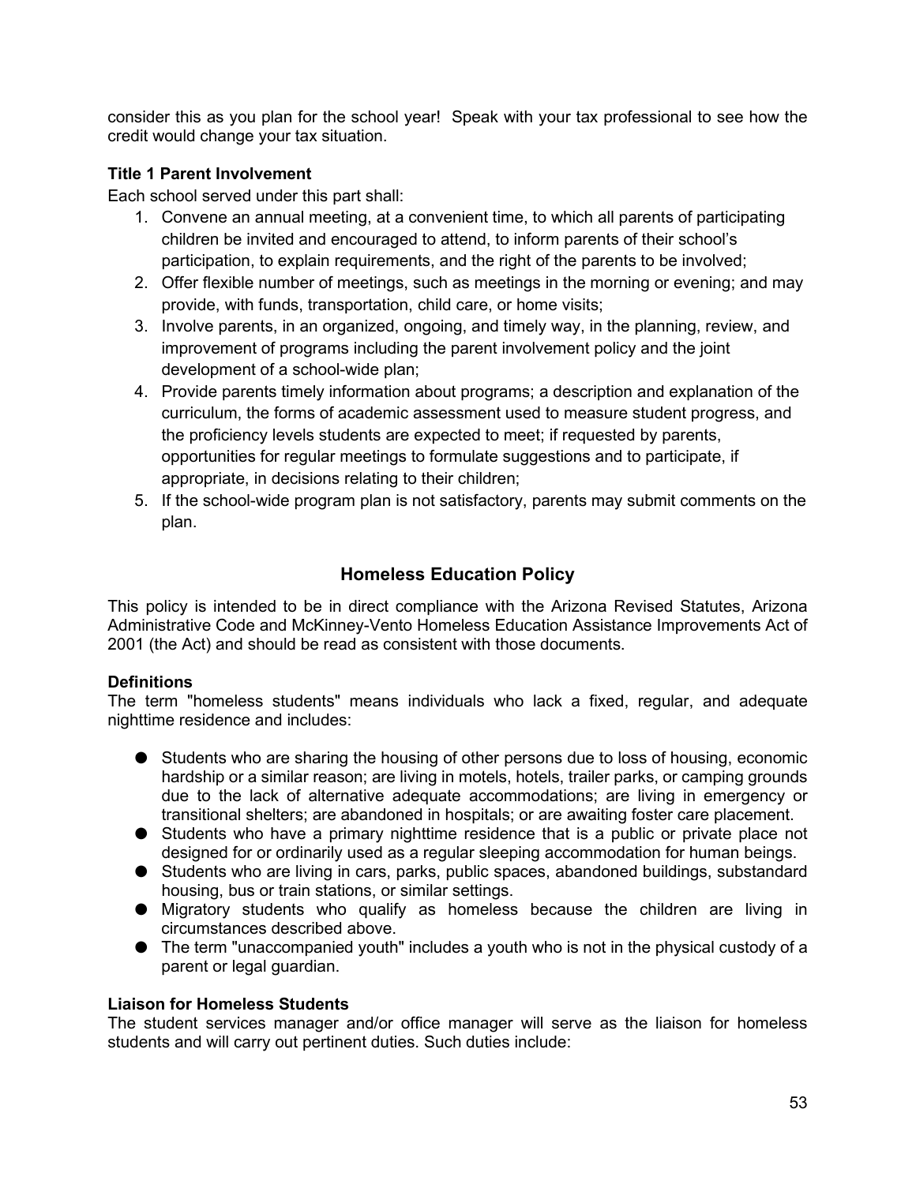consider this as you plan for the school year! Speak with your tax professional to see how the credit would change your tax situation.

**Title 1 Parent Involvement**

Each school served under this part shall:

1. Convene an annual meeting, at a convenient time, to which all parents of participating children be invited and encouraged to attend, to inform parents of their school's participation, to explain requirements, and the right of the parents to be involved;
2. Offer flexible number of meetings, such as meetings in the morning or evening; and may provide, with funds, transportation, child care, or home visits;
3. Involve parents, in an organized, ongoing, and timely way, in the planning, review, and improvement of programs including the parent involvement policy and the joint development of a school-wide plan;
4. Provide parents timely information about programs; a description and explanation of the curriculum, the forms of academic assessment used to measure student progress, and the proficiency levels students are expected to meet; if requested by parents, opportunities for regular meetings to formulate suggestions and to participate, if appropriate, in decisions relating to their children;
5. If the school-wide program plan is not satisfactory, parents may submit comments on the plan.

## Homeless Education Policy

This policy is intended to be in direct compliance with the Arizona Revised Statutes, Arizona Administrative Code and McKinney-Vento Homeless Education Assistance Improvements Act of 2001 (the Act) and should be read as consistent with those documents.

**Definitions**

The term "homeless students" means individuals who lack a fixed, regular, and adequate nighttime residence and includes:

- Students who are sharing the housing of other persons due to loss of housing, economic hardship or a similar reason; are living in motels, hotels, trailer parks, or camping grounds due to the lack of alternative adequate accommodations; are living in emergency or transitional shelters; are abandoned in hospitals; or are awaiting foster care placement.
- Students who have a primary nighttime residence that is a public or private place not designed for or ordinarily used as a regular sleeping accommodation for human beings.
- Students who are living in cars, parks, public spaces, abandoned buildings, substandard housing, bus or train stations, or similar settings.
- Migratory students who qualify as homeless because the children are living in circumstances described above.
- The term "unaccompanied youth" includes a youth who is not in the physical custody of a parent or legal guardian.

**Liaison for Homeless Students**

The student services manager and/or office manager will serve as the liaison for homeless students and will carry out pertinent duties. Such duties include: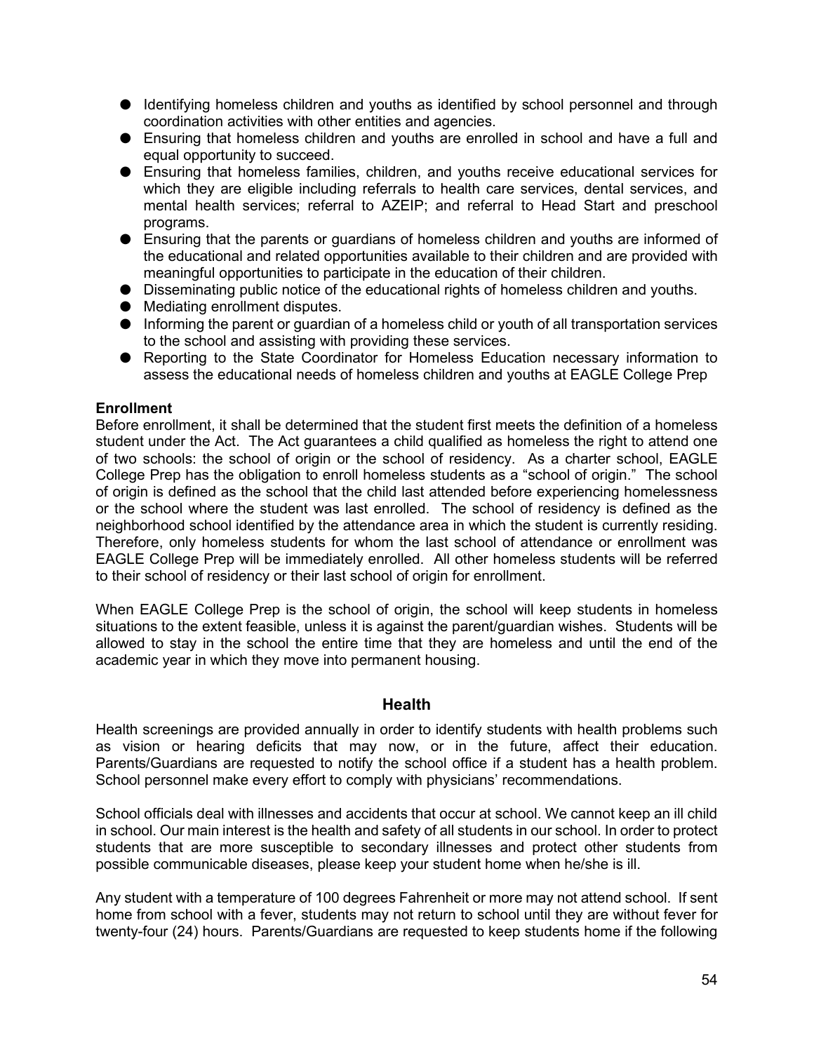- Identifying homeless children and youths as identified by school personnel and through coordination activities with other entities and agencies.
- Ensuring that homeless children and youths are enrolled in school and have a full and equal opportunity to succeed.
- Ensuring that homeless families, children, and youths receive educational services for which they are eligible including referrals to health care services, dental services, and mental health services; referral to AZEIP; and referral to Head Start and preschool programs.
- Ensuring that the parents or guardians of homeless children and youths are informed of the educational and related opportunities available to their children and are provided with meaningful opportunities to participate in the education of their children.
- Disseminating public notice of the educational rights of homeless children and youths.
- Mediating enrollment disputes.
- Informing the parent or guardian of a homeless child or youth of all transportation services to the school and assisting with providing these services.
- Reporting to the State Coordinator for Homeless Education necessary information to assess the educational needs of homeless children and youths at EAGLE College Prep

**Enrollment**

Before enrollment, it shall be determined that the student first meets the definition of a homeless student under the Act. The Act guarantees a child qualified as homeless the right to attend one of two schools: the school of origin or the school of residency. As a charter school, EAGLE College Prep has the obligation to enroll homeless students as a "school of origin." The school of origin is defined as the school that the child last attended before experiencing homelessness or the school where the student was last enrolled. The school of residency is defined as the neighborhood school identified by the attendance area in which the student is currently residing. Therefore, only homeless students for whom the last school of attendance or enrollment was EAGLE College Prep will be immediately enrolled. All other homeless students will be referred to their school of residency or their last school of origin for enrollment.

When EAGLE College Prep is the school of origin, the school will keep students in homeless situations to the extent feasible, unless it is against the parent/guardian wishes. Students will be allowed to stay in the school the entire time that they are homeless and until the end of the academic year in which they move into permanent housing.

## Health

Health screenings are provided annually in order to identify students with health problems such as vision or hearing deficits that may now, or in the future, affect their education. Parents/Guardians are requested to notify the school office if a student has a health problem. School personnel make every effort to comply with physicians' recommendations.

School officials deal with illnesses and accidents that occur at school. We cannot keep an ill child in school. Our main interest is the health and safety of all students in our school. In order to protect students that are more susceptible to secondary illnesses and protect other students from possible communicable diseases, please keep your student home when he/she is ill.

Any student with a temperature of 100 degrees Fahrenheit or more may not attend school. If sent home from school with a fever, students may not return to school until they are without fever for twenty-four (24) hours. Parents/Guardians are requested to keep students home if the following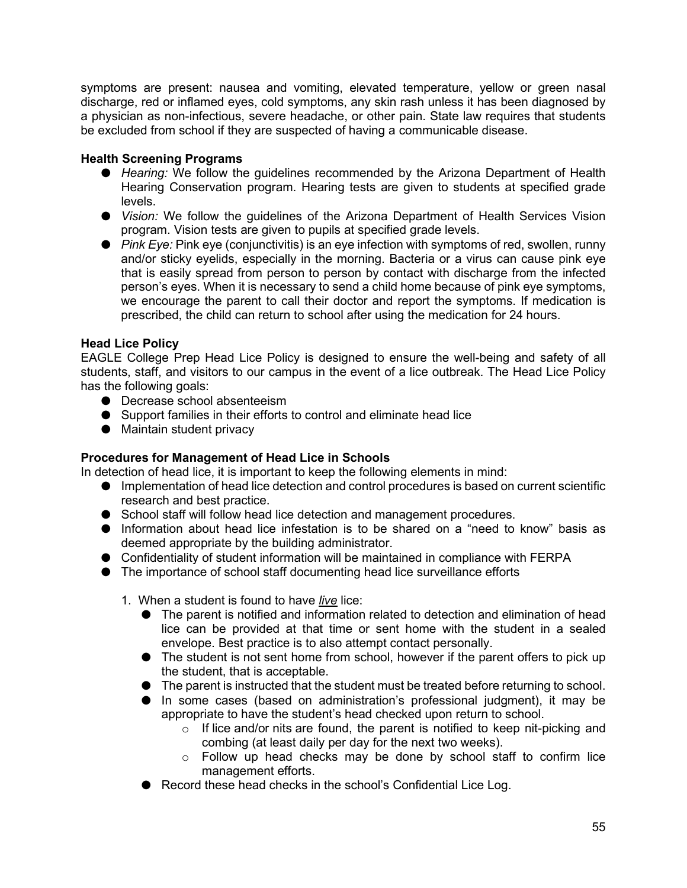symptoms are present: nausea and vomiting, elevated temperature, yellow or green nasal discharge, red or inflamed eyes, cold symptoms, any skin rash unless it has been diagnosed by a physician as non-infectious, severe headache, or other pain. State law requires that students be excluded from school if they are suspected of having a communicable disease.

**Health Screening Programs**

- *Hearing:* We follow the guidelines recommended by the Arizona Department of Health Hearing Conservation program. Hearing tests are given to students at specified grade levels.
- *Vision:* We follow the guidelines of the Arizona Department of Health Services Vision program. Vision tests are given to pupils at specified grade levels.
- *Pink Eye:* Pink eye (conjunctivitis) is an eye infection with symptoms of red, swollen, runny and/or sticky eyelids, especially in the morning. Bacteria or a virus can cause pink eye that is easily spread from person to person by contact with discharge from the infected person's eyes. When it is necessary to send a child home because of pink eye symptoms, we encourage the parent to call their doctor and report the symptoms. If medication is prescribed, the child can return to school after using the medication for 24 hours.

**Head Lice Policy**

EAGLE College Prep Head Lice Policy is designed to ensure the well-being and safety of all students, staff, and visitors to our campus in the event of a lice outbreak. The Head Lice Policy has the following goals:

- Decrease school absenteeism
- Support families in their efforts to control and eliminate head lice
- Maintain student privacy

**Procedures for Management of Head Lice in Schools**

In detection of head lice, it is important to keep the following elements in mind:

- Implementation of head lice detection and control procedures is based on current scientific research and best practice.
- School staff will follow head lice detection and management procedures.
- Information about head lice infestation is to be shared on a "need to know" basis as deemed appropriate by the building administrator.
- Confidentiality of student information will be maintained in compliance with FERPA
- The importance of school staff documenting head lice surveillance efforts

1. When a student is found to have ***live*** lice:
   - The parent is notified and information related to detection and elimination of head lice can be provided at that time or sent home with the student in a sealed envelope. Best practice is to also attempt contact personally.
   - The student is not sent home from school, however if the parent offers to pick up the student, that is acceptable.
   - The parent is instructed that the student must be treated before returning to school.
   - In some cases (based on administration's professional judgment), it may be appropriate to have the student's head checked upon return to school.
     - If lice and/or nits are found, the parent is notified to keep nit-picking and combing (at least daily per day for the next two weeks).
     - Follow up head checks may be done by school staff to confirm lice management efforts.
   - Record these head checks in the school's Confidential Lice Log.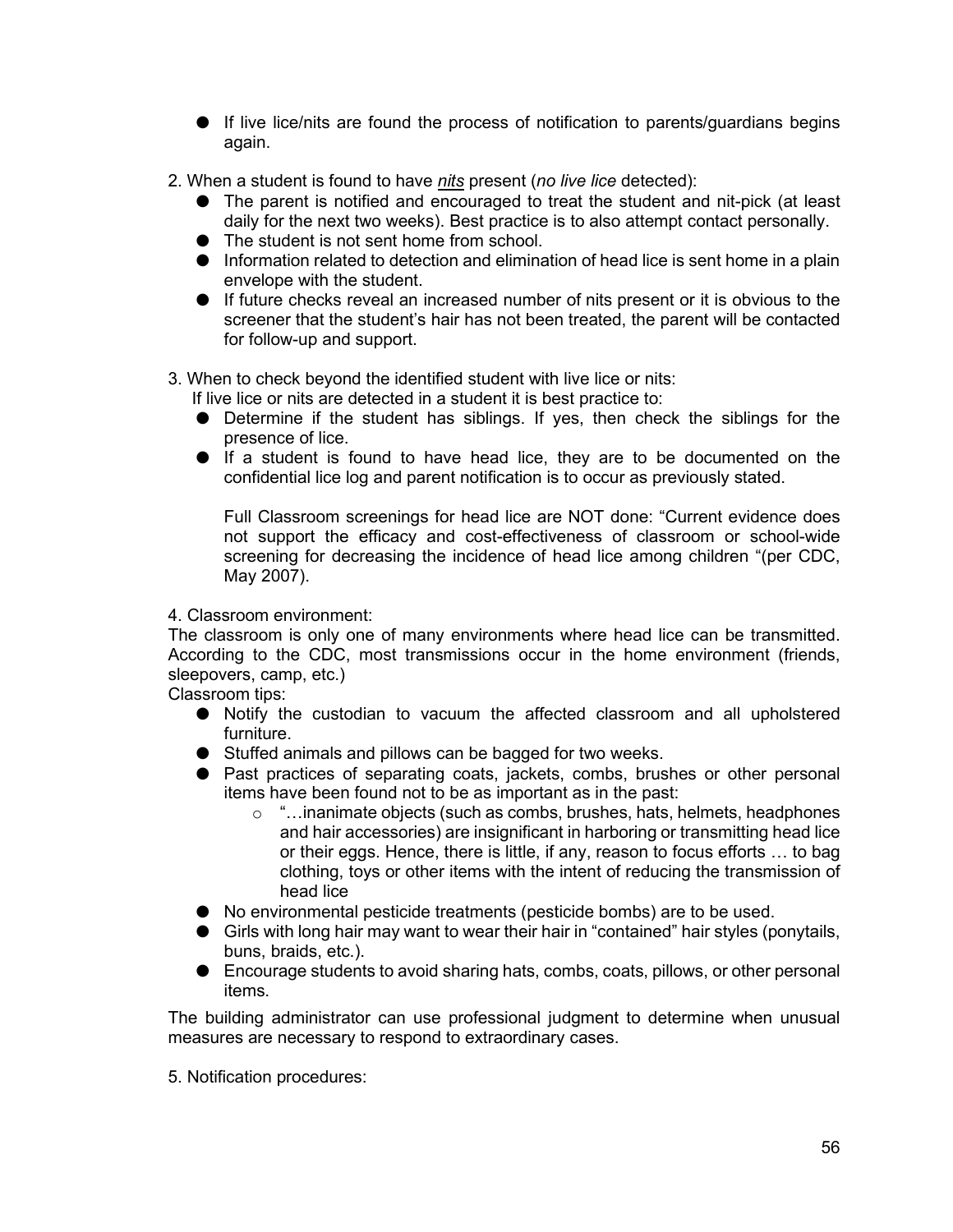- If live lice/nits are found the process of notification to parents/guardians begins again.

2. When a student is found to have ***nits*** present (*no live lice* detected):
   - The parent is notified and encouraged to treat the student and nit-pick (at least daily for the next two weeks). Best practice is to also attempt contact personally.
   - The student is not sent home from school.
   - Information related to detection and elimination of head lice is sent home in a plain envelope with the student.
   - If future checks reveal an increased number of nits present or it is obvious to the screener that the student's hair has not been treated, the parent will be contacted for follow-up and support.

3. When to check beyond the identified student with live lice or nits:
   If live lice or nits are detected in a student it is best practice to:
   - Determine if the student has siblings. If yes, then check the siblings for the presence of lice.
   - If a student is found to have head lice, they are to be documented on the confidential lice log and parent notification is to occur as previously stated.

   Full Classroom screenings for head lice are NOT done: "Current evidence does not support the efficacy and cost-effectiveness of classroom or school-wide screening for decreasing the incidence of head lice among children "(per CDC, May 2007).

4. Classroom environment:
The classroom is only one of many environments where head lice can be transmitted. According to the CDC, most transmissions occur in the home environment (friends, sleepovers, camp, etc.)
Classroom tips:
   - Notify the custodian to vacuum the affected classroom and all upholstered furniture.
   - Stuffed animals and pillows can be bagged for two weeks.
   - Past practices of separating coats, jackets, combs, brushes or other personal items have been found not to be as important as in the past:
     - "…inanimate objects (such as combs, brushes, hats, helmets, headphones and hair accessories) are insignificant in harboring or transmitting head lice or their eggs. Hence, there is little, if any, reason to focus efforts … to bag clothing, toys or other items with the intent of reducing the transmission of head lice
   - No environmental pesticide treatments (pesticide bombs) are to be used.
   - Girls with long hair may want to wear their hair in "contained" hair styles (ponytails, buns, braids, etc.).
   - Encourage students to avoid sharing hats, combs, coats, pillows, or other personal items.

The building administrator can use professional judgment to determine when unusual measures are necessary to respond to extraordinary cases.

5. Notification procedures: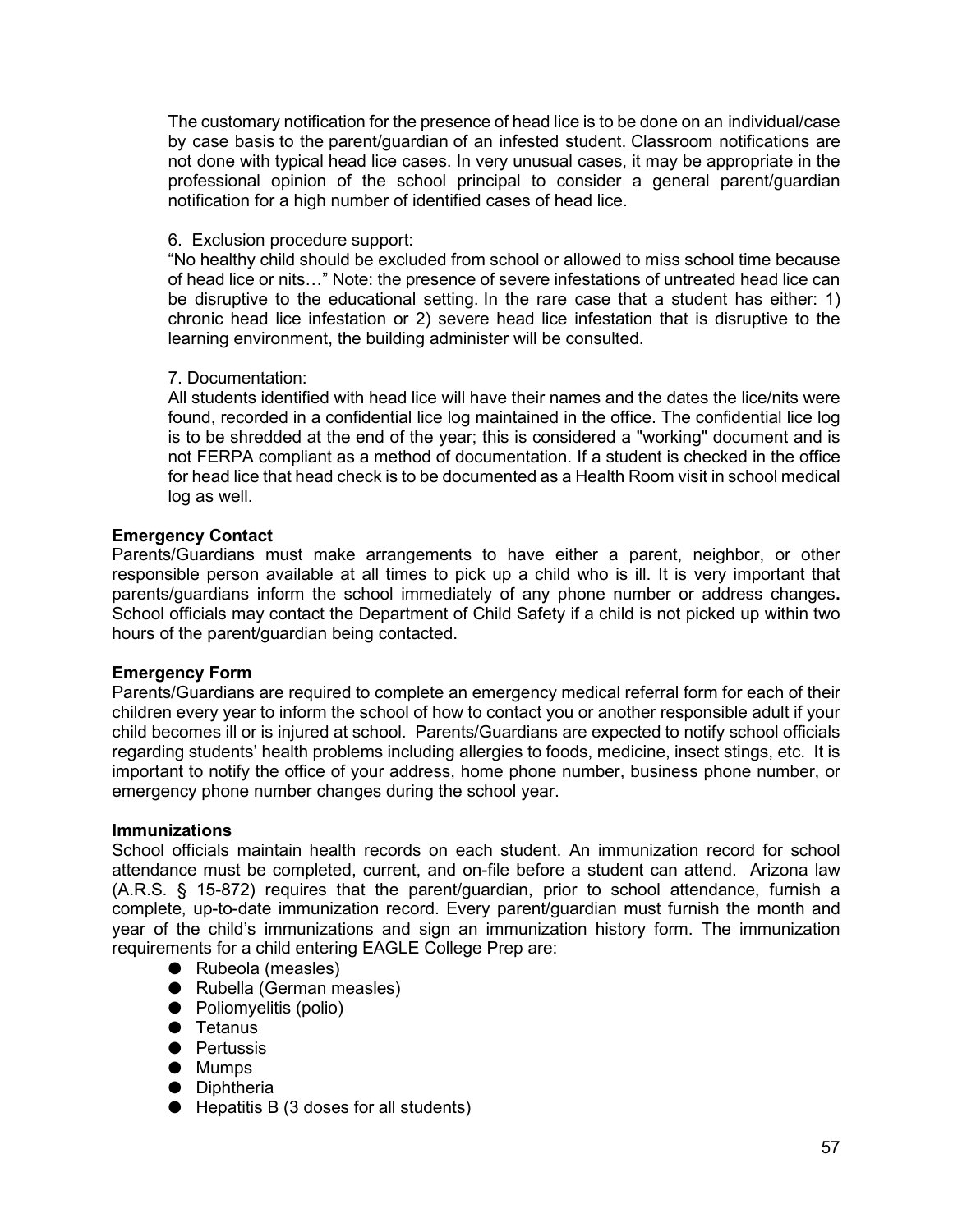The customary notification for the presence of head lice is to be done on an individual/case by case basis to the parent/guardian of an infested student. Classroom notifications are not done with typical head lice cases. In very unusual cases, it may be appropriate in the professional opinion of the school principal to consider a general parent/guardian notification for a high number of identified cases of head lice.

6. Exclusion procedure support:
"No healthy child should be excluded from school or allowed to miss school time because of head lice or nits…" Note: the presence of severe infestations of untreated head lice can be disruptive to the educational setting. In the rare case that a student has either: 1) chronic head lice infestation or 2) severe head lice infestation that is disruptive to the learning environment, the building administer will be consulted.

7. Documentation:
All students identified with head lice will have their names and the dates the lice/nits were found, recorded in a confidential lice log maintained in the office. The confidential lice log is to be shredded at the end of the year; this is considered a "working" document and is not FERPA compliant as a method of documentation. If a student is checked in the office for head lice that head check is to be documented as a Health Room visit in school medical log as well.

**Emergency Contact**
Parents/Guardians must make arrangements to have either a parent, neighbor, or other responsible person available at all times to pick up a child who is ill. It is very important that parents/guardians inform the school immediately of any phone number or address changes**.** School officials may contact the Department of Child Safety if a child is not picked up within two hours of the parent/guardian being contacted.

**Emergency Form**
Parents/Guardians are required to complete an emergency medical referral form for each of their children every year to inform the school of how to contact you or another responsible adult if your child becomes ill or is injured at school. Parents/Guardians are expected to notify school officials regarding students' health problems including allergies to foods, medicine, insect stings, etc. It is important to notify the office of your address, home phone number, business phone number, or emergency phone number changes during the school year.

**Immunizations**
School officials maintain health records on each student. An immunization record for school attendance must be completed, current, and on-file before a student can attend. Arizona law (A.R.S. § 15-872) requires that the parent/guardian, prior to school attendance, furnish a complete, up-to-date immunization record. Every parent/guardian must furnish the month and year of the child's immunizations and sign an immunization history form. The immunization requirements for a child entering EAGLE College Prep are:

- Rubeola (measles)
- Rubella (German measles)
- Poliomyelitis (polio)
- Tetanus
- Pertussis
- Mumps
- Diphtheria
- Hepatitis B (3 doses for all students)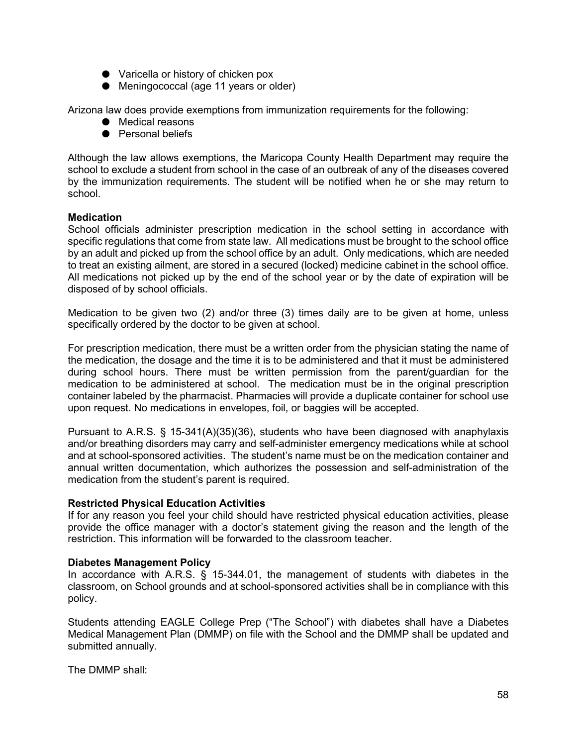- Varicella or history of chicken pox
- Meningococcal (age 11 years or older)

Arizona law does provide exemptions from immunization requirements for the following:

- Medical reasons
- Personal beliefs

Although the law allows exemptions, the Maricopa County Health Department may require the school to exclude a student from school in the case of an outbreak of any of the diseases covered by the immunization requirements. The student will be notified when he or she may return to school.

**Medication**

School officials administer prescription medication in the school setting in accordance with specific regulations that come from state law. All medications must be brought to the school office by an adult and picked up from the school office by an adult. Only medications, which are needed to treat an existing ailment, are stored in a secured (locked) medicine cabinet in the school office. All medications not picked up by the end of the school year or by the date of expiration will be disposed of by school officials.

Medication to be given two (2) and/or three (3) times daily are to be given at home, unless specifically ordered by the doctor to be given at school.

For prescription medication, there must be a written order from the physician stating the name of the medication, the dosage and the time it is to be administered and that it must be administered during school hours. There must be written permission from the parent/guardian for the medication to be administered at school. The medication must be in the original prescription container labeled by the pharmacist. Pharmacies will provide a duplicate container for school use upon request. No medications in envelopes, foil, or baggies will be accepted.

Pursuant to A.R.S. § 15-341(A)(35)(36), students who have been diagnosed with anaphylaxis and/or breathing disorders may carry and self-administer emergency medications while at school and at school-sponsored activities. The student's name must be on the medication container and annual written documentation, which authorizes the possession and self-administration of the medication from the student's parent is required.

**Restricted Physical Education Activities**

If for any reason you feel your child should have restricted physical education activities, please provide the office manager with a doctor's statement giving the reason and the length of the restriction. This information will be forwarded to the classroom teacher.

**Diabetes Management Policy**

In accordance with A.R.S. § 15-344.01, the management of students with diabetes in the classroom, on School grounds and at school-sponsored activities shall be in compliance with this policy.

Students attending EAGLE College Prep ("The School") with diabetes shall have a Diabetes Medical Management Plan (DMMP) on file with the School and the DMMP shall be updated and submitted annually.

The DMMP shall: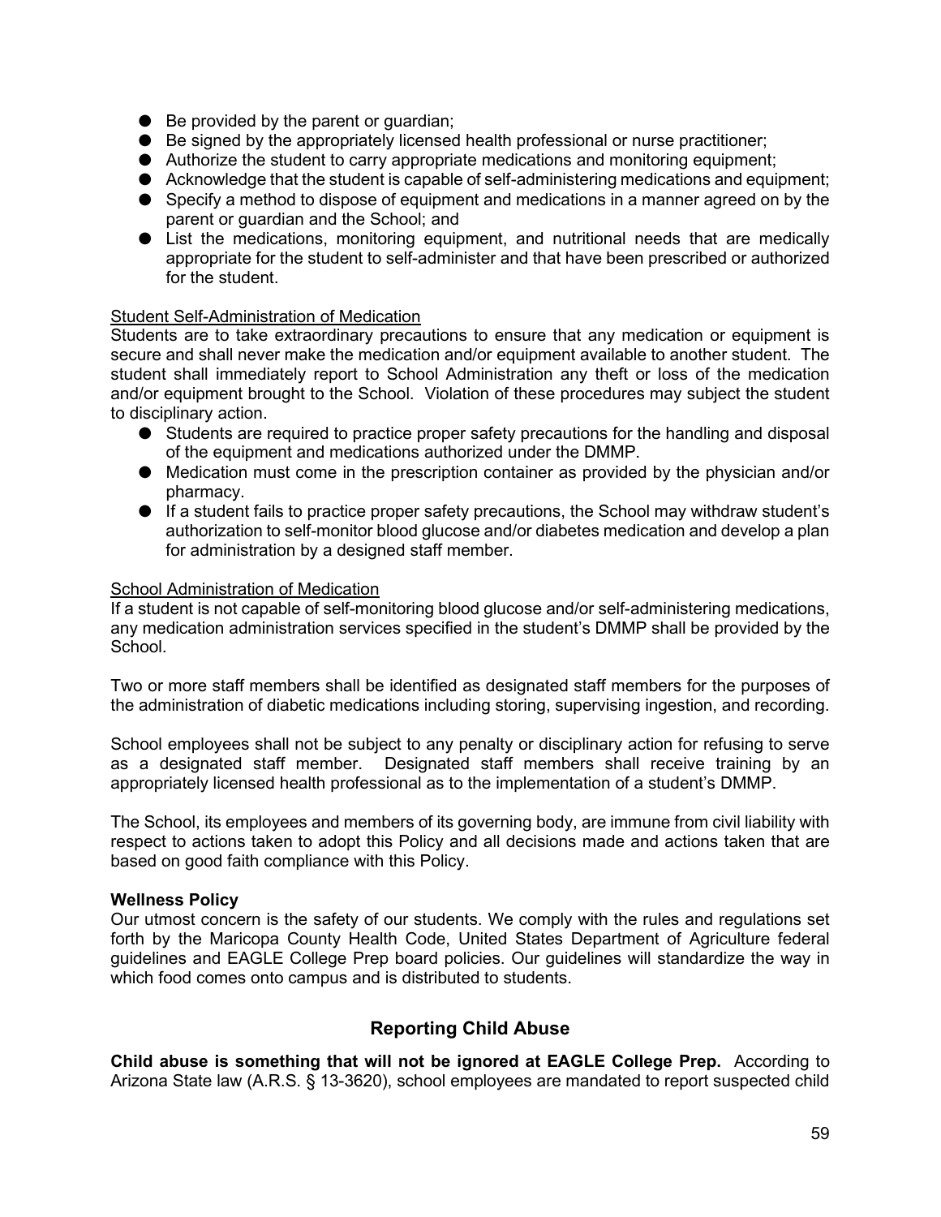- Be provided by the parent or guardian;
- Be signed by the appropriately licensed health professional or nurse practitioner;
- Authorize the student to carry appropriate medications and monitoring equipment;
- Acknowledge that the student is capable of self-administering medications and equipment;
- Specify a method to dispose of equipment and medications in a manner agreed on by the parent or guardian and the School; and
- List the medications, monitoring equipment, and nutritional needs that are medically appropriate for the student to self-administer and that have been prescribed or authorized for the student.

<u>Student Self-Administration of Medication</u>

Students are to take extraordinary precautions to ensure that any medication or equipment is secure and shall never make the medication and/or equipment available to another student. The student shall immediately report to School Administration any theft or loss of the medication and/or equipment brought to the School. Violation of these procedures may subject the student to disciplinary action.

- Students are required to practice proper safety precautions for the handling and disposal of the equipment and medications authorized under the DMMP.
- Medication must come in the prescription container as provided by the physician and/or pharmacy.
- If a student fails to practice proper safety precautions, the School may withdraw student's authorization to self-monitor blood glucose and/or diabetes medication and develop a plan for administration by a designed staff member.

<u>School Administration of Medication</u>

If a student is not capable of self-monitoring blood glucose and/or self-administering medications, any medication administration services specified in the student's DMMP shall be provided by the School.

Two or more staff members shall be identified as designated staff members for the purposes of the administration of diabetic medications including storing, supervising ingestion, and recording.

School employees shall not be subject to any penalty or disciplinary action for refusing to serve as a designated staff member. Designated staff members shall receive training by an appropriately licensed health professional as to the implementation of a student's DMMP.

The School, its employees and members of its governing body, are immune from civil liability with respect to actions taken to adopt this Policy and all decisions made and actions taken that are based on good faith compliance with this Policy.

**Wellness Policy**

Our utmost concern is the safety of our students. We comply with the rules and regulations set forth by the Maricopa County Health Code, United States Department of Agriculture federal guidelines and EAGLE College Prep board policies. Our guidelines will standardize the way in which food comes onto campus and is distributed to students.

## Reporting Child Abuse

**Child abuse is something that will not be ignored at EAGLE College Prep.** According to Arizona State law (A.R.S. § 13-3620), school employees are mandated to report suspected child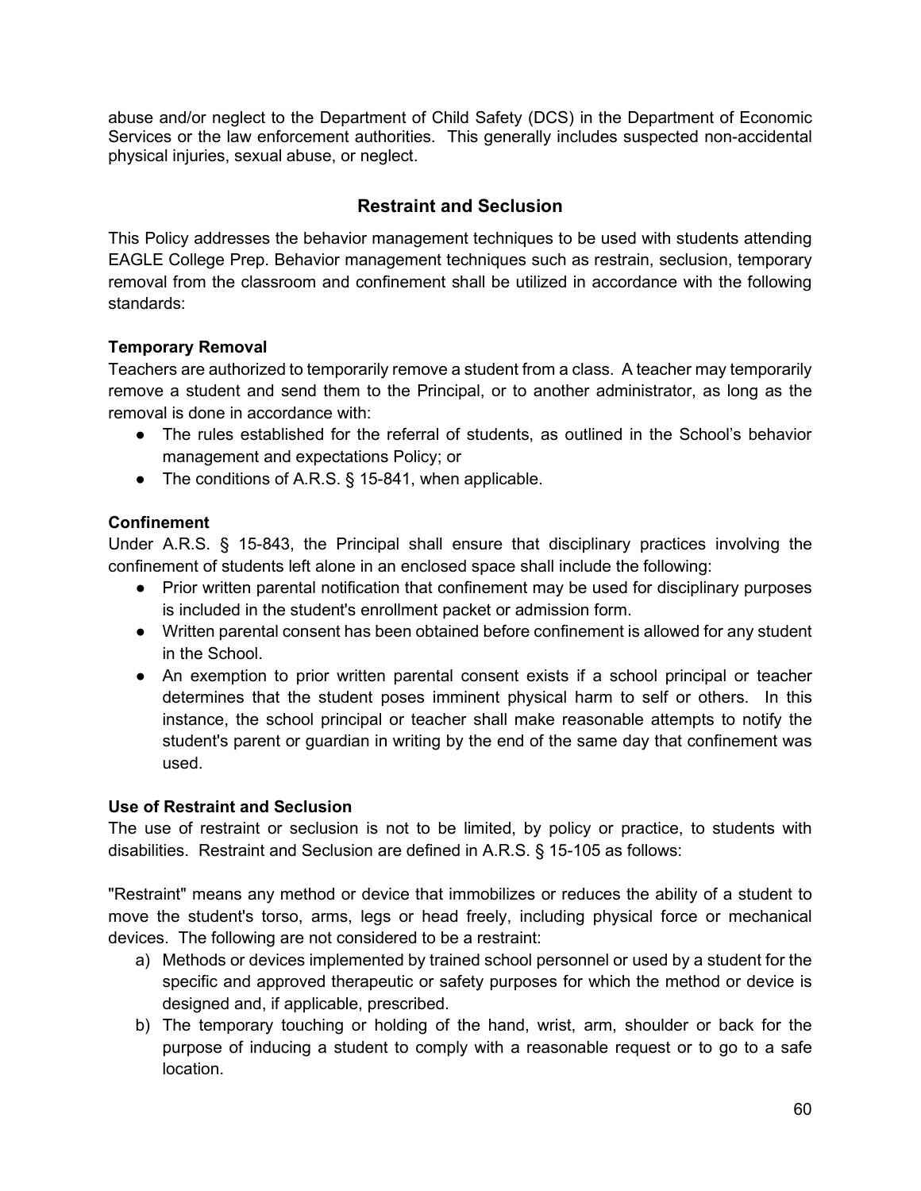abuse and/or neglect to the Department of Child Safety (DCS) in the Department of Economic Services or the law enforcement authorities. This generally includes suspected non-accidental physical injuries, sexual abuse, or neglect.

## Restraint and Seclusion

This Policy addresses the behavior management techniques to be used with students attending EAGLE College Prep. Behavior management techniques such as restrain, seclusion, temporary removal from the classroom and confinement shall be utilized in accordance with the following standards:

**Temporary Removal**

Teachers are authorized to temporarily remove a student from a class. A teacher may temporarily remove a student and send them to the Principal, or to another administrator, as long as the removal is done in accordance with:

- The rules established for the referral of students, as outlined in the School's behavior management and expectations Policy; or
- The conditions of A.R.S. § 15-841, when applicable.

**Confinement**

Under A.R.S. § 15-843, the Principal shall ensure that disciplinary practices involving the confinement of students left alone in an enclosed space shall include the following:

- Prior written parental notification that confinement may be used for disciplinary purposes is included in the student's enrollment packet or admission form.
- Written parental consent has been obtained before confinement is allowed for any student in the School.
- An exemption to prior written parental consent exists if a school principal or teacher determines that the student poses imminent physical harm to self or others. In this instance, the school principal or teacher shall make reasonable attempts to notify the student's parent or guardian in writing by the end of the same day that confinement was used.

**Use of Restraint and Seclusion**

The use of restraint or seclusion is not to be limited, by policy or practice, to students with disabilities. Restraint and Seclusion are defined in A.R.S. § 15-105 as follows:

"Restraint" means any method or device that immobilizes or reduces the ability of a student to move the student's torso, arms, legs or head freely, including physical force or mechanical devices. The following are not considered to be a restraint:

a) Methods or devices implemented by trained school personnel or used by a student for the specific and approved therapeutic or safety purposes for which the method or device is designed and, if applicable, prescribed.
b) The temporary touching or holding of the hand, wrist, arm, shoulder or back for the purpose of inducing a student to comply with a reasonable request or to go to a safe location.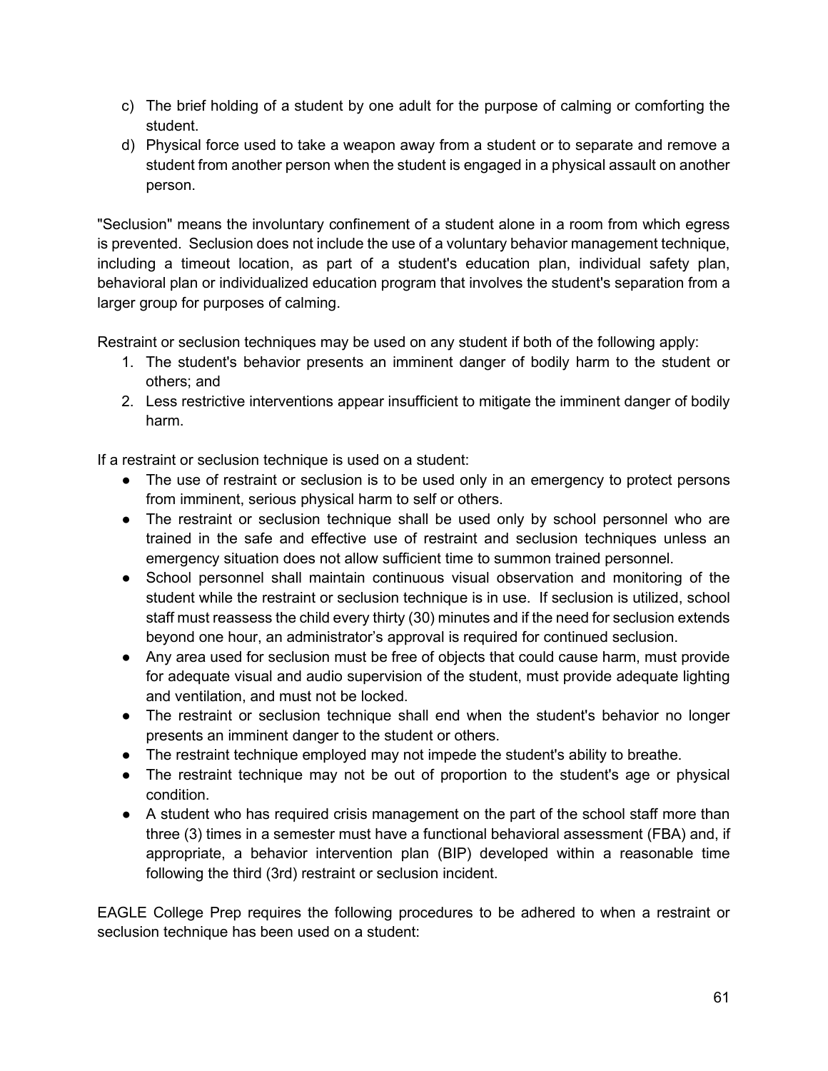c) The brief holding of a student by one adult for the purpose of calming or comforting the student.
d) Physical force used to take a weapon away from a student or to separate and remove a student from another person when the student is engaged in a physical assault on another person.

"Seclusion" means the involuntary confinement of a student alone in a room from which egress is prevented. Seclusion does not include the use of a voluntary behavior management technique, including a timeout location, as part of a student's education plan, individual safety plan, behavioral plan or individualized education program that involves the student's separation from a larger group for purposes of calming.

Restraint or seclusion techniques may be used on any student if both of the following apply:

1. The student's behavior presents an imminent danger of bodily harm to the student or others; and
2. Less restrictive interventions appear insufficient to mitigate the imminent danger of bodily harm.

If a restraint or seclusion technique is used on a student:

- The use of restraint or seclusion is to be used only in an emergency to protect persons from imminent, serious physical harm to self or others.
- The restraint or seclusion technique shall be used only by school personnel who are trained in the safe and effective use of restraint and seclusion techniques unless an emergency situation does not allow sufficient time to summon trained personnel.
- School personnel shall maintain continuous visual observation and monitoring of the student while the restraint or seclusion technique is in use. If seclusion is utilized, school staff must reassess the child every thirty (30) minutes and if the need for seclusion extends beyond one hour, an administrator's approval is required for continued seclusion.
- Any area used for seclusion must be free of objects that could cause harm, must provide for adequate visual and audio supervision of the student, must provide adequate lighting and ventilation, and must not be locked.
- The restraint or seclusion technique shall end when the student's behavior no longer presents an imminent danger to the student or others.
- The restraint technique employed may not impede the student's ability to breathe.
- The restraint technique may not be out of proportion to the student's age or physical condition.
- A student who has required crisis management on the part of the school staff more than three (3) times in a semester must have a functional behavioral assessment (FBA) and, if appropriate, a behavior intervention plan (BIP) developed within a reasonable time following the third (3rd) restraint or seclusion incident.

EAGLE College Prep requires the following procedures to be adhered to when a restraint or seclusion technique has been used on a student: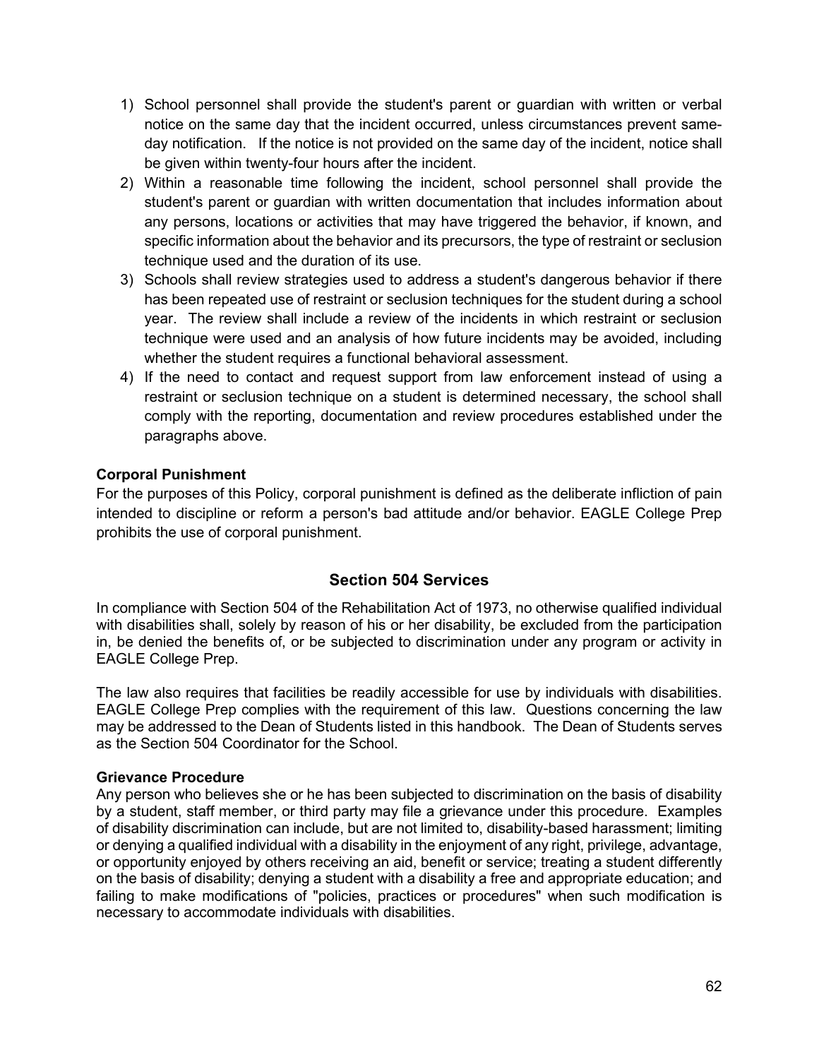1) School personnel shall provide the student's parent or guardian with written or verbal notice on the same day that the incident occurred, unless circumstances prevent same-day notification. If the notice is not provided on the same day of the incident, notice shall be given within twenty-four hours after the incident.
2) Within a reasonable time following the incident, school personnel shall provide the student's parent or guardian with written documentation that includes information about any persons, locations or activities that may have triggered the behavior, if known, and specific information about the behavior and its precursors, the type of restraint or seclusion technique used and the duration of its use.
3) Schools shall review strategies used to address a student's dangerous behavior if there has been repeated use of restraint or seclusion techniques for the student during a school year. The review shall include a review of the incidents in which restraint or seclusion technique were used and an analysis of how future incidents may be avoided, including whether the student requires a functional behavioral assessment.
4) If the need to contact and request support from law enforcement instead of using a restraint or seclusion technique on a student is determined necessary, the school shall comply with the reporting, documentation and review procedures established under the paragraphs above.

**Corporal Punishment**

For the purposes of this Policy, corporal punishment is defined as the deliberate infliction of pain intended to discipline or reform a person's bad attitude and/or behavior. EAGLE College Prep prohibits the use of corporal punishment.

## Section 504 Services

In compliance with Section 504 of the Rehabilitation Act of 1973, no otherwise qualified individual with disabilities shall, solely by reason of his or her disability, be excluded from the participation in, be denied the benefits of, or be subjected to discrimination under any program or activity in EAGLE College Prep.

The law also requires that facilities be readily accessible for use by individuals with disabilities. EAGLE College Prep complies with the requirement of this law. Questions concerning the law may be addressed to the Dean of Students listed in this handbook. The Dean of Students serves as the Section 504 Coordinator for the School.

**Grievance Procedure**

Any person who believes she or he has been subjected to discrimination on the basis of disability by a student, staff member, or third party may file a grievance under this procedure. Examples of disability discrimination can include, but are not limited to, disability-based harassment; limiting or denying a qualified individual with a disability in the enjoyment of any right, privilege, advantage, or opportunity enjoyed by others receiving an aid, benefit or service; treating a student differently on the basis of disability; denying a student with a disability a free and appropriate education; and failing to make modifications of "policies, practices or procedures" when such modification is necessary to accommodate individuals with disabilities.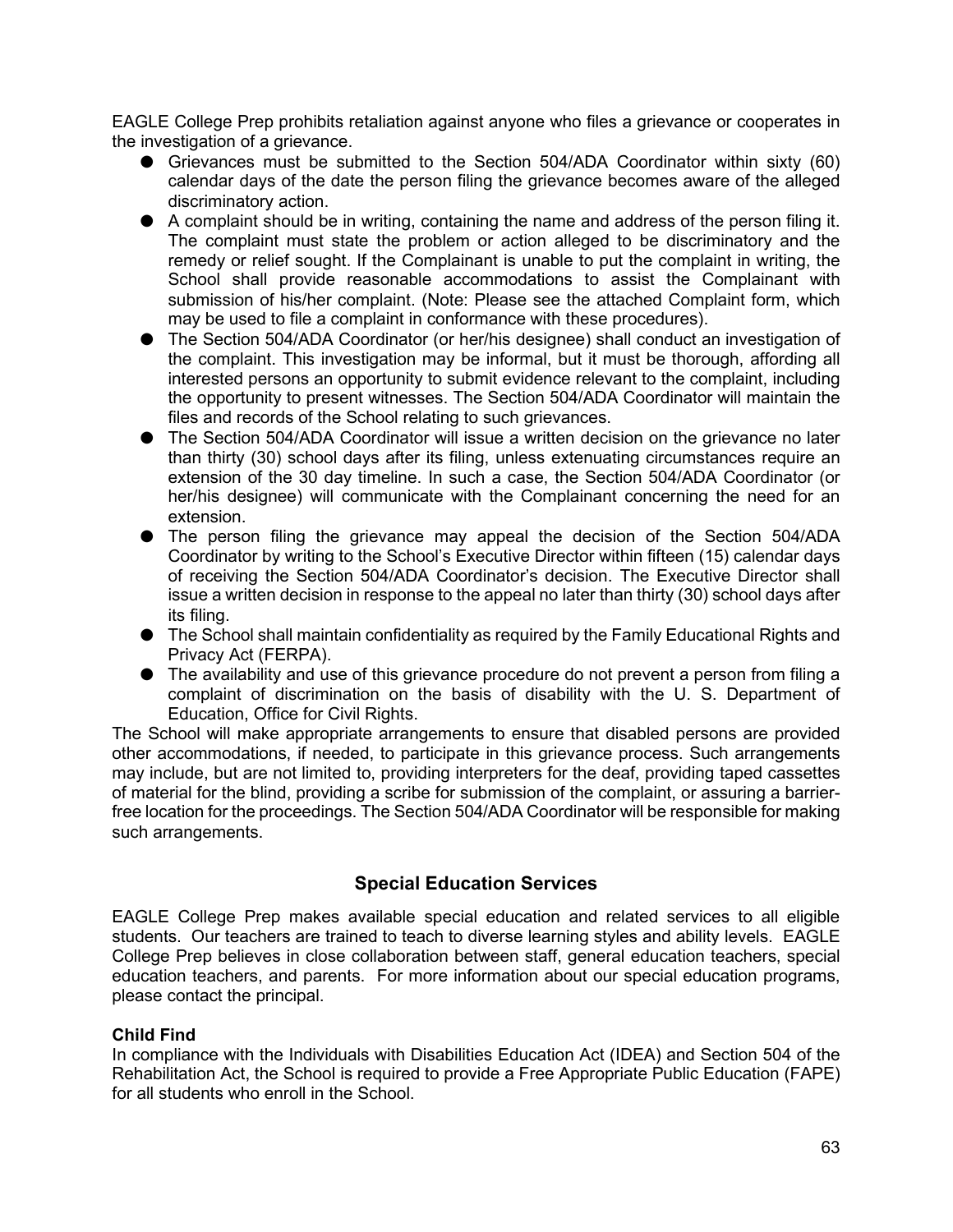EAGLE College Prep prohibits retaliation against anyone who files a grievance or cooperates in the investigation of a grievance.

- Grievances must be submitted to the Section 504/ADA Coordinator within sixty (60) calendar days of the date the person filing the grievance becomes aware of the alleged discriminatory action.
- A complaint should be in writing, containing the name and address of the person filing it. The complaint must state the problem or action alleged to be discriminatory and the remedy or relief sought. If the Complainant is unable to put the complaint in writing, the School shall provide reasonable accommodations to assist the Complainant with submission of his/her complaint. (Note: Please see the attached Complaint form, which may be used to file a complaint in conformance with these procedures).
- The Section 504/ADA Coordinator (or her/his designee) shall conduct an investigation of the complaint. This investigation may be informal, but it must be thorough, affording all interested persons an opportunity to submit evidence relevant to the complaint, including the opportunity to present witnesses. The Section 504/ADA Coordinator will maintain the files and records of the School relating to such grievances.
- The Section 504/ADA Coordinator will issue a written decision on the grievance no later than thirty (30) school days after its filing, unless extenuating circumstances require an extension of the 30 day timeline. In such a case, the Section 504/ADA Coordinator (or her/his designee) will communicate with the Complainant concerning the need for an extension.
- The person filing the grievance may appeal the decision of the Section 504/ADA Coordinator by writing to the School's Executive Director within fifteen (15) calendar days of receiving the Section 504/ADA Coordinator's decision. The Executive Director shall issue a written decision in response to the appeal no later than thirty (30) school days after its filing.
- The School shall maintain confidentiality as required by the Family Educational Rights and Privacy Act (FERPA).
- The availability and use of this grievance procedure do not prevent a person from filing a complaint of discrimination on the basis of disability with the U. S. Department of Education, Office for Civil Rights.

The School will make appropriate arrangements to ensure that disabled persons are provided other accommodations, if needed, to participate in this grievance process. Such arrangements may include, but are not limited to, providing interpreters for the deaf, providing taped cassettes of material for the blind, providing a scribe for submission of the complaint, or assuring a barrier-free location for the proceedings. The Section 504/ADA Coordinator will be responsible for making such arrangements.

## Special Education Services

EAGLE College Prep makes available special education and related services to all eligible students. Our teachers are trained to teach to diverse learning styles and ability levels. EAGLE College Prep believes in close collaboration between staff, general education teachers, special education teachers, and parents. For more information about our special education programs, please contact the principal.

**Child Find**

In compliance with the Individuals with Disabilities Education Act (IDEA) and Section 504 of the Rehabilitation Act, the School is required to provide a Free Appropriate Public Education (FAPE) for all students who enroll in the School.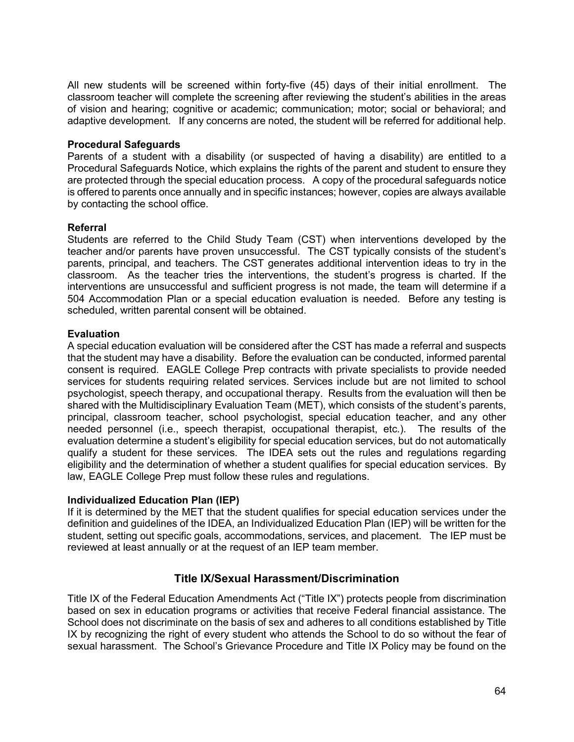All new students will be screened within forty-five (45) days of their initial enrollment. The classroom teacher will complete the screening after reviewing the student's abilities in the areas of vision and hearing; cognitive or academic; communication; motor; social or behavioral; and adaptive development. If any concerns are noted, the student will be referred for additional help.

**Procedural Safeguards**

Parents of a student with a disability (or suspected of having a disability) are entitled to a Procedural Safeguards Notice, which explains the rights of the parent and student to ensure they are protected through the special education process. A copy of the procedural safeguards notice is offered to parents once annually and in specific instances; however, copies are always available by contacting the school office.

**Referral**

Students are referred to the Child Study Team (CST) when interventions developed by the teacher and/or parents have proven unsuccessful. The CST typically consists of the student's parents, principal, and teachers. The CST generates additional intervention ideas to try in the classroom. As the teacher tries the interventions, the student's progress is charted. If the interventions are unsuccessful and sufficient progress is not made, the team will determine if a 504 Accommodation Plan or a special education evaluation is needed. Before any testing is scheduled, written parental consent will be obtained.

**Evaluation**

A special education evaluation will be considered after the CST has made a referral and suspects that the student may have a disability. Before the evaluation can be conducted, informed parental consent is required. EAGLE College Prep contracts with private specialists to provide needed services for students requiring related services. Services include but are not limited to school psychologist, speech therapy, and occupational therapy. Results from the evaluation will then be shared with the Multidisciplinary Evaluation Team (MET), which consists of the student's parents, principal, classroom teacher, school psychologist, special education teacher, and any other needed personnel (i.e., speech therapist, occupational therapist, etc.). The results of the evaluation determine a student's eligibility for special education services, but do not automatically qualify a student for these services. The IDEA sets out the rules and regulations regarding eligibility and the determination of whether a student qualifies for special education services. By law, EAGLE College Prep must follow these rules and regulations.

**Individualized Education Plan (IEP)**

If it is determined by the MET that the student qualifies for special education services under the definition and guidelines of the IDEA, an Individualized Education Plan (IEP) will be written for the student, setting out specific goals, accommodations, services, and placement. The IEP must be reviewed at least annually or at the request of an IEP team member.

## Title IX/Sexual Harassment/Discrimination

Title IX of the Federal Education Amendments Act ("Title IX") protects people from discrimination based on sex in education programs or activities that receive Federal financial assistance. The School does not discriminate on the basis of sex and adheres to all conditions established by Title IX by recognizing the right of every student who attends the School to do so without the fear of sexual harassment. The School's Grievance Procedure and Title IX Policy may be found on the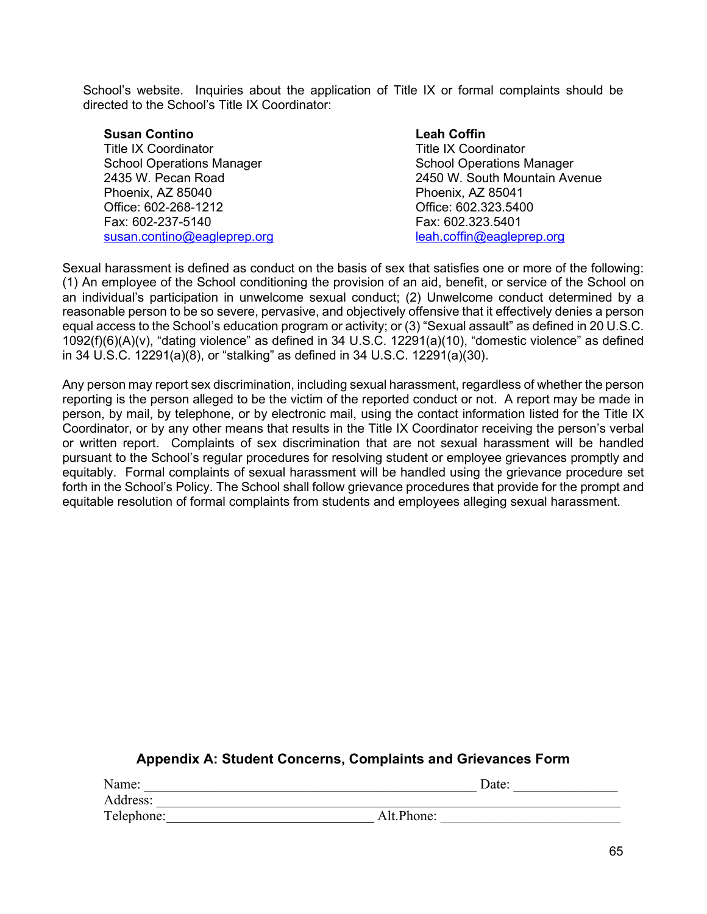School's website. Inquiries about the application of Title IX or formal complaints should be directed to the School's Title IX Coordinator:

**Susan Contino**
Title IX Coordinator
School Operations Manager
2435 W. Pecan Road
Phoenix, AZ 85040
Office: 602-268-1212
Fax: 602-237-5140
susan.contino@eagleprep.org

**Leah Coffin**
Title IX Coordinator
School Operations Manager
2450 W. South Mountain Avenue
Phoenix, AZ 85041
Office: 602.323.5400
Fax: 602.323.5401
leah.coffin@eagleprep.org

Sexual harassment is defined as conduct on the basis of sex that satisfies one or more of the following: (1) An employee of the School conditioning the provision of an aid, benefit, or service of the School on an individual's participation in unwelcome sexual conduct; (2) Unwelcome conduct determined by a reasonable person to be so severe, pervasive, and objectively offensive that it effectively denies a person equal access to the School's education program or activity; or (3) "Sexual assault" as defined in 20 U.S.C. 1092(f)(6)(A)(v), "dating violence" as defined in 34 U.S.C. 12291(a)(10), "domestic violence" as defined in 34 U.S.C. 12291(a)(8), or "stalking" as defined in 34 U.S.C. 12291(a)(30).

Any person may report sex discrimination, including sexual harassment, regardless of whether the person reporting is the person alleged to be the victim of the reported conduct or not. A report may be made in person, by mail, by telephone, or by electronic mail, using the contact information listed for the Title IX Coordinator, or by any other means that results in the Title IX Coordinator receiving the person's verbal or written report. Complaints of sex discrimination that are not sexual harassment will be handled pursuant to the School's regular procedures for resolving student or employee grievances promptly and equitably. Formal complaints of sexual harassment will be handled using the grievance procedure set forth in the School's Policy. The School shall follow grievance procedures that provide for the prompt and equitable resolution of formal complaints from students and employees alleging sexual harassment.

## Appendix A: Student Concerns, Complaints and Grievances Form

Name: ______________________________________________ Date: ______________

Address: ___________________________________________________________________

Telephone: ____________________________ Alt.Phone: _________________________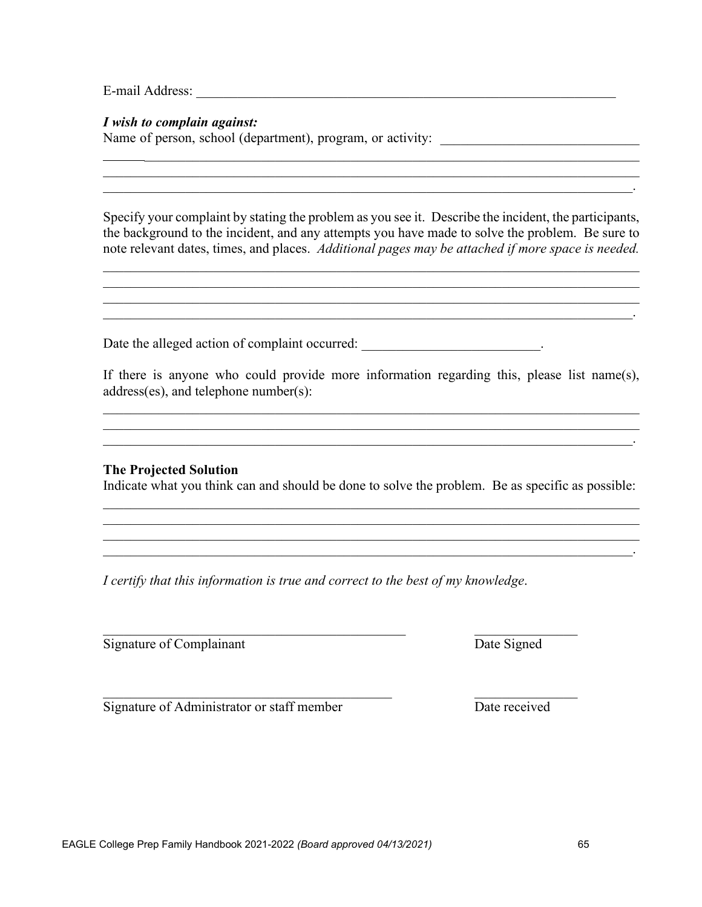E-mail Address: ___________________________________________________________________

***I wish to complain against:***

Name of person, school (department), program, or activity: ______________________________

______________________________________________________________________________

______________________________________________________________________________

______________________________________________________________________________.

Specify your complaint by stating the problem as you see it. Describe the incident, the participants, the background to the incident, and any attempts you have made to solve the problem. Be sure to note relevant dates, times, and places. *Additional pages may be attached if more space is needed.*

______________________________________________________________________________

______________________________________________________________________________

______________________________________________________________________________

______________________________________________________________________________.

Date the alleged action of complaint occurred: __________________________.

If there is anyone who could provide more information regarding this, please list name(s), address(es), and telephone number(s):

______________________________________________________________________________

______________________________________________________________________________

______________________________________________________________________________.

**The Projected Solution**

Indicate what you think can and should be done to solve the problem. Be as specific as possible:

______________________________________________________________________________

______________________________________________________________________________

______________________________________________________________________________

______________________________________________________________________________.

*I certify that this information is true and correct to the best of my knowledge.*

_____________________________________________ _______________

Signature of Complainant Date Signed

___________________________________________ _______________

Signature of Administrator or staff member Date received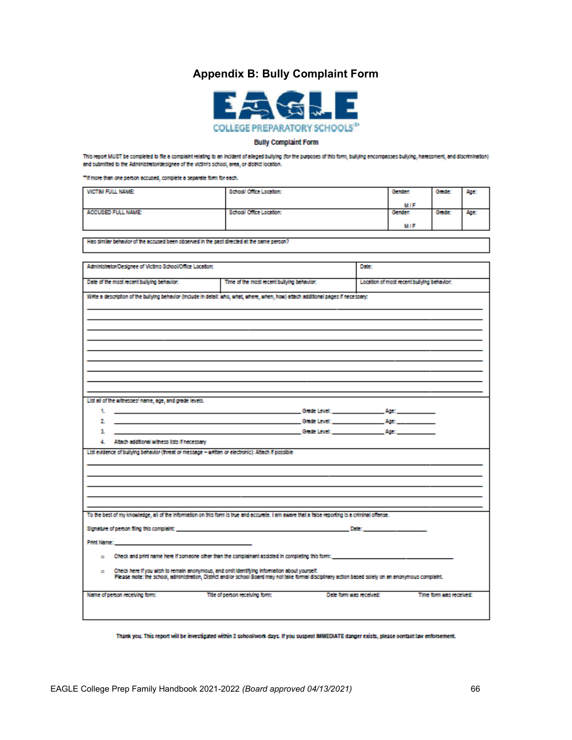# Appendix B: Bully Complaint Form

EAGLE
COLLEGE PREPARATORY SCHOOLS

**Bully Complaint Form**

This report MUST be completed to file a complaint relating to an incident of alleged bullying (for the purposes of this form, bullying encompasses bullying, harassment, and discrimination) and submitted to the Administrator/designee of the victim's school, area, or district location.

**If more than one person accused, complete a separate form for each.

| VICTIM FULL NAME: | School/ Office Location: | Gender: M / F | Grade: | Age: |
|---|---|---|---|---|
| ACCUSED FULL NAME: | School/ Office Location: | Gender: M / F | Grade: | Age: |

| Has similar behavior of the accused been observed in the past directed at the same person? |
|---|

| Administrator/Designee of Victims School/Office Location: | | Date: |
|---|---|---|
| Date of the most recent bullying behavior: | Time of the most recent bullying behavior: | Location of most recent bullying behavior: |

Write a description of the bullying behavior (include in detail: who, what, where, when, how) attach additional pages if necessary:

______________________________________________________________________

______________________________________________________________________

______________________________________________________________________

______________________________________________________________________

______________________________________________________________________

______________________________________________________________________

______________________________________________________________________

______________________________________________________________________

______________________________________________________________________

List all of the witnesses/ name, age, and grade levels.

1. ______________________________ Grade Level: ______________ Age: ___________
2. ______________________________ Grade Level: ______________ Age: ___________
3. ______________________________ Grade Level: ______________ Age: ___________
4. Attach additional witness lists if necessary

List evidence of bullying behavior (threat or message – written or electronic): Attach if possible

______________________________________________________________________

______________________________________________________________________

______________________________________________________________________

______________________________________________________________________

______________________________________________________________________

To the best of my knowledge, all of the information on this form is true and accurate. I am aware that a false reporting is a criminal offense.

Signature of person filing this complaint: ______________________________ Date: ______________

Print Name: ______________________________

- ☐ Check and print name here if someone other than the complainant assisted in completing this form: ______________________________
- ☐ Check here if you wish to remain anonymous, and omit identifying information about yourself.
  Please note: the school, administration, District and/or school Board may not take formal disciplinary action based solely on an anonymous complaint.

| Name of person receiving form: | Title of person receiving form: | Date form was received: | Time form was received: |
|---|---|---|---|
| | | | |

**Thank you. This report will be investigated within 2 school/work days. If you suspect IMMEDIATE danger exists, please contact law enforcement.**

EAGLE College Prep Family Handbook 2021-2022 *(Board approved 04/13/2021)*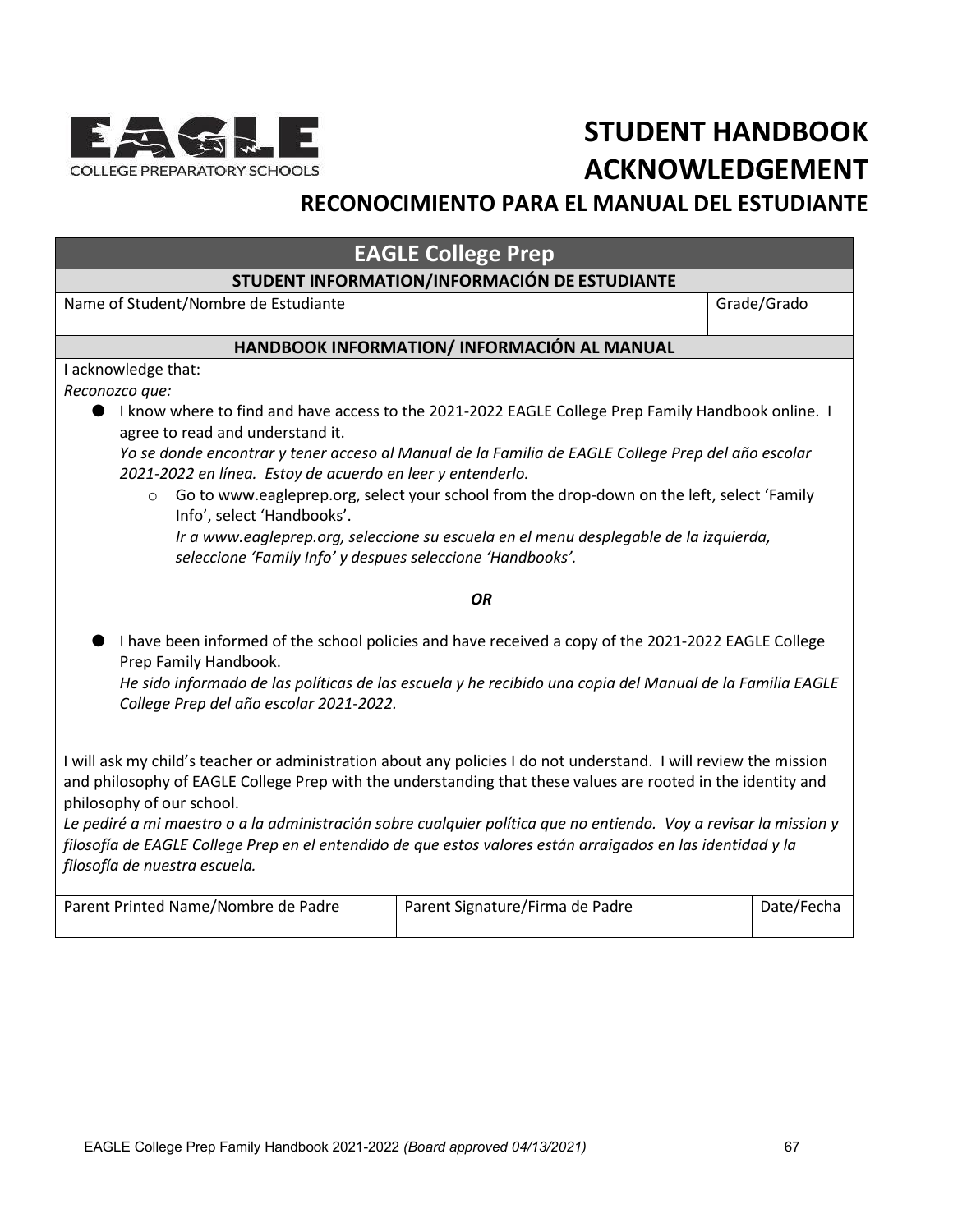EAGLE
COLLEGE PREPARATORY SCHOOLS

# STUDENT HANDBOOK ACKNOWLEDGEMENT

## RECONOCIMIENTO PARA EL MANUAL DEL ESTUDIANTE

### EAGLE College Prep

**STUDENT INFORMATION/INFORMACIÓN DE ESTUDIANTE**

| Name of Student/Nombre de Estudiante | Grade/Grado |
|---|---|
| | |

**HANDBOOK INFORMATION/ INFORMACIÓN AL MANUAL**

I acknowledge that:
*Reconozco que:*

- I know where to find and have access to the 2021-2022 EAGLE College Prep Family Handbook online. I agree to read and understand it.
  *Yo se donde encontrar y tener acceso al Manual de la Familia de EAGLE College Prep del año escolar 2021-2022 en línea. Estoy de acuerdo en leer y entenderlo.*
  - Go to www.eagleprep.org, select your school from the drop-down on the left, select 'Family Info', select 'Handbooks'.
    *Ir a www.eagleprep.org, seleccione su escuela en el menu desplegable de la izquierda, seleccione 'Family Info' y despues seleccione 'Handbooks'.*

***OR***

- I have been informed of the school policies and have received a copy of the 2021-2022 EAGLE College Prep Family Handbook.
  *He sido informado de las políticas de las escuela y he recibido una copia del Manual de la Familia EAGLE College Prep del año escolar 2021-2022.*

I will ask my child's teacher or administration about any policies I do not understand. I will review the mission and philosophy of EAGLE College Prep with the understanding that these values are rooted in the identity and philosophy of our school.
*Le pediré a mi maestro o a la administración sobre cualquier política que no entiendo. Voy a revisar la mission y filosofía de EAGLE College Prep en el entendido de que estos valores están arraigados en las identidad y la filosofía de nuestra escuela.*

| Parent Printed Name/Nombre de Padre | Parent Signature/Firma de Padre | Date/Fecha |
|---|---|---|
| | | |